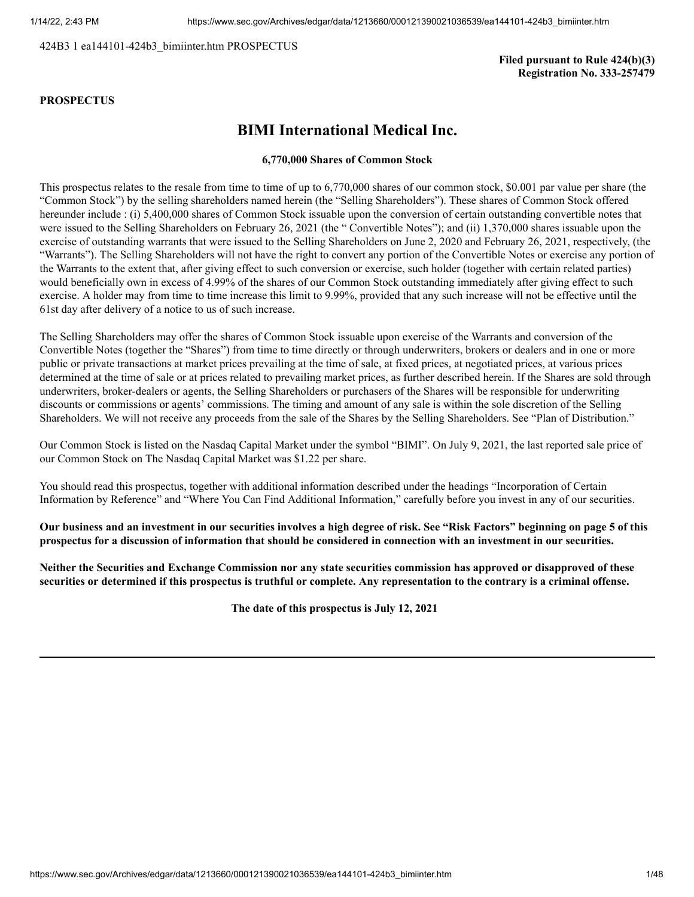424B3 1 ea144101-424b3_bimiinter.htm PROSPECTUS

**Filed pursuant to Rule 424(b)(3)**
**Registration No. 333-257479**

**PROSPECTUS**

# BIMI International Medical Inc.

**6,770,000 Shares of Common Stock**

This prospectus relates to the resale from time to time of up to 6,770,000 shares of our common stock, $0.001 par value per share (the "Common Stock") by the selling shareholders named herein (the "Selling Shareholders"). These shares of Common Stock offered hereunder include : (i) 5,400,000 shares of Common Stock issuable upon the conversion of certain outstanding convertible notes that were issued to the Selling Shareholders on February 26, 2021 (the " Convertible Notes"); and (ii) 1,370,000 shares issuable upon the exercise of outstanding warrants that were issued to the Selling Shareholders on June 2, 2020 and February 26, 2021, respectively, (the "Warrants"). The Selling Shareholders will not have the right to convert any portion of the Convertible Notes or exercise any portion of the Warrants to the extent that, after giving effect to such conversion or exercise, such holder (together with certain related parties) would beneficially own in excess of 4.99% of the shares of our Common Stock outstanding immediately after giving effect to such exercise. A holder may from time to time increase this limit to 9.99%, provided that any such increase will not be effective until the 61st day after delivery of a notice to us of such increase.

The Selling Shareholders may offer the shares of Common Stock issuable upon exercise of the Warrants and conversion of the Convertible Notes (together the "Shares") from time to time directly or through underwriters, brokers or dealers and in one or more public or private transactions at market prices prevailing at the time of sale, at fixed prices, at negotiated prices, at various prices determined at the time of sale or at prices related to prevailing market prices, as further described herein. If the Shares are sold through underwriters, broker-dealers or agents, the Selling Shareholders or purchasers of the Shares will be responsible for underwriting discounts or commissions or agents' commissions. The timing and amount of any sale is within the sole discretion of the Selling Shareholders. We will not receive any proceeds from the sale of the Shares by the Selling Shareholders. See "Plan of Distribution."

Our Common Stock is listed on the Nasdaq Capital Market under the symbol "BIMI". On July 9, 2021, the last reported sale price of our Common Stock on The Nasdaq Capital Market was $1.22 per share.

You should read this prospectus, together with additional information described under the headings "Incorporation of Certain Information by Reference" and "Where You Can Find Additional Information," carefully before you invest in any of our securities.

**Our business and an investment in our securities involves a high degree of risk. See "Risk Factors" beginning on page 5 of this prospectus for a discussion of information that should be considered in connection with an investment in our securities.**

**Neither the Securities and Exchange Commission nor any state securities commission has approved or disapproved of these securities or determined if this prospectus is truthful or complete. Any representation to the contrary is a criminal offense.**

**The date of this prospectus is July 12, 2021**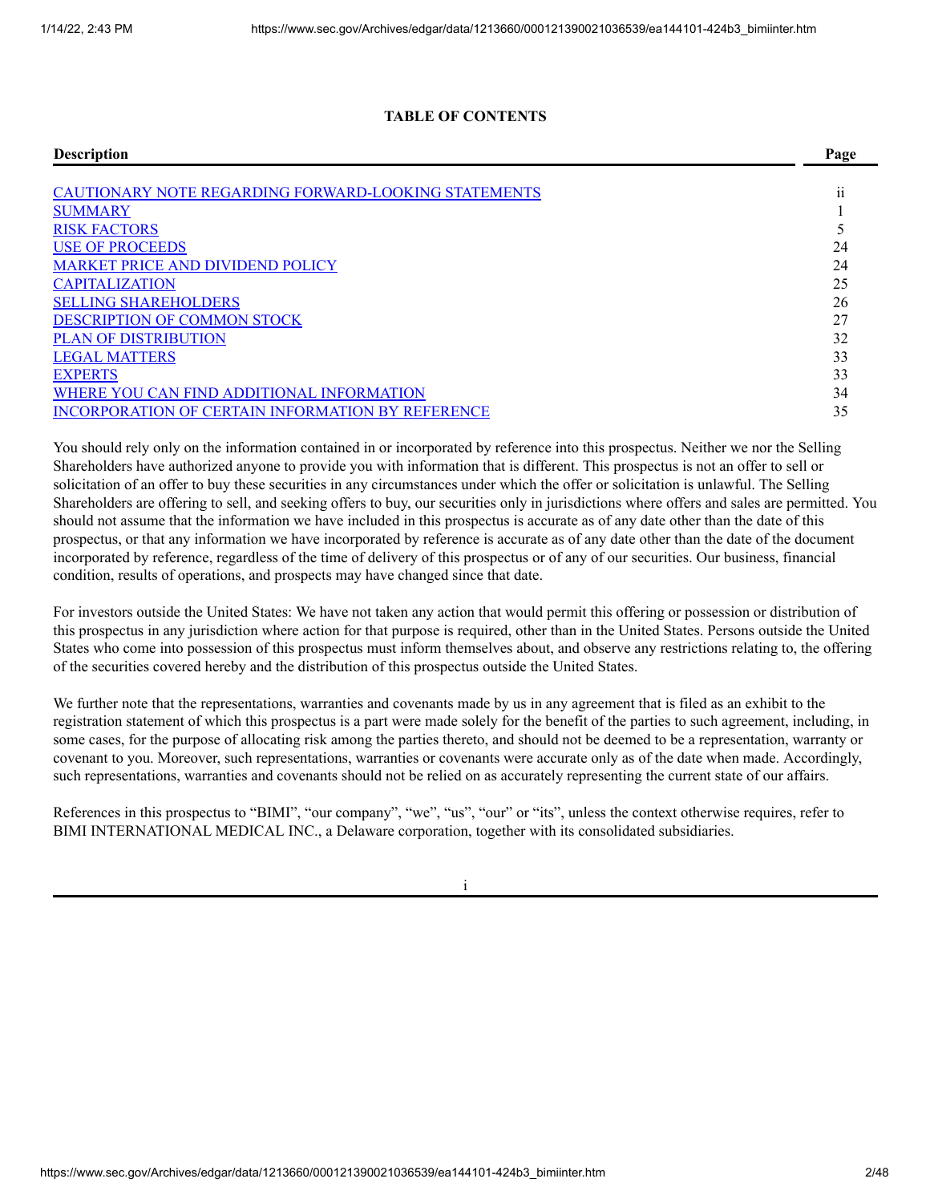**TABLE OF CONTENTS**

| Description | Page |
|---|---|
| CAUTIONARY NOTE REGARDING FORWARD-LOOKING STATEMENTS | ii |
| SUMMARY | 1 |
| RISK FACTORS | 5 |
| USE OF PROCEEDS | 24 |
| MARKET PRICE AND DIVIDEND POLICY | 24 |
| CAPITALIZATION | 25 |
| SELLING SHAREHOLDERS | 26 |
| DESCRIPTION OF COMMON STOCK | 27 |
| PLAN OF DISTRIBUTION | 32 |
| LEGAL MATTERS | 33 |
| EXPERTS | 33 |
| WHERE YOU CAN FIND ADDITIONAL INFORMATION | 34 |
| INCORPORATION OF CERTAIN INFORMATION BY REFERENCE | 35 |

You should rely only on the information contained in or incorporated by reference into this prospectus. Neither we nor the Selling Shareholders have authorized anyone to provide you with information that is different. This prospectus is not an offer to sell or solicitation of an offer to buy these securities in any circumstances under which the offer or solicitation is unlawful. The Selling Shareholders are offering to sell, and seeking offers to buy, our securities only in jurisdictions where offers and sales are permitted. You should not assume that the information we have included in this prospectus is accurate as of any date other than the date of this prospectus, or that any information we have incorporated by reference is accurate as of any date other than the date of the document incorporated by reference, regardless of the time of delivery of this prospectus or of any of our securities. Our business, financial condition, results of operations, and prospects may have changed since that date.

For investors outside the United States: We have not taken any action that would permit this offering or possession or distribution of this prospectus in any jurisdiction where action for that purpose is required, other than in the United States. Persons outside the United States who come into possession of this prospectus must inform themselves about, and observe any restrictions relating to, the offering of the securities covered hereby and the distribution of this prospectus outside the United States.

We further note that the representations, warranties and covenants made by us in any agreement that is filed as an exhibit to the registration statement of which this prospectus is a part were made solely for the benefit of the parties to such agreement, including, in some cases, for the purpose of allocating risk among the parties thereto, and should not be deemed to be a representation, warranty or covenant to you. Moreover, such representations, warranties or covenants were accurate only as of the date when made. Accordingly, such representations, warranties and covenants should not be relied on as accurately representing the current state of our affairs.

References in this prospectus to "BIMI", "our company", "we", "us", "our" or "its", unless the context otherwise requires, refer to BIMI INTERNATIONAL MEDICAL INC., a Delaware corporation, together with its consolidated subsidiaries.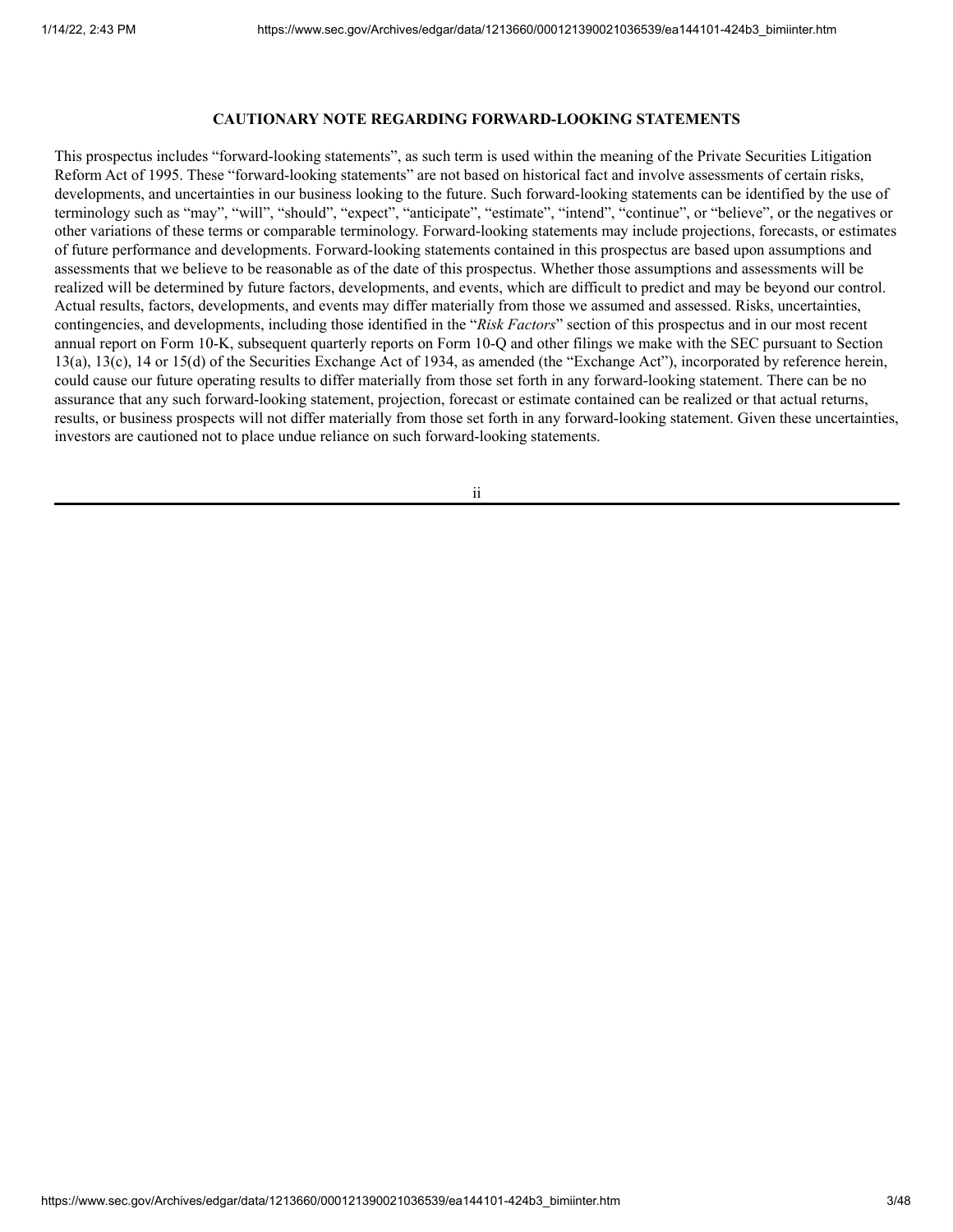## CAUTIONARY NOTE REGARDING FORWARD-LOOKING STATEMENTS

This prospectus includes "forward-looking statements", as such term is used within the meaning of the Private Securities Litigation Reform Act of 1995. These "forward-looking statements" are not based on historical fact and involve assessments of certain risks, developments, and uncertainties in our business looking to the future. Such forward-looking statements can be identified by the use of terminology such as "may", "will", "should", "expect", "anticipate", "estimate", "intend", "continue", or "believe", or the negatives or other variations of these terms or comparable terminology. Forward-looking statements may include projections, forecasts, or estimates of future performance and developments. Forward-looking statements contained in this prospectus are based upon assumptions and assessments that we believe to be reasonable as of the date of this prospectus. Whether those assumptions and assessments will be realized will be determined by future factors, developments, and events, which are difficult to predict and may be beyond our control. Actual results, factors, developments, and events may differ materially from those we assumed and assessed. Risks, uncertainties, contingencies, and developments, including those identified in the "*Risk Factors*" section of this prospectus and in our most recent annual report on Form 10-K, subsequent quarterly reports on Form 10-Q and other filings we make with the SEC pursuant to Section 13(a), 13(c), 14 or 15(d) of the Securities Exchange Act of 1934, as amended (the "Exchange Act"), incorporated by reference herein, could cause our future operating results to differ materially from those set forth in any forward-looking statement. There can be no assurance that any such forward-looking statement, projection, forecast or estimate contained can be realized or that actual returns, results, or business prospects will not differ materially from those set forth in any forward-looking statement. Given these uncertainties, investors are cautioned not to place undue reliance on such forward-looking statements.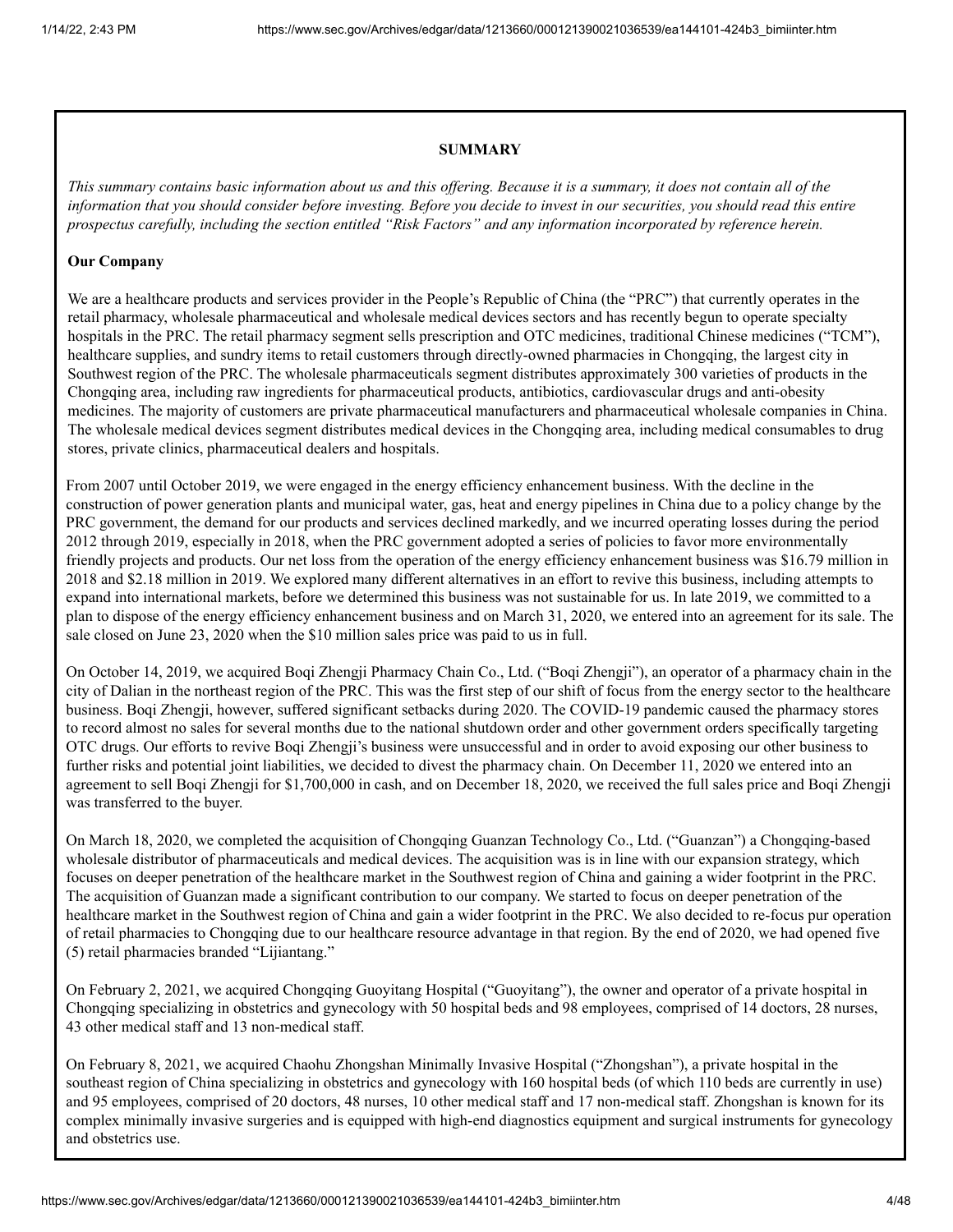## SUMMARY

*This summary contains basic information about us and this offering. Because it is a summary, it does not contain all of the information that you should consider before investing. Before you decide to invest in our securities, you should read this entire prospectus carefully, including the section entitled "Risk Factors" and any information incorporated by reference herein.*

### Our Company

We are a healthcare products and services provider in the People's Republic of China (the "PRC") that currently operates in the retail pharmacy, wholesale pharmaceutical and wholesale medical devices sectors and has recently begun to operate specialty hospitals in the PRC. The retail pharmacy segment sells prescription and OTC medicines, traditional Chinese medicines ("TCM"), healthcare supplies, and sundry items to retail customers through directly-owned pharmacies in Chongqing, the largest city in Southwest region of the PRC. The wholesale pharmaceuticals segment distributes approximately 300 varieties of products in the Chongqing area, including raw ingredients for pharmaceutical products, antibiotics, cardiovascular drugs and anti-obesity medicines. The majority of customers are private pharmaceutical manufacturers and pharmaceutical wholesale companies in China. The wholesale medical devices segment distributes medical devices in the Chongqing area, including medical consumables to drug stores, private clinics, pharmaceutical dealers and hospitals.

From 2007 until October 2019, we were engaged in the energy efficiency enhancement business. With the decline in the construction of power generation plants and municipal water, gas, heat and energy pipelines in China due to a policy change by the PRC government, the demand for our products and services declined markedly, and we incurred operating losses during the period 2012 through 2019, especially in 2018, when the PRC government adopted a series of policies to favor more environmentally friendly projects and products. Our net loss from the operation of the energy efficiency enhancement business was $16.79 million in 2018 and $2.18 million in 2019. We explored many different alternatives in an effort to revive this business, including attempts to expand into international markets, before we determined this business was not sustainable for us. In late 2019, we committed to a plan to dispose of the energy efficiency enhancement business and on March 31, 2020, we entered into an agreement for its sale. The sale closed on June 23, 2020 when the $10 million sales price was paid to us in full.

On October 14, 2019, we acquired Boqi Zhengji Pharmacy Chain Co., Ltd. ("Boqi Zhengji"), an operator of a pharmacy chain in the city of Dalian in the northeast region of the PRC. This was the first step of our shift of focus from the energy sector to the healthcare business. Boqi Zhengji, however, suffered significant setbacks during 2020. The COVID-19 pandemic caused the pharmacy stores to record almost no sales for several months due to the national shutdown order and other government orders specifically targeting OTC drugs. Our efforts to revive Boqi Zhengji's business were unsuccessful and in order to avoid exposing our other business to further risks and potential joint liabilities, we decided to divest the pharmacy chain. On December 11, 2020 we entered into an agreement to sell Boqi Zhengji for $1,700,000 in cash, and on December 18, 2020, we received the full sales price and Boqi Zhengji was transferred to the buyer.

On March 18, 2020, we completed the acquisition of Chongqing Guanzan Technology Co., Ltd. ("Guanzan") a Chongqing-based wholesale distributor of pharmaceuticals and medical devices. The acquisition was is in line with our expansion strategy, which focuses on deeper penetration of the healthcare market in the Southwest region of China and gaining a wider footprint in the PRC. The acquisition of Guanzan made a significant contribution to our company. We started to focus on deeper penetration of the healthcare market in the Southwest region of China and gain a wider footprint in the PRC. We also decided to re-focus pur operation of retail pharmacies to Chongqing due to our healthcare resource advantage in that region. By the end of 2020, we had opened five (5) retail pharmacies branded "Lijiantang."

On February 2, 2021, we acquired Chongqing Guoyitang Hospital ("Guoyitang"), the owner and operator of a private hospital in Chongqing specializing in obstetrics and gynecology with 50 hospital beds and 98 employees, comprised of 14 doctors, 28 nurses, 43 other medical staff and 13 non-medical staff.

On February 8, 2021, we acquired Chaohu Zhongshan Minimally Invasive Hospital ("Zhongshan"), a private hospital in the southeast region of China specializing in obstetrics and gynecology with 160 hospital beds (of which 110 beds are currently in use) and 95 employees, comprised of 20 doctors, 48 nurses, 10 other medical staff and 17 non-medical staff. Zhongshan is known for its complex minimally invasive surgeries and is equipped with high-end diagnostics equipment and surgical instruments for gynecology and obstetrics use.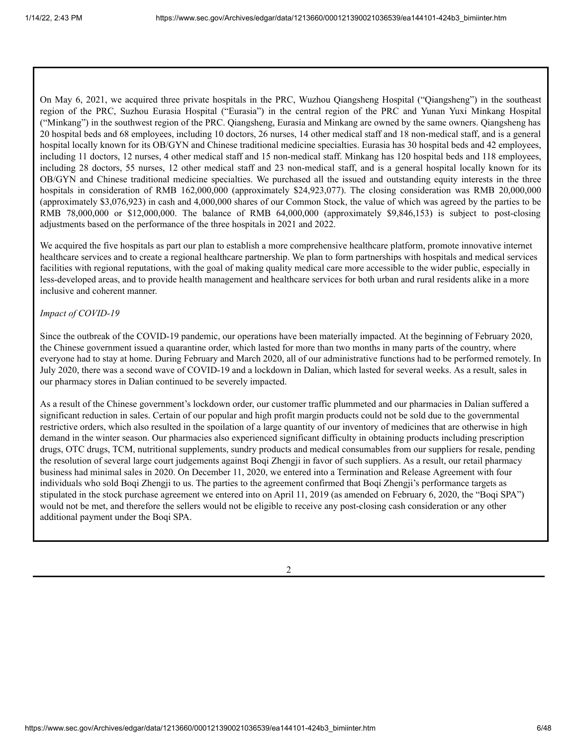On May 6, 2021, we acquired three private hospitals in the PRC, Wuzhou Qiangsheng Hospital ("Qiangsheng") in the southeast region of the PRC, Suzhou Eurasia Hospital ("Eurasia") in the central region of the PRC and Yunan Yuxi Minkang Hospital ("Minkang") in the southwest region of the PRC. Qiangsheng, Eurasia and Minkang are owned by the same owners. Qiangsheng has 20 hospital beds and 68 employees, including 10 doctors, 26 nurses, 14 other medical staff and 18 non-medical staff, and is a general hospital locally known for its OB/GYN and Chinese traditional medicine specialties. Eurasia has 30 hospital beds and 42 employees, including 11 doctors, 12 nurses, 4 other medical staff and 15 non-medical staff. Minkang has 120 hospital beds and 118 employees, including 28 doctors, 55 nurses, 12 other medical staff and 23 non-medical staff, and is a general hospital locally known for its OB/GYN and Chinese traditional medicine specialties. We purchased all the issued and outstanding equity interests in the three hospitals in consideration of RMB 162,000,000 (approximately $24,923,077). The closing consideration was RMB 20,000,000 (approximately $3,076,923) in cash and 4,000,000 shares of our Common Stock, the value of which was agreed by the parties to be RMB 78,000,000 or $12,000,000. The balance of RMB 64,000,000 (approximately $9,846,153) is subject to post-closing adjustments based on the performance of the three hospitals in 2021 and 2022.

We acquired the five hospitals as part our plan to establish a more comprehensive healthcare platform, promote innovative internet healthcare services and to create a regional healthcare partnership. We plan to form partnerships with hospitals and medical services facilities with regional reputations, with the goal of making quality medical care more accessible to the wider public, especially in less-developed areas, and to provide health management and healthcare services for both urban and rural residents alike in a more inclusive and coherent manner.

*Impact of COVID-19*

Since the outbreak of the COVID-19 pandemic, our operations have been materially impacted. At the beginning of February 2020, the Chinese government issued a quarantine order, which lasted for more than two months in many parts of the country, where everyone had to stay at home. During February and March 2020, all of our administrative functions had to be performed remotely. In July 2020, there was a second wave of COVID-19 and a lockdown in Dalian, which lasted for several weeks. As a result, sales in our pharmacy stores in Dalian continued to be severely impacted.

As a result of the Chinese government's lockdown order, our customer traffic plummeted and our pharmacies in Dalian suffered a significant reduction in sales. Certain of our popular and high profit margin products could not be sold due to the governmental restrictive orders, which also resulted in the spoilation of a large quantity of our inventory of medicines that are otherwise in high demand in the winter season. Our pharmacies also experienced significant difficulty in obtaining products including prescription drugs, OTC drugs, TCM, nutritional supplements, sundry products and medical consumables from our suppliers for resale, pending the resolution of several large court judgements against Boqi Zhengji in favor of such suppliers. As a result, our retail pharmacy business had minimal sales in 2020. On December 11, 2020, we entered into a Termination and Release Agreement with four individuals who sold Boqi Zhengji to us. The parties to the agreement confirmed that Boqi Zhengji's performance targets as stipulated in the stock purchase agreement we entered into on April 11, 2019 (as amended on February 6, 2020, the "Boqi SPA") would not be met, and therefore the sellers would not be eligible to receive any post-closing cash consideration or any other additional payment under the Boqi SPA.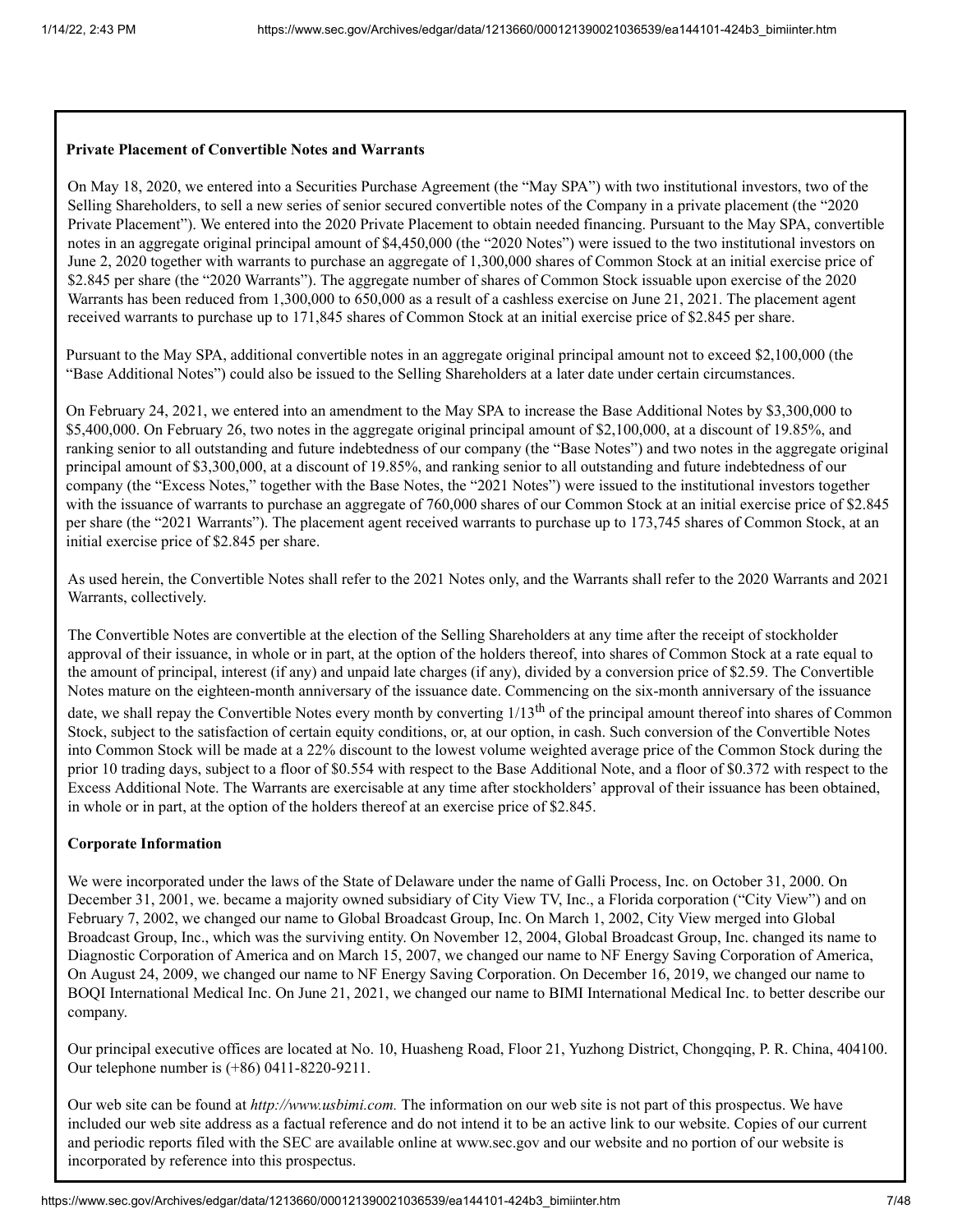**Private Placement of Convertible Notes and Warrants**

On May 18, 2020, we entered into a Securities Purchase Agreement (the "May SPA") with two institutional investors, two of the Selling Shareholders, to sell a new series of senior secured convertible notes of the Company in a private placement (the "2020 Private Placement"). We entered into the 2020 Private Placement to obtain needed financing. Pursuant to the May SPA, convertible notes in an aggregate original principal amount of $4,450,000 (the "2020 Notes") were issued to the two institutional investors on June 2, 2020 together with warrants to purchase an aggregate of 1,300,000 shares of Common Stock at an initial exercise price of $2.845 per share (the "2020 Warrants"). The aggregate number of shares of Common Stock issuable upon exercise of the 2020 Warrants has been reduced from 1,300,000 to 650,000 as a result of a cashless exercise on June 21, 2021. The placement agent received warrants to purchase up to 171,845 shares of Common Stock at an initial exercise price of $2.845 per share.

Pursuant to the May SPA, additional convertible notes in an aggregate original principal amount not to exceed $2,100,000 (the "Base Additional Notes") could also be issued to the Selling Shareholders at a later date under certain circumstances.

On February 24, 2021, we entered into an amendment to the May SPA to increase the Base Additional Notes by $3,300,000 to $5,400,000. On February 26, two notes in the aggregate original principal amount of $2,100,000, at a discount of 19.85%, and ranking senior to all outstanding and future indebtedness of our company (the "Base Notes") and two notes in the aggregate original principal amount of $3,300,000, at a discount of 19.85%, and ranking senior to all outstanding and future indebtedness of our company (the "Excess Notes," together with the Base Notes, the "2021 Notes") were issued to the institutional investors together with the issuance of warrants to purchase an aggregate of 760,000 shares of our Common Stock at an initial exercise price of $2.845 per share (the "2021 Warrants"). The placement agent received warrants to purchase up to 173,745 shares of Common Stock, at an initial exercise price of $2.845 per share.

As used herein, the Convertible Notes shall refer to the 2021 Notes only, and the Warrants shall refer to the 2020 Warrants and 2021 Warrants, collectively.

The Convertible Notes are convertible at the election of the Selling Shareholders at any time after the receipt of stockholder approval of their issuance, in whole or in part, at the option of the holders thereof, into shares of Common Stock at a rate equal to the amount of principal, interest (if any) and unpaid late charges (if any), divided by a conversion price of $2.59. The Convertible Notes mature on the eighteen-month anniversary of the issuance date. Commencing on the six-month anniversary of the issuance date, we shall repay the Convertible Notes every month by converting 1/13th of the principal amount thereof into shares of Common Stock, subject to the satisfaction of certain equity conditions, or, at our option, in cash. Such conversion of the Convertible Notes into Common Stock will be made at a 22% discount to the lowest volume weighted average price of the Common Stock during the prior 10 trading days, subject to a floor of $0.554 with respect to the Base Additional Note, and a floor of $0.372 with respect to the Excess Additional Note. The Warrants are exercisable at any time after stockholders' approval of their issuance has been obtained, in whole or in part, at the option of the holders thereof at an exercise price of $2.845.

**Corporate Information**

We were incorporated under the laws of the State of Delaware under the name of Galli Process, Inc. on October 31, 2000. On December 31, 2001, we. became a majority owned subsidiary of City View TV, Inc., a Florida corporation ("City View") and on February 7, 2002, we changed our name to Global Broadcast Group, Inc. On March 1, 2002, City View merged into Global Broadcast Group, Inc., which was the surviving entity. On November 12, 2004, Global Broadcast Group, Inc. changed its name to Diagnostic Corporation of America and on March 15, 2007, we changed our name to NF Energy Saving Corporation of America, On August 24, 2009, we changed our name to NF Energy Saving Corporation. On December 16, 2019, we changed our name to BOQI International Medical Inc. On June 21, 2021, we changed our name to BIMI International Medical Inc. to better describe our company.

Our principal executive offices are located at No. 10, Huasheng Road, Floor 21, Yuzhong District, Chongqing, P. R. China, 404100. Our telephone number is (+86) 0411-8220-9211.

Our web site can be found at *http://www.usbimi.com.* The information on our web site is not part of this prospectus. We have included our web site address as a factual reference and do not intend it to be an active link to our website. Copies of our current and periodic reports filed with the SEC are available online at www.sec.gov and our website and no portion of our website is incorporated by reference into this prospectus.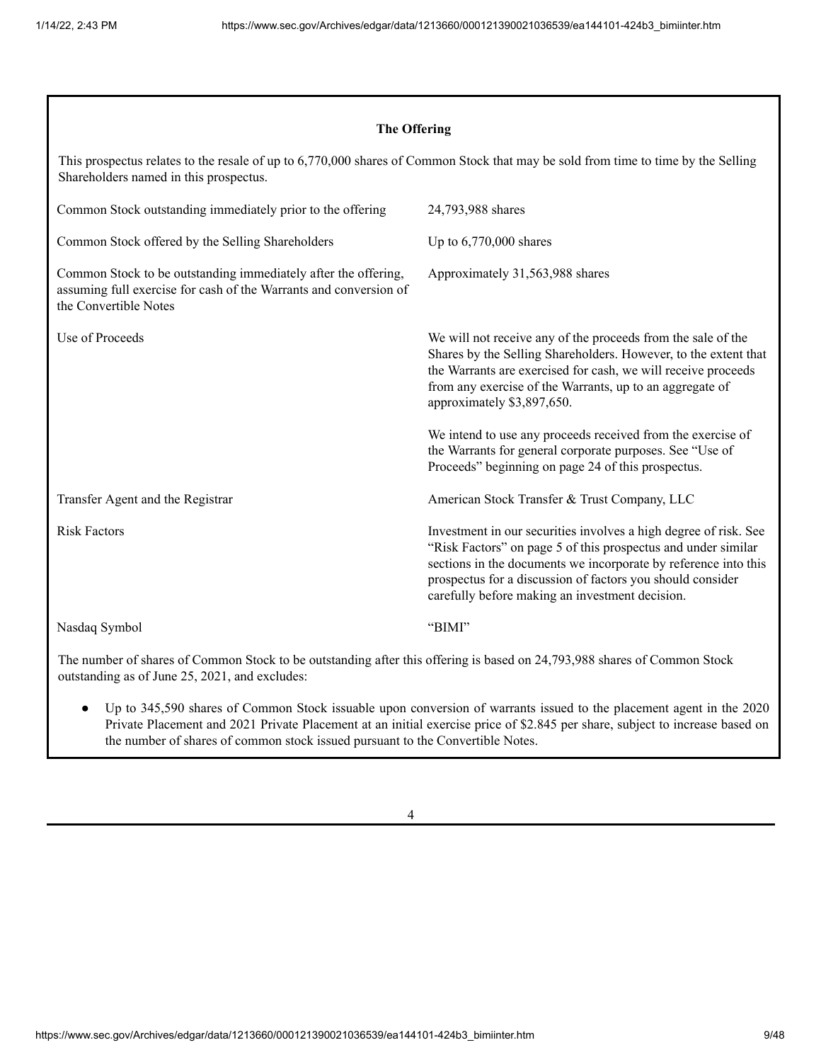### The Offering

This prospectus relates to the resale of up to 6,770,000 shares of Common Stock that may be sold from time to time by the Selling Shareholders named in this prospectus.

| | |
|---|---|
| Common Stock outstanding immediately prior to the offering | 24,793,988 shares |
| Common Stock offered by the Selling Shareholders | Up to 6,770,000 shares |
| Common Stock to be outstanding immediately after the offering, assuming full exercise for cash of the Warrants and conversion of the Convertible Notes | Approximately 31,563,988 shares |
| Use of Proceeds | We will not receive any of the proceeds from the sale of the Shares by the Selling Shareholders. However, to the extent that the Warrants are exercised for cash, we will receive proceeds from any exercise of the Warrants, up to an aggregate of approximately $3,897,650.<br><br>We intend to use any proceeds received from the exercise of the Warrants for general corporate purposes. See "Use of Proceeds" beginning on page 24 of this prospectus. |
| Transfer Agent and the Registrar | American Stock Transfer & Trust Company, LLC |
| Risk Factors | Investment in our securities involves a high degree of risk. See "Risk Factors" on page 5 of this prospectus and under similar sections in the documents we incorporate by reference into this prospectus for a discussion of factors you should consider carefully before making an investment decision. |
| Nasdaq Symbol | "BIMI" |

The number of shares of Common Stock to be outstanding after this offering is based on 24,793,988 shares of Common Stock outstanding as of June 25, 2021, and excludes:

- Up to 345,590 shares of Common Stock issuable upon conversion of warrants issued to the placement agent in the 2020 Private Placement and 2021 Private Placement at an initial exercise price of $2.845 per share, subject to increase based on the number of shares of common stock issued pursuant to the Convertible Notes.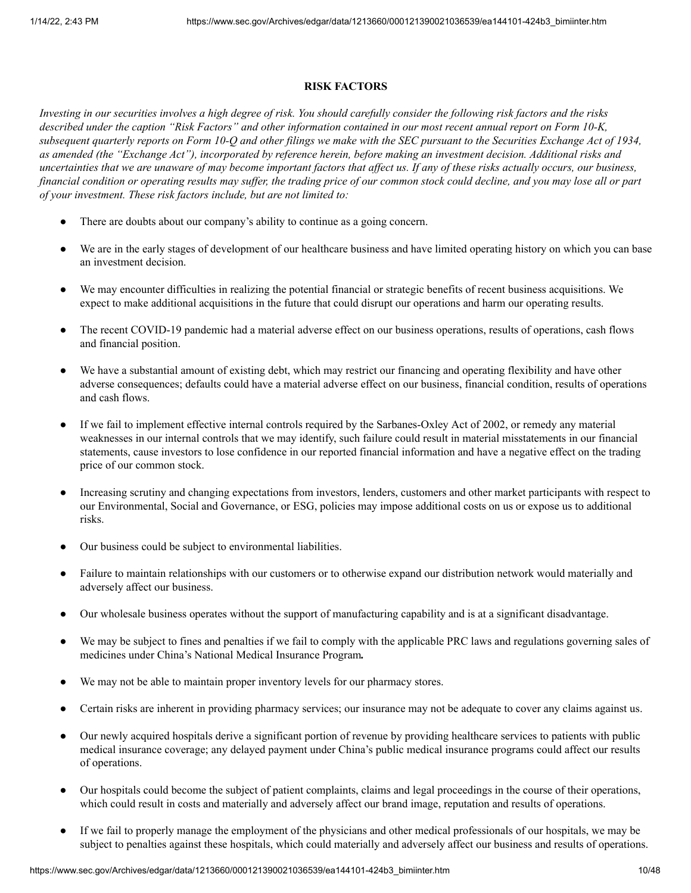## RISK FACTORS

*Investing in our securities involves a high degree of risk. You should carefully consider the following risk factors and the risks described under the caption "Risk Factors" and other information contained in our most recent annual report on Form 10-K, subsequent quarterly reports on Form 10-Q and other filings we make with the SEC pursuant to the Securities Exchange Act of 1934, as amended (the "Exchange Act"), incorporated by reference herein, before making an investment decision. Additional risks and uncertainties that we are unaware of may become important factors that affect us. If any of these risks actually occurs, our business, financial condition or operating results may suffer, the trading price of our common stock could decline, and you may lose all or part of your investment. These risk factors include, but are not limited to:*

- There are doubts about our company's ability to continue as a going concern.
- We are in the early stages of development of our healthcare business and have limited operating history on which you can base an investment decision.
- We may encounter difficulties in realizing the potential financial or strategic benefits of recent business acquisitions. We expect to make additional acquisitions in the future that could disrupt our operations and harm our operating results.
- The recent COVID-19 pandemic had a material adverse effect on our business operations, results of operations, cash flows and financial position.
- We have a substantial amount of existing debt, which may restrict our financing and operating flexibility and have other adverse consequences; defaults could have a material adverse effect on our business, financial condition, results of operations and cash flows.
- If we fail to implement effective internal controls required by the Sarbanes-Oxley Act of 2002, or remedy any material weaknesses in our internal controls that we may identify, such failure could result in material misstatements in our financial statements, cause investors to lose confidence in our reported financial information and have a negative effect on the trading price of our common stock.
- Increasing scrutiny and changing expectations from investors, lenders, customers and other market participants with respect to our Environmental, Social and Governance, or ESG, policies may impose additional costs on us or expose us to additional risks.
- Our business could be subject to environmental liabilities.
- Failure to maintain relationships with our customers or to otherwise expand our distribution network would materially and adversely affect our business.
- Our wholesale business operates without the support of manufacturing capability and is at a significant disadvantage.
- We may be subject to fines and penalties if we fail to comply with the applicable PRC laws and regulations governing sales of medicines under China's National Medical Insurance Program**.**
- We may not be able to maintain proper inventory levels for our pharmacy stores.
- Certain risks are inherent in providing pharmacy services; our insurance may not be adequate to cover any claims against us.
- Our newly acquired hospitals derive a significant portion of revenue by providing healthcare services to patients with public medical insurance coverage; any delayed payment under China's public medical insurance programs could affect our results of operations.
- Our hospitals could become the subject of patient complaints, claims and legal proceedings in the course of their operations, which could result in costs and materially and adversely affect our brand image, reputation and results of operations.
- If we fail to properly manage the employment of the physicians and other medical professionals of our hospitals, we may be subject to penalties against these hospitals, which could materially and adversely affect our business and results of operations.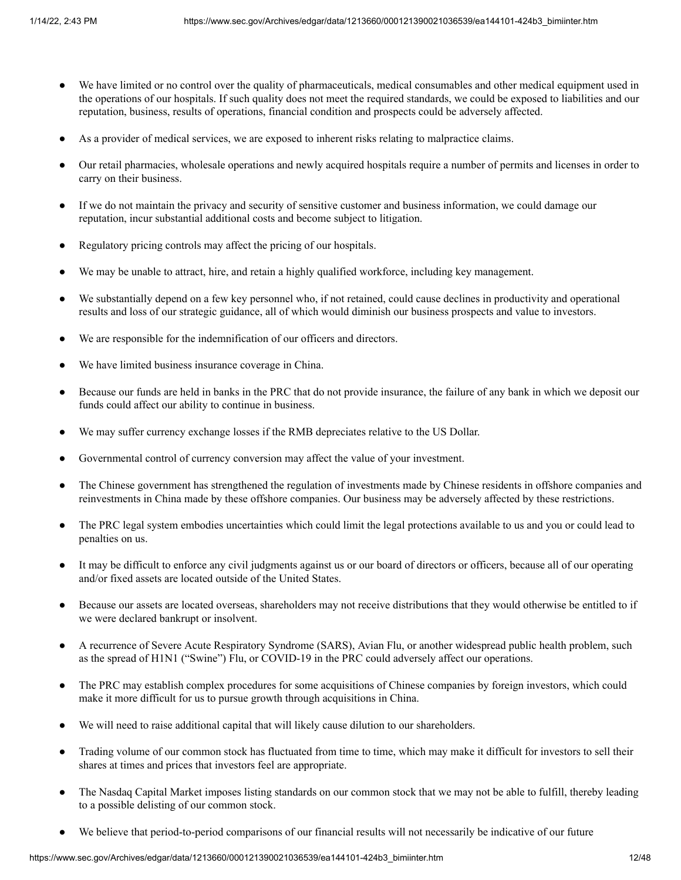- We have limited or no control over the quality of pharmaceuticals, medical consumables and other medical equipment used in the operations of our hospitals. If such quality does not meet the required standards, we could be exposed to liabilities and our reputation, business, results of operations, financial condition and prospects could be adversely affected.
- As a provider of medical services, we are exposed to inherent risks relating to malpractice claims.
- Our retail pharmacies, wholesale operations and newly acquired hospitals require a number of permits and licenses in order to carry on their business.
- If we do not maintain the privacy and security of sensitive customer and business information, we could damage our reputation, incur substantial additional costs and become subject to litigation.
- Regulatory pricing controls may affect the pricing of our hospitals.
- We may be unable to attract, hire, and retain a highly qualified workforce, including key management.
- We substantially depend on a few key personnel who, if not retained, could cause declines in productivity and operational results and loss of our strategic guidance, all of which would diminish our business prospects and value to investors.
- We are responsible for the indemnification of our officers and directors.
- We have limited business insurance coverage in China.
- Because our funds are held in banks in the PRC that do not provide insurance, the failure of any bank in which we deposit our funds could affect our ability to continue in business.
- We may suffer currency exchange losses if the RMB depreciates relative to the US Dollar.
- Governmental control of currency conversion may affect the value of your investment.
- The Chinese government has strengthened the regulation of investments made by Chinese residents in offshore companies and reinvestments in China made by these offshore companies. Our business may be adversely affected by these restrictions.
- The PRC legal system embodies uncertainties which could limit the legal protections available to us and you or could lead to penalties on us.
- It may be difficult to enforce any civil judgments against us or our board of directors or officers, because all of our operating and/or fixed assets are located outside of the United States.
- Because our assets are located overseas, shareholders may not receive distributions that they would otherwise be entitled to if we were declared bankrupt or insolvent.
- A recurrence of Severe Acute Respiratory Syndrome (SARS), Avian Flu, or another widespread public health problem, such as the spread of H1N1 ("Swine") Flu, or COVID-19 in the PRC could adversely affect our operations.
- The PRC may establish complex procedures for some acquisitions of Chinese companies by foreign investors, which could make it more difficult for us to pursue growth through acquisitions in China.
- We will need to raise additional capital that will likely cause dilution to our shareholders.
- Trading volume of our common stock has fluctuated from time to time, which may make it difficult for investors to sell their shares at times and prices that investors feel are appropriate.
- The Nasdaq Capital Market imposes listing standards on our common stock that we may not be able to fulfill, thereby leading to a possible delisting of our common stock.
- We believe that period-to-period comparisons of our financial results will not necessarily be indicative of our future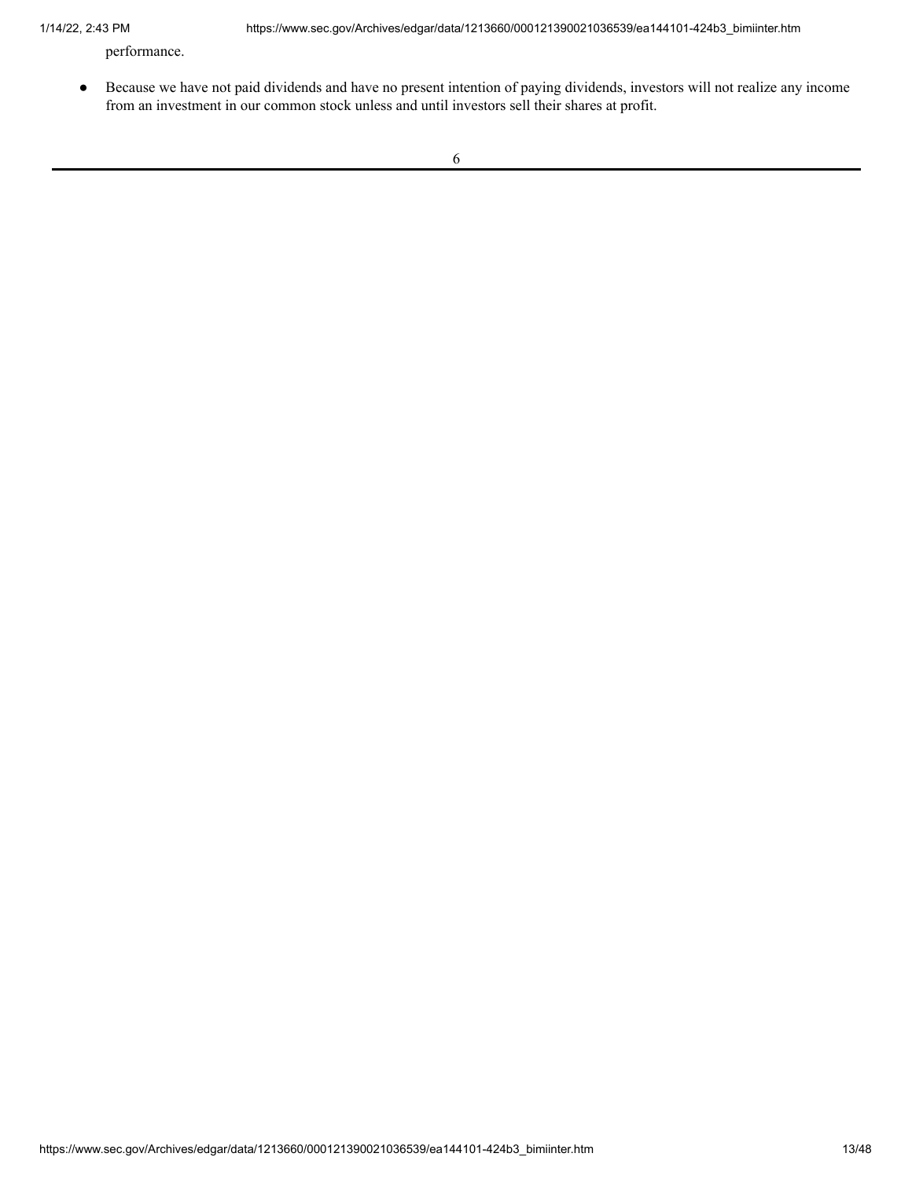performance.

- Because we have not paid dividends and have no present intention of paying dividends, investors will not realize any income from an investment in our common stock unless and until investors sell their shares at profit.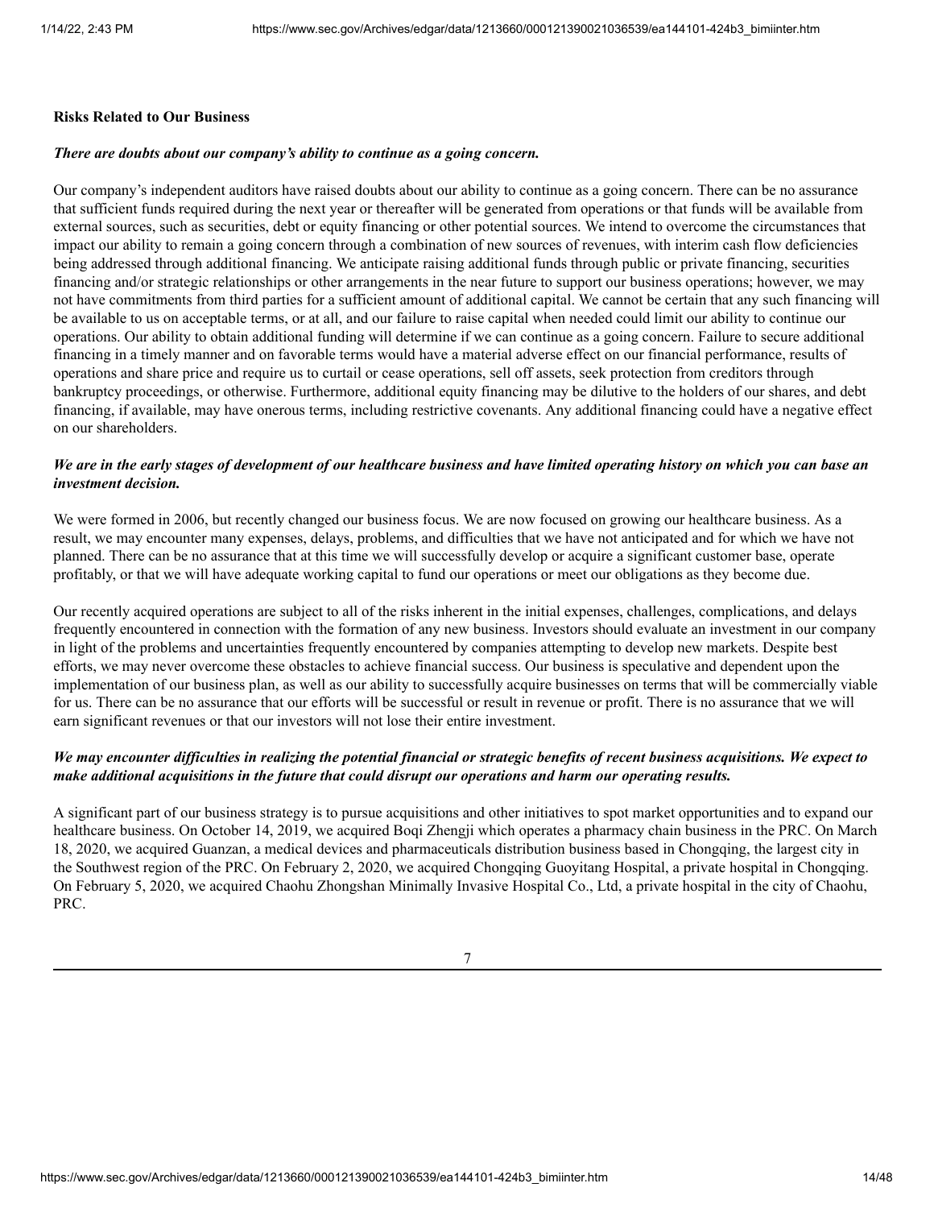**Risks Related to Our Business**

***There are doubts about our company's ability to continue as a going concern.***

Our company's independent auditors have raised doubts about our ability to continue as a going concern. There can be no assurance that sufficient funds required during the next year or thereafter will be generated from operations or that funds will be available from external sources, such as securities, debt or equity financing or other potential sources. We intend to overcome the circumstances that impact our ability to remain a going concern through a combination of new sources of revenues, with interim cash flow deficiencies being addressed through additional financing. We anticipate raising additional funds through public or private financing, securities financing and/or strategic relationships or other arrangements in the near future to support our business operations; however, we may not have commitments from third parties for a sufficient amount of additional capital. We cannot be certain that any such financing will be available to us on acceptable terms, or at all, and our failure to raise capital when needed could limit our ability to continue our operations. Our ability to obtain additional funding will determine if we can continue as a going concern. Failure to secure additional financing in a timely manner and on favorable terms would have a material adverse effect on our financial performance, results of operations and share price and require us to curtail or cease operations, sell off assets, seek protection from creditors through bankruptcy proceedings, or otherwise. Furthermore, additional equity financing may be dilutive to the holders of our shares, and debt financing, if available, may have onerous terms, including restrictive covenants. Any additional financing could have a negative effect on our shareholders.

***We are in the early stages of development of our healthcare business and have limited operating history on which you can base an investment decision.***

We were formed in 2006, but recently changed our business focus. We are now focused on growing our healthcare business. As a result, we may encounter many expenses, delays, problems, and difficulties that we have not anticipated and for which we have not planned. There can be no assurance that at this time we will successfully develop or acquire a significant customer base, operate profitably, or that we will have adequate working capital to fund our operations or meet our obligations as they become due.

Our recently acquired operations are subject to all of the risks inherent in the initial expenses, challenges, complications, and delays frequently encountered in connection with the formation of any new business. Investors should evaluate an investment in our company in light of the problems and uncertainties frequently encountered by companies attempting to develop new markets. Despite best efforts, we may never overcome these obstacles to achieve financial success. Our business is speculative and dependent upon the implementation of our business plan, as well as our ability to successfully acquire businesses on terms that will be commercially viable for us. There can be no assurance that our efforts will be successful or result in revenue or profit. There is no assurance that we will earn significant revenues or that our investors will not lose their entire investment.

***We may encounter difficulties in realizing the potential financial or strategic benefits of recent business acquisitions. We expect to make additional acquisitions in the future that could disrupt our operations and harm our operating results.***

A significant part of our business strategy is to pursue acquisitions and other initiatives to spot market opportunities and to expand our healthcare business. On October 14, 2019, we acquired Boqi Zhengji which operates a pharmacy chain business in the PRC. On March 18, 2020, we acquired Guanzan, a medical devices and pharmaceuticals distribution business based in Chongqing, the largest city in the Southwest region of the PRC. On February 2, 2020, we acquired Chongqing Guoyitang Hospital, a private hospital in Chongqing. On February 5, 2020, we acquired Chaohu Zhongshan Minimally Invasive Hospital Co., Ltd, a private hospital in the city of Chaohu, PRC.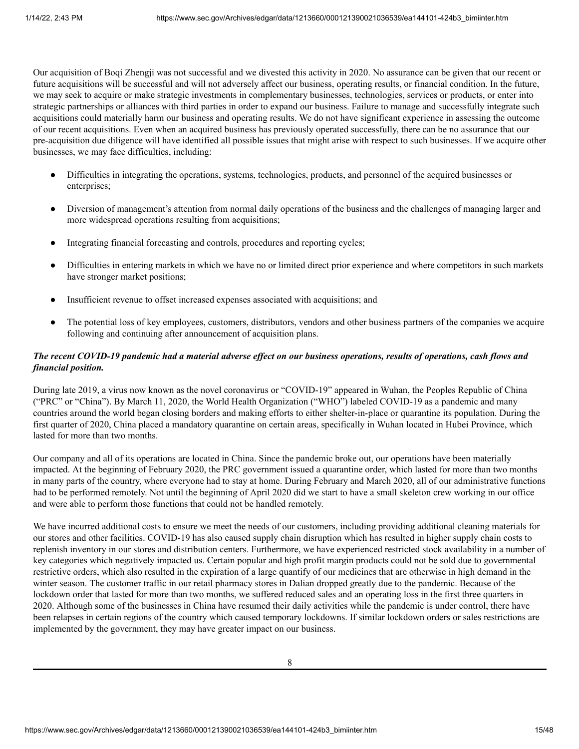Our acquisition of Boqi Zhengji was not successful and we divested this activity in 2020. No assurance can be given that our recent or future acquisitions will be successful and will not adversely affect our business, operating results, or financial condition. In the future, we may seek to acquire or make strategic investments in complementary businesses, technologies, services or products, or enter into strategic partnerships or alliances with third parties in order to expand our business. Failure to manage and successfully integrate such acquisitions could materially harm our business and operating results. We do not have significant experience in assessing the outcome of our recent acquisitions. Even when an acquired business has previously operated successfully, there can be no assurance that our pre-acquisition due diligence will have identified all possible issues that might arise with respect to such businesses. If we acquire other businesses, we may face difficulties, including:

- Difficulties in integrating the operations, systems, technologies, products, and personnel of the acquired businesses or enterprises;
- Diversion of management's attention from normal daily operations of the business and the challenges of managing larger and more widespread operations resulting from acquisitions;
- Integrating financial forecasting and controls, procedures and reporting cycles;
- Difficulties in entering markets in which we have no or limited direct prior experience and where competitors in such markets have stronger market positions;
- Insufficient revenue to offset increased expenses associated with acquisitions; and
- The potential loss of key employees, customers, distributors, vendors and other business partners of the companies we acquire following and continuing after announcement of acquisition plans.

***The recent COVID-19 pandemic had a material adverse effect on our business operations, results of operations, cash flows and financial position.***

During late 2019, a virus now known as the novel coronavirus or "COVID-19" appeared in Wuhan, the Peoples Republic of China ("PRC" or "China"). By March 11, 2020, the World Health Organization ("WHO") labeled COVID-19 as a pandemic and many countries around the world began closing borders and making efforts to either shelter-in-place or quarantine its population. During the first quarter of 2020, China placed a mandatory quarantine on certain areas, specifically in Wuhan located in Hubei Province, which lasted for more than two months.

Our company and all of its operations are located in China. Since the pandemic broke out, our operations have been materially impacted. At the beginning of February 2020, the PRC government issued a quarantine order, which lasted for more than two months in many parts of the country, where everyone had to stay at home. During February and March 2020, all of our administrative functions had to be performed remotely. Not until the beginning of April 2020 did we start to have a small skeleton crew working in our office and were able to perform those functions that could not be handled remotely.

We have incurred additional costs to ensure we meet the needs of our customers, including providing additional cleaning materials for our stores and other facilities. COVID-19 has also caused supply chain disruption which has resulted in higher supply chain costs to replenish inventory in our stores and distribution centers. Furthermore, we have experienced restricted stock availability in a number of key categories which negatively impacted us. Certain popular and high profit margin products could not be sold due to governmental restrictive orders, which also resulted in the expiration of a large quantify of our medicines that are otherwise in high demand in the winter season. The customer traffic in our retail pharmacy stores in Dalian dropped greatly due to the pandemic. Because of the lockdown order that lasted for more than two months, we suffered reduced sales and an operating loss in the first three quarters in 2020. Although some of the businesses in China have resumed their daily activities while the pandemic is under control, there have been relapses in certain regions of the country which caused temporary lockdowns. If similar lockdown orders or sales restrictions are implemented by the government, they may have greater impact on our business.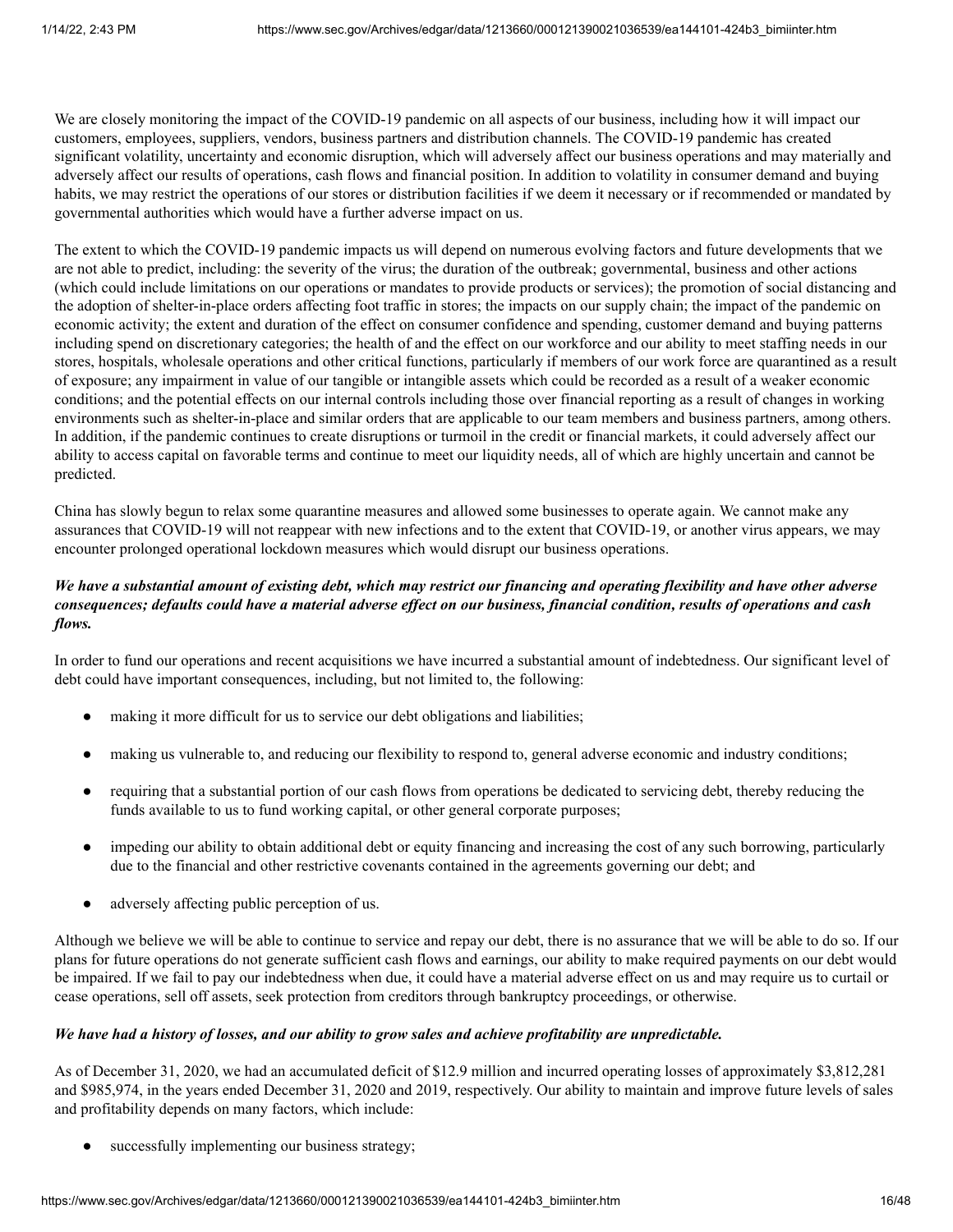We are closely monitoring the impact of the COVID-19 pandemic on all aspects of our business, including how it will impact our customers, employees, suppliers, vendors, business partners and distribution channels. The COVID-19 pandemic has created significant volatility, uncertainty and economic disruption, which will adversely affect our business operations and may materially and adversely affect our results of operations, cash flows and financial position. In addition to volatility in consumer demand and buying habits, we may restrict the operations of our stores or distribution facilities if we deem it necessary or if recommended or mandated by governmental authorities which would have a further adverse impact on us.

The extent to which the COVID-19 pandemic impacts us will depend on numerous evolving factors and future developments that we are not able to predict, including: the severity of the virus; the duration of the outbreak; governmental, business and other actions (which could include limitations on our operations or mandates to provide products or services); the promotion of social distancing and the adoption of shelter-in-place orders affecting foot traffic in stores; the impacts on our supply chain; the impact of the pandemic on economic activity; the extent and duration of the effect on consumer confidence and spending, customer demand and buying patterns including spend on discretionary categories; the health of and the effect on our workforce and our ability to meet staffing needs in our stores, hospitals, wholesale operations and other critical functions, particularly if members of our work force are quarantined as a result of exposure; any impairment in value of our tangible or intangible assets which could be recorded as a result of a weaker economic conditions; and the potential effects on our internal controls including those over financial reporting as a result of changes in working environments such as shelter-in-place and similar orders that are applicable to our team members and business partners, among others. In addition, if the pandemic continues to create disruptions or turmoil in the credit or financial markets, it could adversely affect our ability to access capital on favorable terms and continue to meet our liquidity needs, all of which are highly uncertain and cannot be predicted.

China has slowly begun to relax some quarantine measures and allowed some businesses to operate again. We cannot make any assurances that COVID-19 will not reappear with new infections and to the extent that COVID-19, or another virus appears, we may encounter prolonged operational lockdown measures which would disrupt our business operations.

***We have a substantial amount of existing debt, which may restrict our financing and operating flexibility and have other adverse consequences; defaults could have a material adverse effect on our business, financial condition, results of operations and cash flows.***

In order to fund our operations and recent acquisitions we have incurred a substantial amount of indebtedness. Our significant level of debt could have important consequences, including, but not limited to, the following:

- making it more difficult for us to service our debt obligations and liabilities;
- making us vulnerable to, and reducing our flexibility to respond to, general adverse economic and industry conditions;
- requiring that a substantial portion of our cash flows from operations be dedicated to servicing debt, thereby reducing the funds available to us to fund working capital, or other general corporate purposes;
- impeding our ability to obtain additional debt or equity financing and increasing the cost of any such borrowing, particularly due to the financial and other restrictive covenants contained in the agreements governing our debt; and
- adversely affecting public perception of us.

Although we believe we will be able to continue to service and repay our debt, there is no assurance that we will be able to do so. If our plans for future operations do not generate sufficient cash flows and earnings, our ability to make required payments on our debt would be impaired. If we fail to pay our indebtedness when due, it could have a material adverse effect on us and may require us to curtail or cease operations, sell off assets, seek protection from creditors through bankruptcy proceedings, or otherwise.

***We have had a history of losses, and our ability to grow sales and achieve profitability are unpredictable.***

As of December 31, 2020, we had an accumulated deficit of $12.9 million and incurred operating losses of approximately $3,812,281 and $985,974, in the years ended December 31, 2020 and 2019, respectively. Our ability to maintain and improve future levels of sales and profitability depends on many factors, which include:

- successfully implementing our business strategy;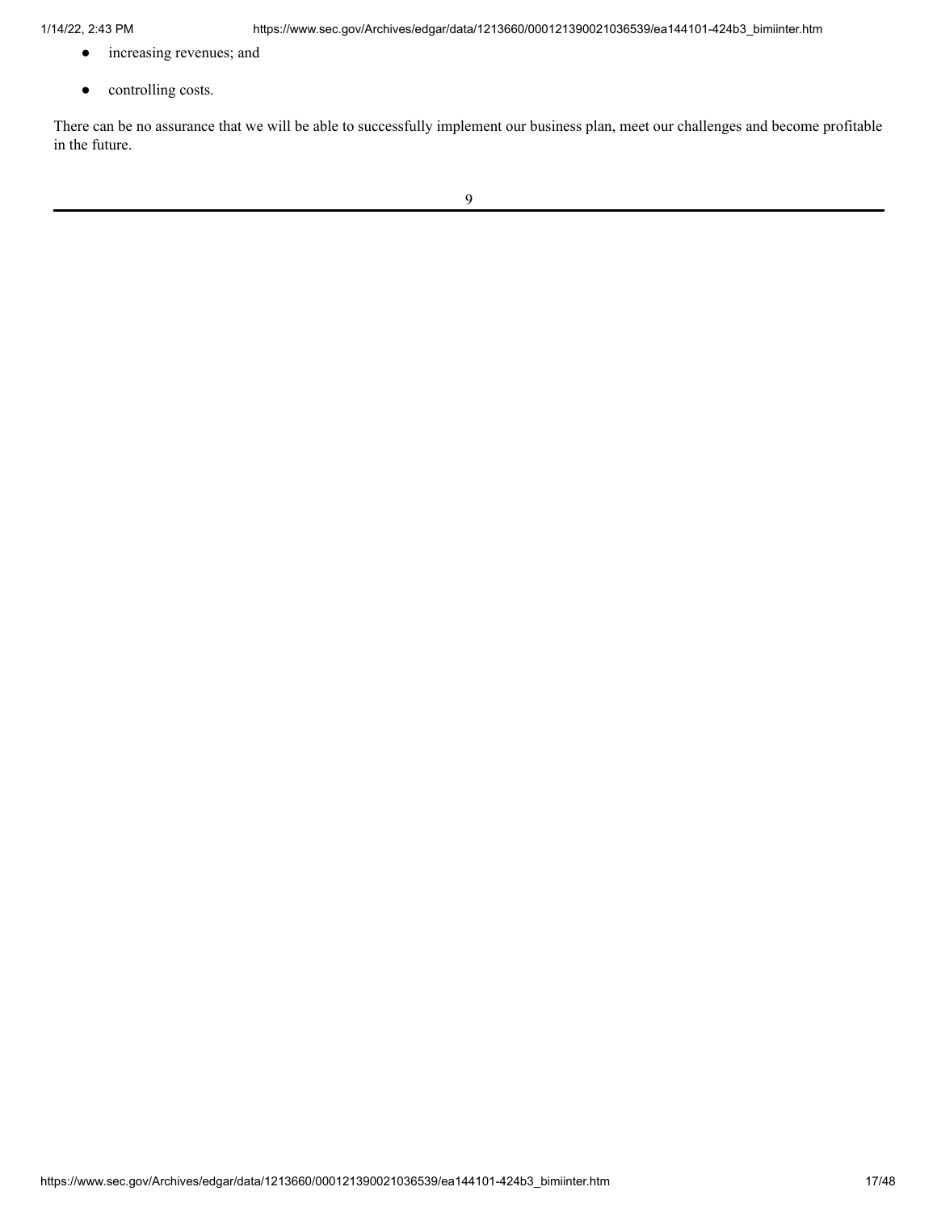- increasing revenues; and
- controlling costs.

There can be no assurance that we will be able to successfully implement our business plan, meet our challenges and become profitable in the future.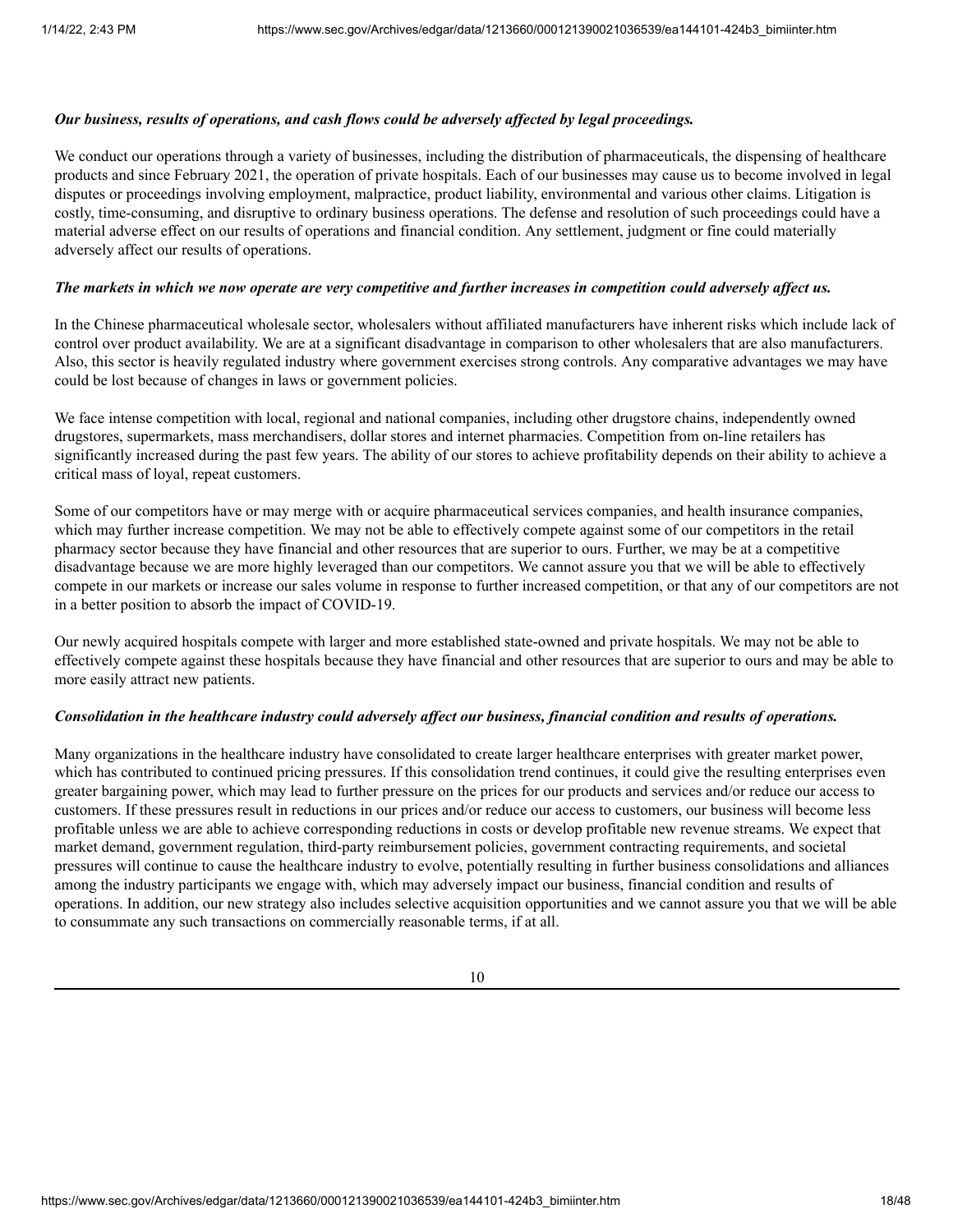***Our business, results of operations, and cash flows could be adversely affected by legal proceedings.***

We conduct our operations through a variety of businesses, including the distribution of pharmaceuticals, the dispensing of healthcare products and since February 2021, the operation of private hospitals. Each of our businesses may cause us to become involved in legal disputes or proceedings involving employment, malpractice, product liability, environmental and various other claims. Litigation is costly, time-consuming, and disruptive to ordinary business operations. The defense and resolution of such proceedings could have a material adverse effect on our results of operations and financial condition. Any settlement, judgment or fine could materially adversely affect our results of operations.

***The markets in which we now operate are very competitive and further increases in competition could adversely affect us.***

In the Chinese pharmaceutical wholesale sector, wholesalers without affiliated manufacturers have inherent risks which include lack of control over product availability. We are at a significant disadvantage in comparison to other wholesalers that are also manufacturers. Also, this sector is heavily regulated industry where government exercises strong controls. Any comparative advantages we may have could be lost because of changes in laws or government policies.

We face intense competition with local, regional and national companies, including other drugstore chains, independently owned drugstores, supermarkets, mass merchandisers, dollar stores and internet pharmacies. Competition from on-line retailers has significantly increased during the past few years. The ability of our stores to achieve profitability depends on their ability to achieve a critical mass of loyal, repeat customers.

Some of our competitors have or may merge with or acquire pharmaceutical services companies, and health insurance companies, which may further increase competition. We may not be able to effectively compete against some of our competitors in the retail pharmacy sector because they have financial and other resources that are superior to ours. Further, we may be at a competitive disadvantage because we are more highly leveraged than our competitors. We cannot assure you that we will be able to effectively compete in our markets or increase our sales volume in response to further increased competition, or that any of our competitors are not in a better position to absorb the impact of COVID-19.

Our newly acquired hospitals compete with larger and more established state-owned and private hospitals. We may not be able to effectively compete against these hospitals because they have financial and other resources that are superior to ours and may be able to more easily attract new patients.

***Consolidation in the healthcare industry could adversely affect our business, financial condition and results of operations.***

Many organizations in the healthcare industry have consolidated to create larger healthcare enterprises with greater market power, which has contributed to continued pricing pressures. If this consolidation trend continues, it could give the resulting enterprises even greater bargaining power, which may lead to further pressure on the prices for our products and services and/or reduce our access to customers. If these pressures result in reductions in our prices and/or reduce our access to customers, our business will become less profitable unless we are able to achieve corresponding reductions in costs or develop profitable new revenue streams. We expect that market demand, government regulation, third-party reimbursement policies, government contracting requirements, and societal pressures will continue to cause the healthcare industry to evolve, potentially resulting in further business consolidations and alliances among the industry participants we engage with, which may adversely impact our business, financial condition and results of operations. In addition, our new strategy also includes selective acquisition opportunities and we cannot assure you that we will be able to consummate any such transactions on commercially reasonable terms, if at all.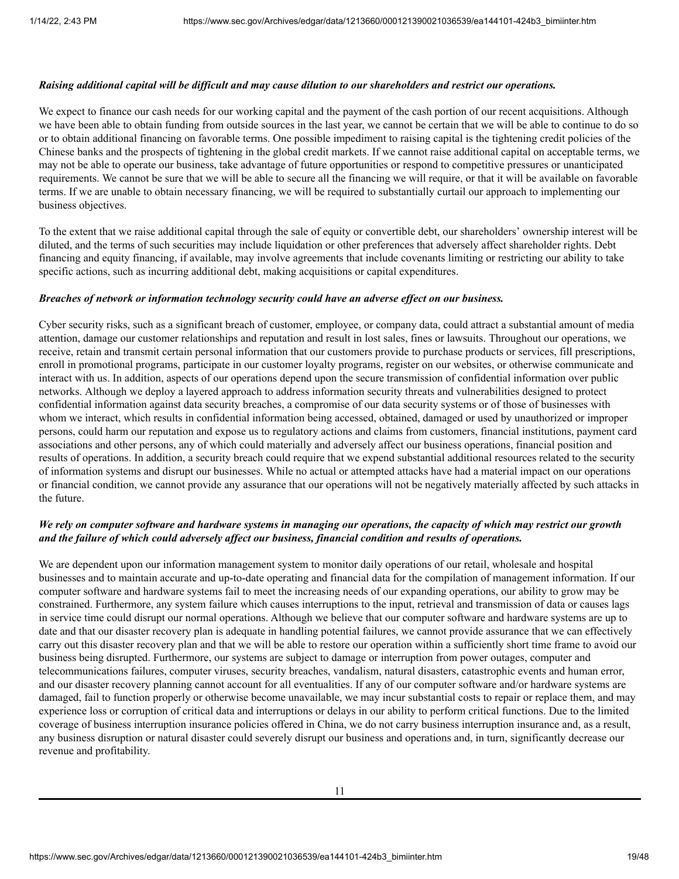***Raising additional capital will be difficult and may cause dilution to our shareholders and restrict our operations.***

We expect to finance our cash needs for our working capital and the payment of the cash portion of our recent acquisitions. Although we have been able to obtain funding from outside sources in the last year, we cannot be certain that we will be able to continue to do so or to obtain additional financing on favorable terms. One possible impediment to raising capital is the tightening credit policies of the Chinese banks and the prospects of tightening in the global credit markets. If we cannot raise additional capital on acceptable terms, we may not be able to operate our business, take advantage of future opportunities or respond to competitive pressures or unanticipated requirements. We cannot be sure that we will be able to secure all the financing we will require, or that it will be available on favorable terms. If we are unable to obtain necessary financing, we will be required to substantially curtail our approach to implementing our business objectives.

To the extent that we raise additional capital through the sale of equity or convertible debt, our shareholders' ownership interest will be diluted, and the terms of such securities may include liquidation or other preferences that adversely affect shareholder rights. Debt financing and equity financing, if available, may involve agreements that include covenants limiting or restricting our ability to take specific actions, such as incurring additional debt, making acquisitions or capital expenditures.

***Breaches of network or information technology security could have an adverse effect on our business.***

Cyber security risks, such as a significant breach of customer, employee, or company data, could attract a substantial amount of media attention, damage our customer relationships and reputation and result in lost sales, fines or lawsuits. Throughout our operations, we receive, retain and transmit certain personal information that our customers provide to purchase products or services, fill prescriptions, enroll in promotional programs, participate in our customer loyalty programs, register on our websites, or otherwise communicate and interact with us. In addition, aspects of our operations depend upon the secure transmission of confidential information over public networks. Although we deploy a layered approach to address information security threats and vulnerabilities designed to protect confidential information against data security breaches, a compromise of our data security systems or of those of businesses with whom we interact, which results in confidential information being accessed, obtained, damaged or used by unauthorized or improper persons, could harm our reputation and expose us to regulatory actions and claims from customers, financial institutions, payment card associations and other persons, any of which could materially and adversely affect our business operations, financial position and results of operations. In addition, a security breach could require that we expend substantial additional resources related to the security of information systems and disrupt our businesses. While no actual or attempted attacks have had a material impact on our operations or financial condition, we cannot provide any assurance that our operations will not be negatively materially affected by such attacks in the future.

***We rely on computer software and hardware systems in managing our operations, the capacity of which may restrict our growth and the failure of which could adversely affect our business, financial condition and results of operations.***

We are dependent upon our information management system to monitor daily operations of our retail, wholesale and hospital businesses and to maintain accurate and up-to-date operating and financial data for the compilation of management information. If our computer software and hardware systems fail to meet the increasing needs of our expanding operations, our ability to grow may be constrained. Furthermore, any system failure which causes interruptions to the input, retrieval and transmission of data or causes lags in service time could disrupt our normal operations. Although we believe that our computer software and hardware systems are up to date and that our disaster recovery plan is adequate in handling potential failures, we cannot provide assurance that we can effectively carry out this disaster recovery plan and that we will be able to restore our operation within a sufficiently short time frame to avoid our business being disrupted. Furthermore, our systems are subject to damage or interruption from power outages, computer and telecommunications failures, computer viruses, security breaches, vandalism, natural disasters, catastrophic events and human error, and our disaster recovery planning cannot account for all eventualities. If any of our computer software and/or hardware systems are damaged, fail to function properly or otherwise become unavailable, we may incur substantial costs to repair or replace them, and may experience loss or corruption of critical data and interruptions or delays in our ability to perform critical functions. Due to the limited coverage of business interruption insurance policies offered in China, we do not carry business interruption insurance and, as a result, any business disruption or natural disaster could severely disrupt our business and operations and, in turn, significantly decrease our revenue and profitability.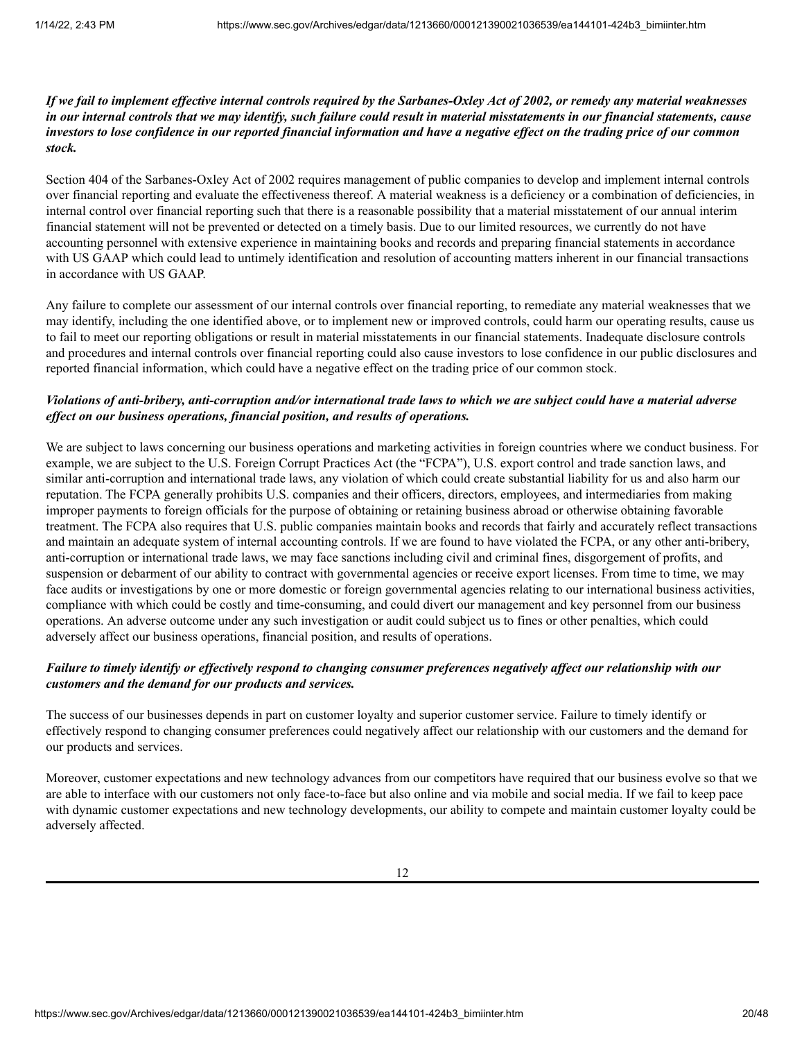***If we fail to implement effective internal controls required by the Sarbanes-Oxley Act of 2002, or remedy any material weaknesses in our internal controls that we may identify, such failure could result in material misstatements in our financial statements, cause investors to lose confidence in our reported financial information and have a negative effect on the trading price of our common stock.***

Section 404 of the Sarbanes-Oxley Act of 2002 requires management of public companies to develop and implement internal controls over financial reporting and evaluate the effectiveness thereof. A material weakness is a deficiency or a combination of deficiencies, in internal control over financial reporting such that there is a reasonable possibility that a material misstatement of our annual interim financial statement will not be prevented or detected on a timely basis. Due to our limited resources, we currently do not have accounting personnel with extensive experience in maintaining books and records and preparing financial statements in accordance with US GAAP which could lead to untimely identification and resolution of accounting matters inherent in our financial transactions in accordance with US GAAP.

Any failure to complete our assessment of our internal controls over financial reporting, to remediate any material weaknesses that we may identify, including the one identified above, or to implement new or improved controls, could harm our operating results, cause us to fail to meet our reporting obligations or result in material misstatements in our financial statements. Inadequate disclosure controls and procedures and internal controls over financial reporting could also cause investors to lose confidence in our public disclosures and reported financial information, which could have a negative effect on the trading price of our common stock.

***Violations of anti-bribery, anti-corruption and/or international trade laws to which we are subject could have a material adverse effect on our business operations, financial position, and results of operations.***

We are subject to laws concerning our business operations and marketing activities in foreign countries where we conduct business. For example, we are subject to the U.S. Foreign Corrupt Practices Act (the "FCPA"), U.S. export control and trade sanction laws, and similar anti-corruption and international trade laws, any violation of which could create substantial liability for us and also harm our reputation. The FCPA generally prohibits U.S. companies and their officers, directors, employees, and intermediaries from making improper payments to foreign officials for the purpose of obtaining or retaining business abroad or otherwise obtaining favorable treatment. The FCPA also requires that U.S. public companies maintain books and records that fairly and accurately reflect transactions and maintain an adequate system of internal accounting controls. If we are found to have violated the FCPA, or any other anti-bribery, anti-corruption or international trade laws, we may face sanctions including civil and criminal fines, disgorgement of profits, and suspension or debarment of our ability to contract with governmental agencies or receive export licenses. From time to time, we may face audits or investigations by one or more domestic or foreign governmental agencies relating to our international business activities, compliance with which could be costly and time-consuming, and could divert our management and key personnel from our business operations. An adverse outcome under any such investigation or audit could subject us to fines or other penalties, which could adversely affect our business operations, financial position, and results of operations.

***Failure to timely identify or effectively respond to changing consumer preferences negatively affect our relationship with our customers and the demand for our products and services.***

The success of our businesses depends in part on customer loyalty and superior customer service. Failure to timely identify or effectively respond to changing consumer preferences could negatively affect our relationship with our customers and the demand for our products and services.

Moreover, customer expectations and new technology advances from our competitors have required that our business evolve so that we are able to interface with our customers not only face-to-face but also online and via mobile and social media. If we fail to keep pace with dynamic customer expectations and new technology developments, our ability to compete and maintain customer loyalty could be adversely affected.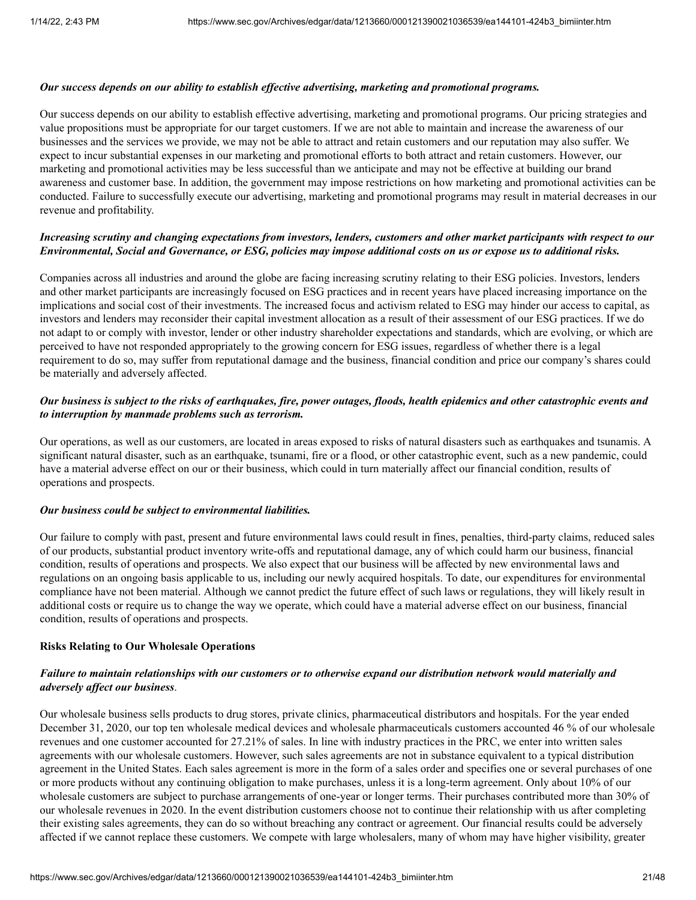***Our success depends on our ability to establish effective advertising, marketing and promotional programs.***

Our success depends on our ability to establish effective advertising, marketing and promotional programs. Our pricing strategies and value propositions must be appropriate for our target customers. If we are not able to maintain and increase the awareness of our businesses and the services we provide, we may not be able to attract and retain customers and our reputation may also suffer. We expect to incur substantial expenses in our marketing and promotional efforts to both attract and retain customers. However, our marketing and promotional activities may be less successful than we anticipate and may not be effective at building our brand awareness and customer base. In addition, the government may impose restrictions on how marketing and promotional activities can be conducted. Failure to successfully execute our advertising, marketing and promotional programs may result in material decreases in our revenue and profitability.

***Increasing scrutiny and changing expectations from investors, lenders, customers and other market participants with respect to our Environmental, Social and Governance, or ESG, policies may impose additional costs on us or expose us to additional risks.***

Companies across all industries and around the globe are facing increasing scrutiny relating to their ESG policies. Investors, lenders and other market participants are increasingly focused on ESG practices and in recent years have placed increasing importance on the implications and social cost of their investments. The increased focus and activism related to ESG may hinder our access to capital, as investors and lenders may reconsider their capital investment allocation as a result of their assessment of our ESG practices. If we do not adapt to or comply with investor, lender or other industry shareholder expectations and standards, which are evolving, or which are perceived to have not responded appropriately to the growing concern for ESG issues, regardless of whether there is a legal requirement to do so, may suffer from reputational damage and the business, financial condition and price our company's shares could be materially and adversely affected.

***Our business is subject to the risks of earthquakes, fire, power outages, floods, health epidemics and other catastrophic events and to interruption by manmade problems such as terrorism.***

Our operations, as well as our customers, are located in areas exposed to risks of natural disasters such as earthquakes and tsunamis. A significant natural disaster, such as an earthquake, tsunami, fire or a flood, or other catastrophic event, such as a new pandemic, could have a material adverse effect on our or their business, which could in turn materially affect our financial condition, results of operations and prospects.

***Our business could be subject to environmental liabilities.***

Our failure to comply with past, present and future environmental laws could result in fines, penalties, third-party claims, reduced sales of our products, substantial product inventory write-offs and reputational damage, any of which could harm our business, financial condition, results of operations and prospects. We also expect that our business will be affected by new environmental laws and regulations on an ongoing basis applicable to us, including our newly acquired hospitals. To date, our expenditures for environmental compliance have not been material. Although we cannot predict the future effect of such laws or regulations, they will likely result in additional costs or require us to change the way we operate, which could have a material adverse effect on our business, financial condition, results of operations and prospects.

**Risks Relating to Our Wholesale Operations**

***Failure to maintain relationships with our customers or to otherwise expand our distribution network would materially and adversely affect our business.***

Our wholesale business sells products to drug stores, private clinics, pharmaceutical distributors and hospitals. For the year ended December 31, 2020, our top ten wholesale medical devices and wholesale pharmaceuticals customers accounted 46 % of our wholesale revenues and one customer accounted for 27.21% of sales. In line with industry practices in the PRC, we enter into written sales agreements with our wholesale customers. However, such sales agreements are not in substance equivalent to a typical distribution agreement in the United States. Each sales agreement is more in the form of a sales order and specifies one or several purchases of one or more products without any continuing obligation to make purchases, unless it is a long-term agreement. Only about 10% of our wholesale customers are subject to purchase arrangements of one-year or longer terms. Their purchases contributed more than 30% of our wholesale revenues in 2020. In the event distribution customers choose not to continue their relationship with us after completing their existing sales agreements, they can do so without breaching any contract or agreement. Our financial results could be adversely affected if we cannot replace these customers. We compete with large wholesalers, many of whom may have higher visibility, greater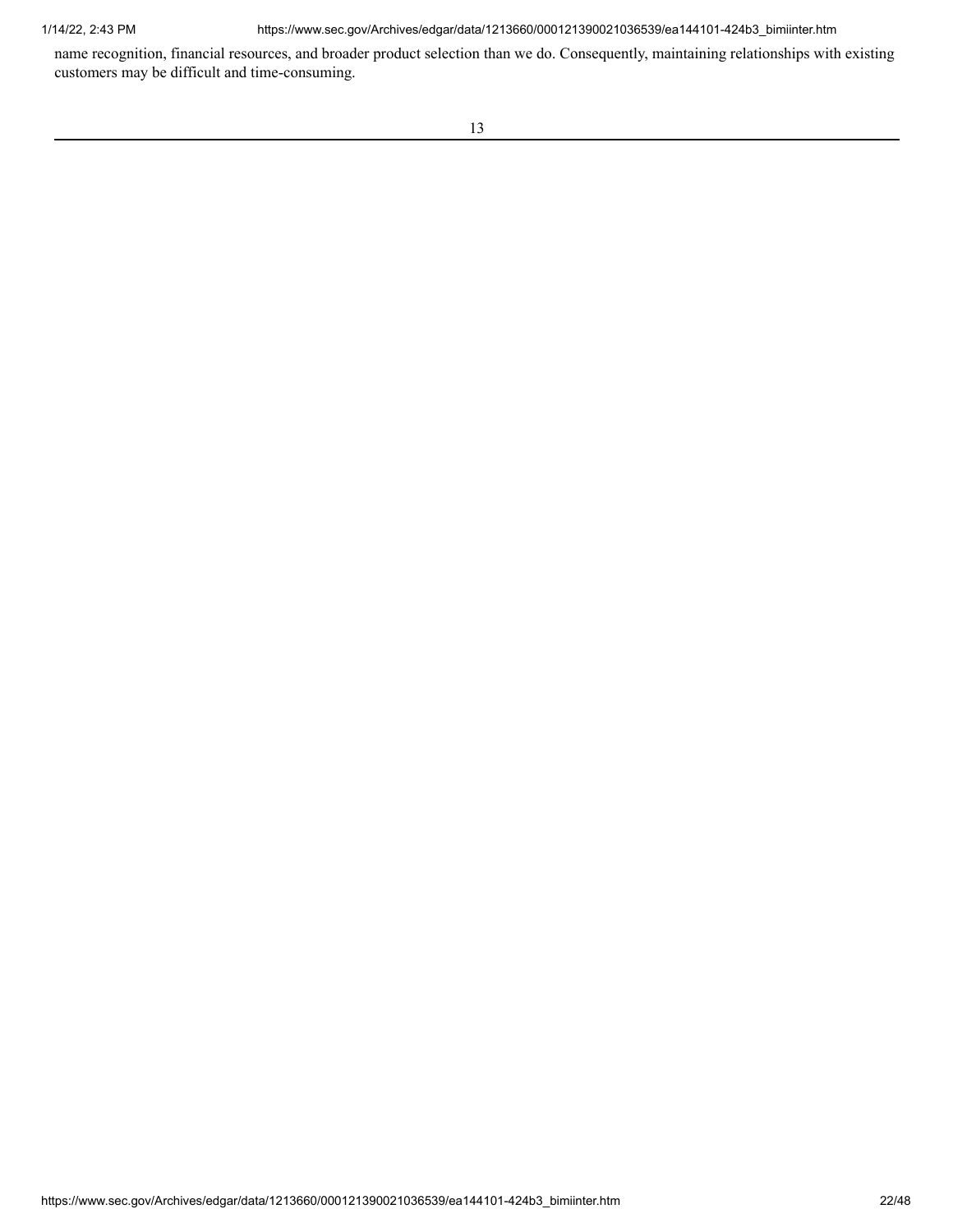name recognition, financial resources, and broader product selection than we do. Consequently, maintaining relationships with existing customers may be difficult and time-consuming.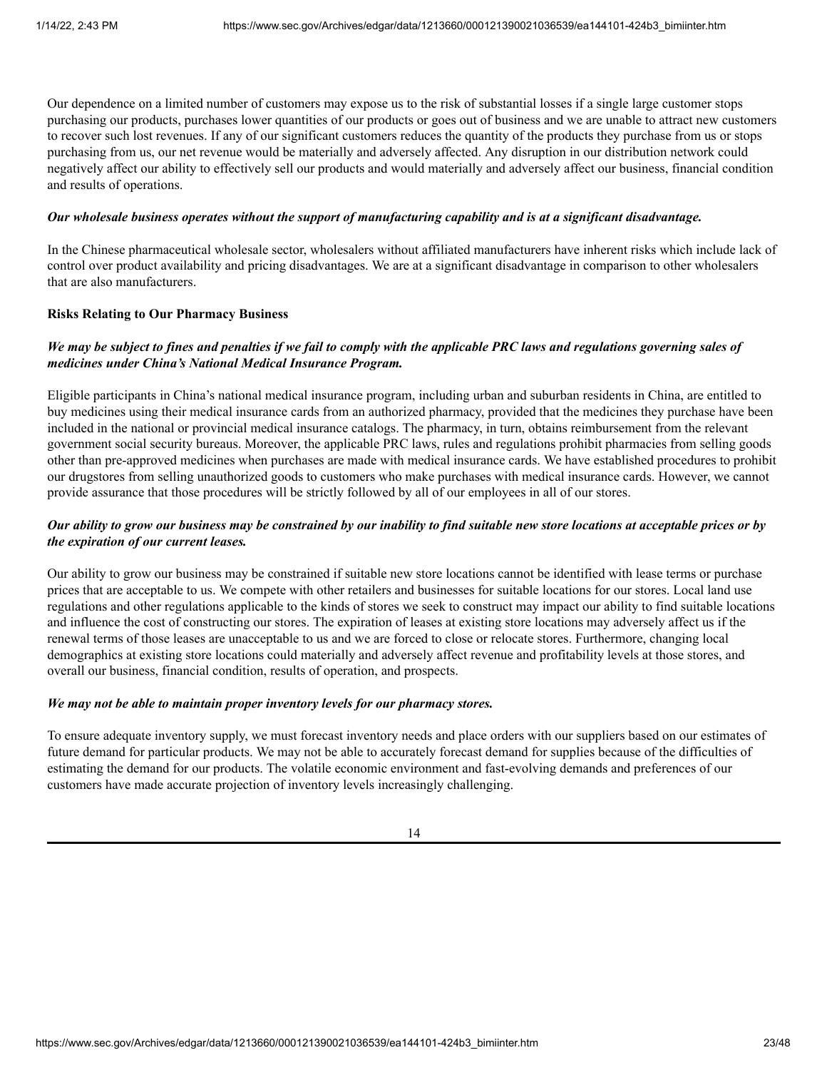Our dependence on a limited number of customers may expose us to the risk of substantial losses if a single large customer stops purchasing our products, purchases lower quantities of our products or goes out of business and we are unable to attract new customers to recover such lost revenues. If any of our significant customers reduces the quantity of the products they purchase from us or stops purchasing from us, our net revenue would be materially and adversely affected. Any disruption in our distribution network could negatively affect our ability to effectively sell our products and would materially and adversely affect our business, financial condition and results of operations.

***Our wholesale business operates without the support of manufacturing capability and is at a significant disadvantage.***

In the Chinese pharmaceutical wholesale sector, wholesalers without affiliated manufacturers have inherent risks which include lack of control over product availability and pricing disadvantages. We are at a significant disadvantage in comparison to other wholesalers that are also manufacturers.

**Risks Relating to Our Pharmacy Business**

***We may be subject to fines and penalties if we fail to comply with the applicable PRC laws and regulations governing sales of medicines under China's National Medical Insurance Program.***

Eligible participants in China's national medical insurance program, including urban and suburban residents in China, are entitled to buy medicines using their medical insurance cards from an authorized pharmacy, provided that the medicines they purchase have been included in the national or provincial medical insurance catalogs. The pharmacy, in turn, obtains reimbursement from the relevant government social security bureaus. Moreover, the applicable PRC laws, rules and regulations prohibit pharmacies from selling goods other than pre-approved medicines when purchases are made with medical insurance cards. We have established procedures to prohibit our drugstores from selling unauthorized goods to customers who make purchases with medical insurance cards. However, we cannot provide assurance that those procedures will be strictly followed by all of our employees in all of our stores.

***Our ability to grow our business may be constrained by our inability to find suitable new store locations at acceptable prices or by the expiration of our current leases.***

Our ability to grow our business may be constrained if suitable new store locations cannot be identified with lease terms or purchase prices that are acceptable to us. We compete with other retailers and businesses for suitable locations for our stores. Local land use regulations and other regulations applicable to the kinds of stores we seek to construct may impact our ability to find suitable locations and influence the cost of constructing our stores. The expiration of leases at existing store locations may adversely affect us if the renewal terms of those leases are unacceptable to us and we are forced to close or relocate stores. Furthermore, changing local demographics at existing store locations could materially and adversely affect revenue and profitability levels at those stores, and overall our business, financial condition, results of operation, and prospects.

***We may not be able to maintain proper inventory levels for our pharmacy stores.***

To ensure adequate inventory supply, we must forecast inventory needs and place orders with our suppliers based on our estimates of future demand for particular products. We may not be able to accurately forecast demand for supplies because of the difficulties of estimating the demand for our products. The volatile economic environment and fast-evolving demands and preferences of our customers have made accurate projection of inventory levels increasingly challenging.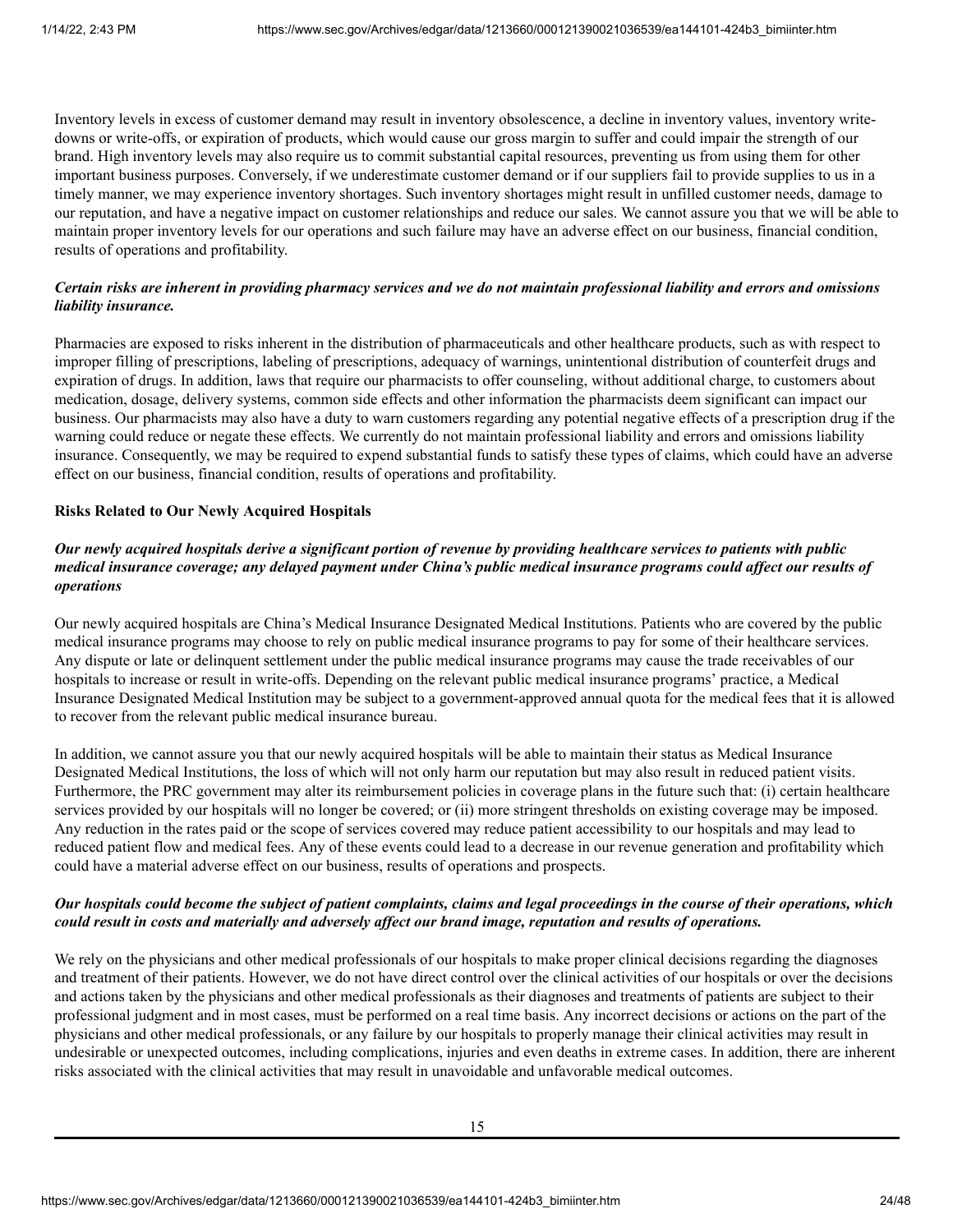Inventory levels in excess of customer demand may result in inventory obsolescence, a decline in inventory values, inventory write-downs or write-offs, or expiration of products, which would cause our gross margin to suffer and could impair the strength of our brand. High inventory levels may also require us to commit substantial capital resources, preventing us from using them for other important business purposes. Conversely, if we underestimate customer demand or if our suppliers fail to provide supplies to us in a timely manner, we may experience inventory shortages. Such inventory shortages might result in unfilled customer needs, damage to our reputation, and have a negative impact on customer relationships and reduce our sales. We cannot assure you that we will be able to maintain proper inventory levels for our operations and such failure may have an adverse effect on our business, financial condition, results of operations and profitability.

***Certain risks are inherent in providing pharmacy services and we do not maintain professional liability and errors and omissions liability insurance.***

Pharmacies are exposed to risks inherent in the distribution of pharmaceuticals and other healthcare products, such as with respect to improper filling of prescriptions, labeling of prescriptions, adequacy of warnings, unintentional distribution of counterfeit drugs and expiration of drugs. In addition, laws that require our pharmacists to offer counseling, without additional charge, to customers about medication, dosage, delivery systems, common side effects and other information the pharmacists deem significant can impact our business. Our pharmacists may also have a duty to warn customers regarding any potential negative effects of a prescription drug if the warning could reduce or negate these effects. We currently do not maintain professional liability and errors and omissions liability insurance. Consequently, we may be required to expend substantial funds to satisfy these types of claims, which could have an adverse effect on our business, financial condition, results of operations and profitability.

**Risks Related to Our Newly Acquired Hospitals**

***Our newly acquired hospitals derive a significant portion of revenue by providing healthcare services to patients with public medical insurance coverage; any delayed payment under China's public medical insurance programs could affect our results of operations***

Our newly acquired hospitals are China's Medical Insurance Designated Medical Institutions. Patients who are covered by the public medical insurance programs may choose to rely on public medical insurance programs to pay for some of their healthcare services. Any dispute or late or delinquent settlement under the public medical insurance programs may cause the trade receivables of our hospitals to increase or result in write-offs. Depending on the relevant public medical insurance programs' practice, a Medical Insurance Designated Medical Institution may be subject to a government-approved annual quota for the medical fees that it is allowed to recover from the relevant public medical insurance bureau.

In addition, we cannot assure you that our newly acquired hospitals will be able to maintain their status as Medical Insurance Designated Medical Institutions, the loss of which will not only harm our reputation but may also result in reduced patient visits. Furthermore, the PRC government may alter its reimbursement policies in coverage plans in the future such that: (i) certain healthcare services provided by our hospitals will no longer be covered; or (ii) more stringent thresholds on existing coverage may be imposed. Any reduction in the rates paid or the scope of services covered may reduce patient accessibility to our hospitals and may lead to reduced patient flow and medical fees. Any of these events could lead to a decrease in our revenue generation and profitability which could have a material adverse effect on our business, results of operations and prospects.

***Our hospitals could become the subject of patient complaints, claims and legal proceedings in the course of their operations, which could result in costs and materially and adversely affect our brand image, reputation and results of operations.***

We rely on the physicians and other medical professionals of our hospitals to make proper clinical decisions regarding the diagnoses and treatment of their patients. However, we do not have direct control over the clinical activities of our hospitals or over the decisions and actions taken by the physicians and other medical professionals as their diagnoses and treatments of patients are subject to their professional judgment and in most cases, must be performed on a real time basis. Any incorrect decisions or actions on the part of the physicians and other medical professionals, or any failure by our hospitals to properly manage their clinical activities may result in undesirable or unexpected outcomes, including complications, injuries and even deaths in extreme cases. In addition, there are inherent risks associated with the clinical activities that may result in unavoidable and unfavorable medical outcomes.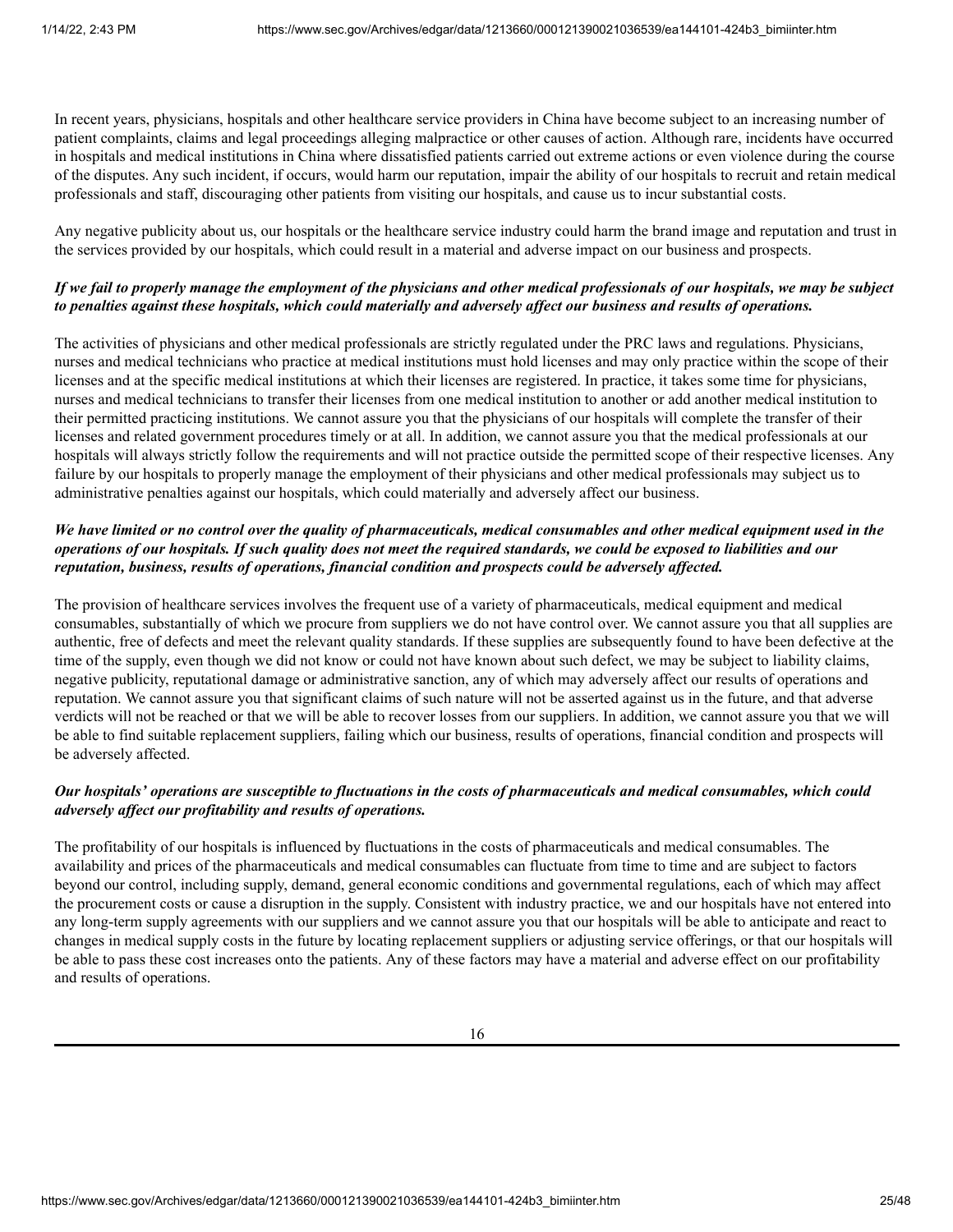In recent years, physicians, hospitals and other healthcare service providers in China have become subject to an increasing number of patient complaints, claims and legal proceedings alleging malpractice or other causes of action. Although rare, incidents have occurred in hospitals and medical institutions in China where dissatisfied patients carried out extreme actions or even violence during the course of the disputes. Any such incident, if occurs, would harm our reputation, impair the ability of our hospitals to recruit and retain medical professionals and staff, discouraging other patients from visiting our hospitals, and cause us to incur substantial costs.

Any negative publicity about us, our hospitals or the healthcare service industry could harm the brand image and reputation and trust in the services provided by our hospitals, which could result in a material and adverse impact on our business and prospects.

***If we fail to properly manage the employment of the physicians and other medical professionals of our hospitals, we may be subject to penalties against these hospitals, which could materially and adversely affect our business and results of operations.***

The activities of physicians and other medical professionals are strictly regulated under the PRC laws and regulations. Physicians, nurses and medical technicians who practice at medical institutions must hold licenses and may only practice within the scope of their licenses and at the specific medical institutions at which their licenses are registered. In practice, it takes some time for physicians, nurses and medical technicians to transfer their licenses from one medical institution to another or add another medical institution to their permitted practicing institutions. We cannot assure you that the physicians of our hospitals will complete the transfer of their licenses and related government procedures timely or at all. In addition, we cannot assure you that the medical professionals at our hospitals will always strictly follow the requirements and will not practice outside the permitted scope of their respective licenses. Any failure by our hospitals to properly manage the employment of their physicians and other medical professionals may subject us to administrative penalties against our hospitals, which could materially and adversely affect our business.

***We have limited or no control over the quality of pharmaceuticals, medical consumables and other medical equipment used in the operations of our hospitals. If such quality does not meet the required standards, we could be exposed to liabilities and our reputation, business, results of operations, financial condition and prospects could be adversely affected.***

The provision of healthcare services involves the frequent use of a variety of pharmaceuticals, medical equipment and medical consumables, substantially of which we procure from suppliers we do not have control over. We cannot assure you that all supplies are authentic, free of defects and meet the relevant quality standards. If these supplies are subsequently found to have been defective at the time of the supply, even though we did not know or could not have known about such defect, we may be subject to liability claims, negative publicity, reputational damage or administrative sanction, any of which may adversely affect our results of operations and reputation. We cannot assure you that significant claims of such nature will not be asserted against us in the future, and that adverse verdicts will not be reached or that we will be able to recover losses from our suppliers. In addition, we cannot assure you that we will be able to find suitable replacement suppliers, failing which our business, results of operations, financial condition and prospects will be adversely affected.

***Our hospitals' operations are susceptible to fluctuations in the costs of pharmaceuticals and medical consumables, which could adversely affect our profitability and results of operations.***

The profitability of our hospitals is influenced by fluctuations in the costs of pharmaceuticals and medical consumables. The availability and prices of the pharmaceuticals and medical consumables can fluctuate from time to time and are subject to factors beyond our control, including supply, demand, general economic conditions and governmental regulations, each of which may affect the procurement costs or cause a disruption in the supply. Consistent with industry practice, we and our hospitals have not entered into any long-term supply agreements with our suppliers and we cannot assure you that our hospitals will be able to anticipate and react to changes in medical supply costs in the future by locating replacement suppliers or adjusting service offerings, or that our hospitals will be able to pass these cost increases onto the patients. Any of these factors may have a material and adverse effect on our profitability and results of operations.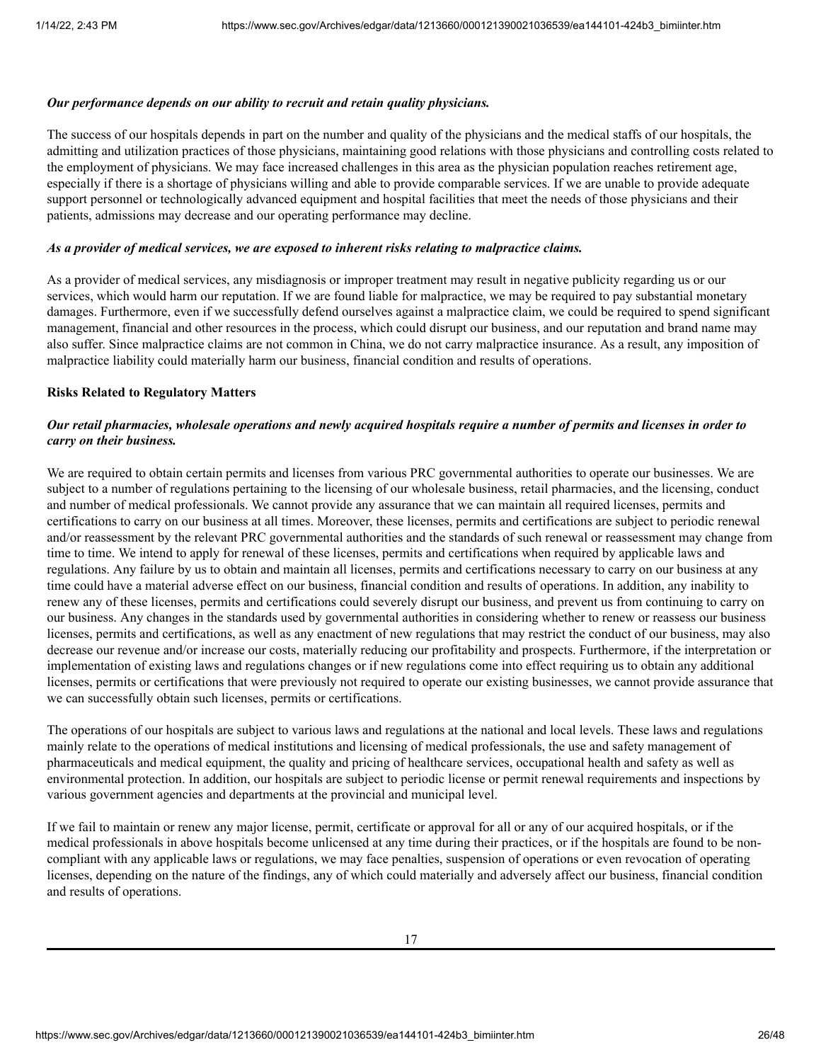*Our performance depends on our ability to recruit and retain quality physicians.*

The success of our hospitals depends in part on the number and quality of the physicians and the medical staffs of our hospitals, the admitting and utilization practices of those physicians, maintaining good relations with those physicians and controlling costs related to the employment of physicians. We may face increased challenges in this area as the physician population reaches retirement age, especially if there is a shortage of physicians willing and able to provide comparable services. If we are unable to provide adequate support personnel or technologically advanced equipment and hospital facilities that meet the needs of those physicians and their patients, admissions may decrease and our operating performance may decline.

*As a provider of medical services, we are exposed to inherent risks relating to malpractice claims.*

As a provider of medical services, any misdiagnosis or improper treatment may result in negative publicity regarding us or our services, which would harm our reputation. If we are found liable for malpractice, we may be required to pay substantial monetary damages. Furthermore, even if we successfully defend ourselves against a malpractice claim, we could be required to spend significant management, financial and other resources in the process, which could disrupt our business, and our reputation and brand name may also suffer. Since malpractice claims are not common in China, we do not carry malpractice insurance. As a result, any imposition of malpractice liability could materially harm our business, financial condition and results of operations.

**Risks Related to Regulatory Matters**

*Our retail pharmacies, wholesale operations and newly acquired hospitals require a number of permits and licenses in order to carry on their business.*

We are required to obtain certain permits and licenses from various PRC governmental authorities to operate our businesses. We are subject to a number of regulations pertaining to the licensing of our wholesale business, retail pharmacies, and the licensing, conduct and number of medical professionals. We cannot provide any assurance that we can maintain all required licenses, permits and certifications to carry on our business at all times. Moreover, these licenses, permits and certifications are subject to periodic renewal and/or reassessment by the relevant PRC governmental authorities and the standards of such renewal or reassessment may change from time to time. We intend to apply for renewal of these licenses, permits and certifications when required by applicable laws and regulations. Any failure by us to obtain and maintain all licenses, permits and certifications necessary to carry on our business at any time could have a material adverse effect on our business, financial condition and results of operations. In addition, any inability to renew any of these licenses, permits and certifications could severely disrupt our business, and prevent us from continuing to carry on our business. Any changes in the standards used by governmental authorities in considering whether to renew or reassess our business licenses, permits and certifications, as well as any enactment of new regulations that may restrict the conduct of our business, may also decrease our revenue and/or increase our costs, materially reducing our profitability and prospects. Furthermore, if the interpretation or implementation of existing laws and regulations changes or if new regulations come into effect requiring us to obtain any additional licenses, permits or certifications that were previously not required to operate our existing businesses, we cannot provide assurance that we can successfully obtain such licenses, permits or certifications.

The operations of our hospitals are subject to various laws and regulations at the national and local levels. These laws and regulations mainly relate to the operations of medical institutions and licensing of medical professionals, the use and safety management of pharmaceuticals and medical equipment, the quality and pricing of healthcare services, occupational health and safety as well as environmental protection. In addition, our hospitals are subject to periodic license or permit renewal requirements and inspections by various government agencies and departments at the provincial and municipal level.

If we fail to maintain or renew any major license, permit, certificate or approval for all or any of our acquired hospitals, or if the medical professionals in above hospitals become unlicensed at any time during their practices, or if the hospitals are found to be non-compliant with any applicable laws or regulations, we may face penalties, suspension of operations or even revocation of operating licenses, depending on the nature of the findings, any of which could materially and adversely affect our business, financial condition and results of operations.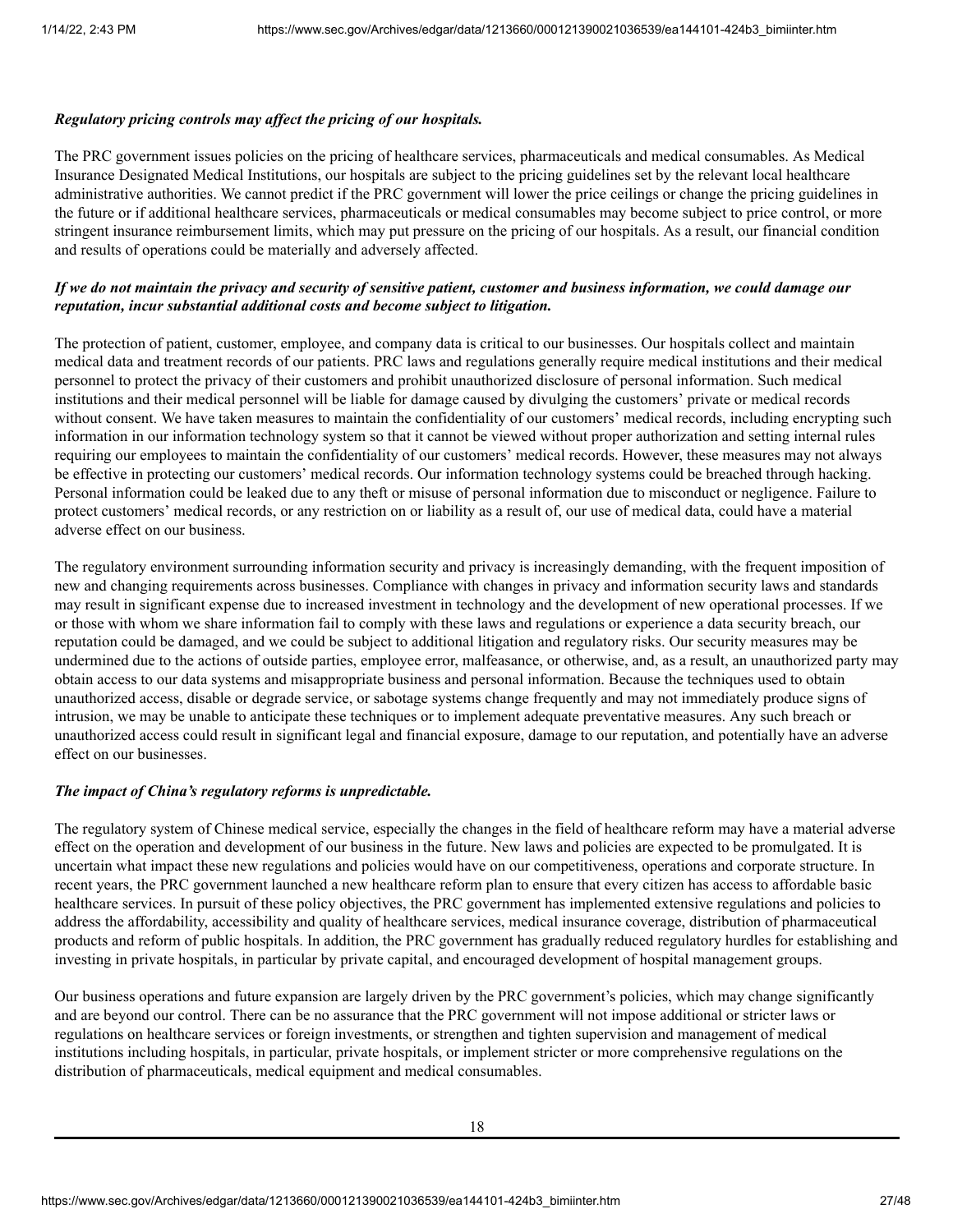***Regulatory pricing controls may affect the pricing of our hospitals.***

The PRC government issues policies on the pricing of healthcare services, pharmaceuticals and medical consumables. As Medical Insurance Designated Medical Institutions, our hospitals are subject to the pricing guidelines set by the relevant local healthcare administrative authorities. We cannot predict if the PRC government will lower the price ceilings or change the pricing guidelines in the future or if additional healthcare services, pharmaceuticals or medical consumables may become subject to price control, or more stringent insurance reimbursement limits, which may put pressure on the pricing of our hospitals. As a result, our financial condition and results of operations could be materially and adversely affected.

***If we do not maintain the privacy and security of sensitive patient, customer and business information, we could damage our reputation, incur substantial additional costs and become subject to litigation.***

The protection of patient, customer, employee, and company data is critical to our businesses. Our hospitals collect and maintain medical data and treatment records of our patients. PRC laws and regulations generally require medical institutions and their medical personnel to protect the privacy of their customers and prohibit unauthorized disclosure of personal information. Such medical institutions and their medical personnel will be liable for damage caused by divulging the customers' private or medical records without consent. We have taken measures to maintain the confidentiality of our customers' medical records, including encrypting such information in our information technology system so that it cannot be viewed without proper authorization and setting internal rules requiring our employees to maintain the confidentiality of our customers' medical records. However, these measures may not always be effective in protecting our customers' medical records. Our information technology systems could be breached through hacking. Personal information could be leaked due to any theft or misuse of personal information due to misconduct or negligence. Failure to protect customers' medical records, or any restriction on or liability as a result of, our use of medical data, could have a material adverse effect on our business.

The regulatory environment surrounding information security and privacy is increasingly demanding, with the frequent imposition of new and changing requirements across businesses. Compliance with changes in privacy and information security laws and standards may result in significant expense due to increased investment in technology and the development of new operational processes. If we or those with whom we share information fail to comply with these laws and regulations or experience a data security breach, our reputation could be damaged, and we could be subject to additional litigation and regulatory risks. Our security measures may be undermined due to the actions of outside parties, employee error, malfeasance, or otherwise, and, as a result, an unauthorized party may obtain access to our data systems and misappropriate business and personal information. Because the techniques used to obtain unauthorized access, disable or degrade service, or sabotage systems change frequently and may not immediately produce signs of intrusion, we may be unable to anticipate these techniques or to implement adequate preventative measures. Any such breach or unauthorized access could result in significant legal and financial exposure, damage to our reputation, and potentially have an adverse effect on our businesses.

***The impact of China's regulatory reforms is unpredictable.***

The regulatory system of Chinese medical service, especially the changes in the field of healthcare reform may have a material adverse effect on the operation and development of our business in the future. New laws and policies are expected to be promulgated. It is uncertain what impact these new regulations and policies would have on our competitiveness, operations and corporate structure. In recent years, the PRC government launched a new healthcare reform plan to ensure that every citizen has access to affordable basic healthcare services. In pursuit of these policy objectives, the PRC government has implemented extensive regulations and policies to address the affordability, accessibility and quality of healthcare services, medical insurance coverage, distribution of pharmaceutical products and reform of public hospitals. In addition, the PRC government has gradually reduced regulatory hurdles for establishing and investing in private hospitals, in particular by private capital, and encouraged development of hospital management groups.

Our business operations and future expansion are largely driven by the PRC government's policies, which may change significantly and are beyond our control. There can be no assurance that the PRC government will not impose additional or stricter laws or regulations on healthcare services or foreign investments, or strengthen and tighten supervision and management of medical institutions including hospitals, in particular, private hospitals, or implement stricter or more comprehensive regulations on the distribution of pharmaceuticals, medical equipment and medical consumables.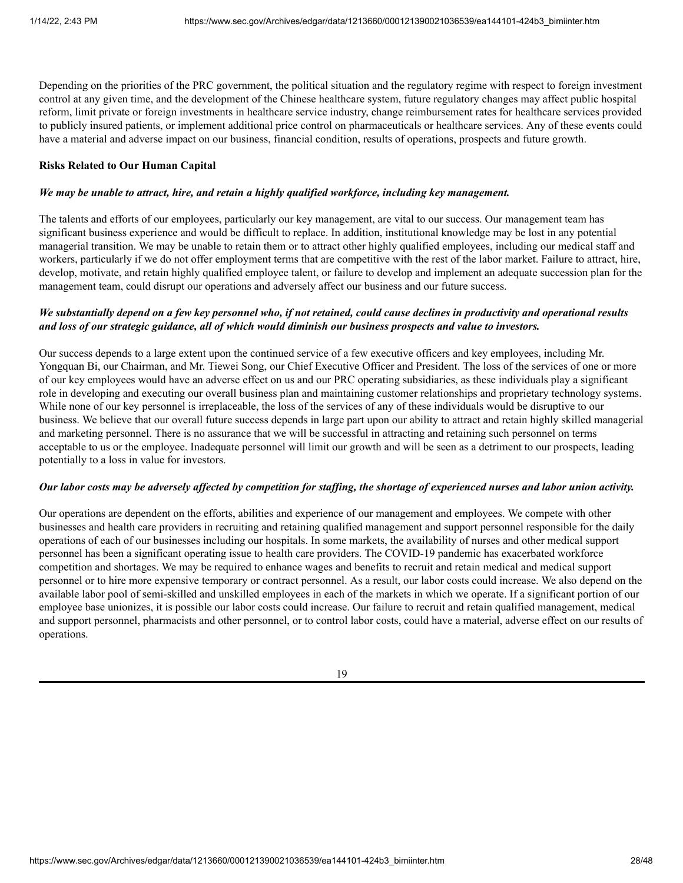Depending on the priorities of the PRC government, the political situation and the regulatory regime with respect to foreign investment control at any given time, and the development of the Chinese healthcare system, future regulatory changes may affect public hospital reform, limit private or foreign investments in healthcare service industry, change reimbursement rates for healthcare services provided to publicly insured patients, or implement additional price control on pharmaceuticals or healthcare services. Any of these events could have a material and adverse impact on our business, financial condition, results of operations, prospects and future growth.

**Risks Related to Our Human Capital**

***We may be unable to attract, hire, and retain a highly qualified workforce, including key management.***

The talents and efforts of our employees, particularly our key management, are vital to our success. Our management team has significant business experience and would be difficult to replace. In addition, institutional knowledge may be lost in any potential managerial transition. We may be unable to retain them or to attract other highly qualified employees, including our medical staff and workers, particularly if we do not offer employment terms that are competitive with the rest of the labor market. Failure to attract, hire, develop, motivate, and retain highly qualified employee talent, or failure to develop and implement an adequate succession plan for the management team, could disrupt our operations and adversely affect our business and our future success.

***We substantially depend on a few key personnel who, if not retained, could cause declines in productivity and operational results and loss of our strategic guidance, all of which would diminish our business prospects and value to investors.***

Our success depends to a large extent upon the continued service of a few executive officers and key employees, including Mr. Yongquan Bi, our Chairman, and Mr. Tiewei Song, our Chief Executive Officer and President. The loss of the services of one or more of our key employees would have an adverse effect on us and our PRC operating subsidiaries, as these individuals play a significant role in developing and executing our overall business plan and maintaining customer relationships and proprietary technology systems. While none of our key personnel is irreplaceable, the loss of the services of any of these individuals would be disruptive to our business. We believe that our overall future success depends in large part upon our ability to attract and retain highly skilled managerial and marketing personnel. There is no assurance that we will be successful in attracting and retaining such personnel on terms acceptable to us or the employee. Inadequate personnel will limit our growth and will be seen as a detriment to our prospects, leading potentially to a loss in value for investors.

***Our labor costs may be adversely affected by competition for staffing, the shortage of experienced nurses and labor union activity.***

Our operations are dependent on the efforts, abilities and experience of our management and employees. We compete with other businesses and health care providers in recruiting and retaining qualified management and support personnel responsible for the daily operations of each of our businesses including our hospitals. In some markets, the availability of nurses and other medical support personnel has been a significant operating issue to health care providers. The COVID-19 pandemic has exacerbated workforce competition and shortages. We may be required to enhance wages and benefits to recruit and retain medical and medical support personnel or to hire more expensive temporary or contract personnel. As a result, our labor costs could increase. We also depend on the available labor pool of semi-skilled and unskilled employees in each of the markets in which we operate. If a significant portion of our employee base unionizes, it is possible our labor costs could increase. Our failure to recruit and retain qualified management, medical and support personnel, pharmacists and other personnel, or to control labor costs, could have a material, adverse effect on our results of operations.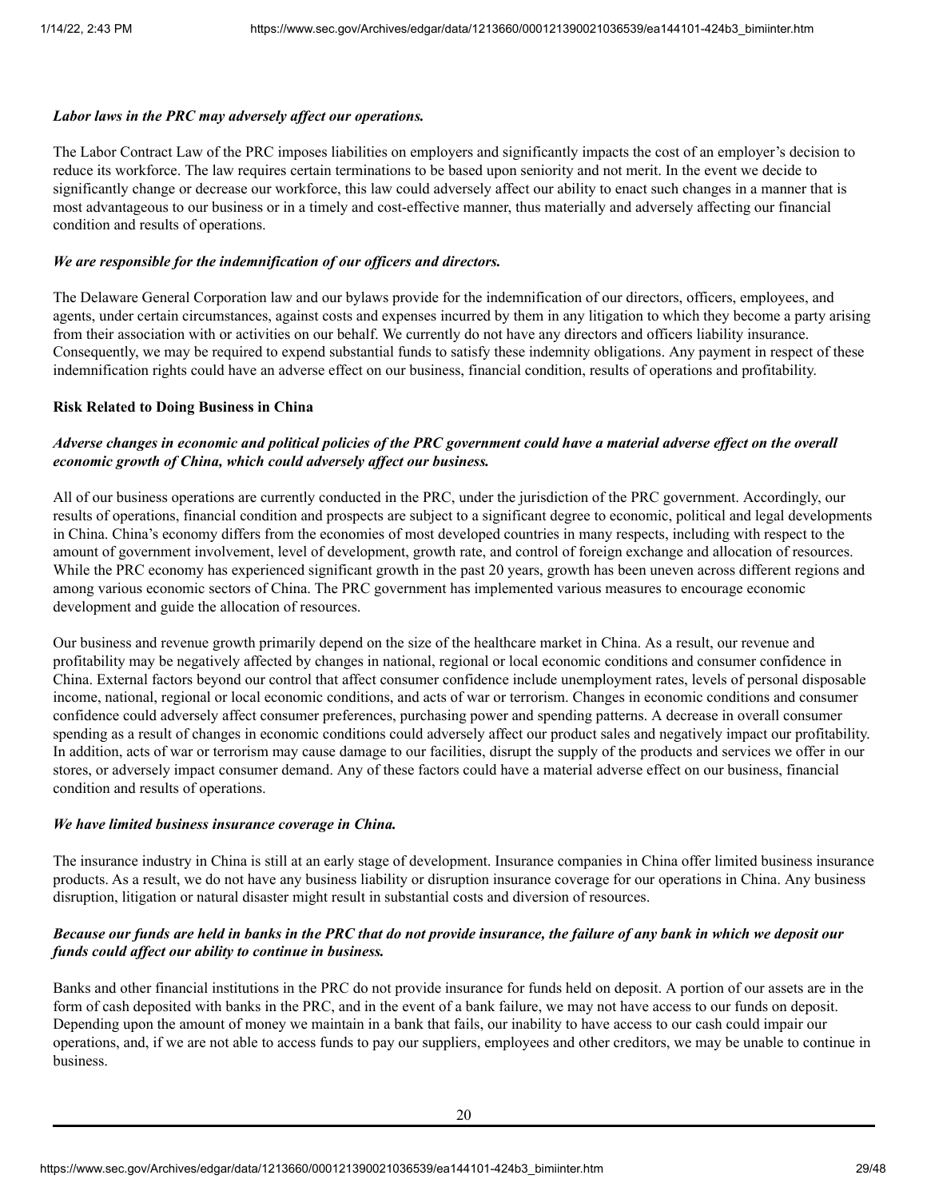*Labor laws in the PRC may adversely affect our operations.*

The Labor Contract Law of the PRC imposes liabilities on employers and significantly impacts the cost of an employer's decision to reduce its workforce. The law requires certain terminations to be based upon seniority and not merit. In the event we decide to significantly change or decrease our workforce, this law could adversely affect our ability to enact such changes in a manner that is most advantageous to our business or in a timely and cost-effective manner, thus materially and adversely affecting our financial condition and results of operations.

*We are responsible for the indemnification of our officers and directors.*

The Delaware General Corporation law and our bylaws provide for the indemnification of our directors, officers, employees, and agents, under certain circumstances, against costs and expenses incurred by them in any litigation to which they become a party arising from their association with or activities on our behalf. We currently do not have any directors and officers liability insurance. Consequently, we may be required to expend substantial funds to satisfy these indemnity obligations. Any payment in respect of these indemnification rights could have an adverse effect on our business, financial condition, results of operations and profitability.

**Risk Related to Doing Business in China**

***Adverse changes in economic and political policies of the PRC government could have a material adverse effect on the overall economic growth of China, which could adversely affect our business.***

All of our business operations are currently conducted in the PRC, under the jurisdiction of the PRC government. Accordingly, our results of operations, financial condition and prospects are subject to a significant degree to economic, political and legal developments in China. China's economy differs from the economies of most developed countries in many respects, including with respect to the amount of government involvement, level of development, growth rate, and control of foreign exchange and allocation of resources. While the PRC economy has experienced significant growth in the past 20 years, growth has been uneven across different regions and among various economic sectors of China. The PRC government has implemented various measures to encourage economic development and guide the allocation of resources.

Our business and revenue growth primarily depend on the size of the healthcare market in China. As a result, our revenue and profitability may be negatively affected by changes in national, regional or local economic conditions and consumer confidence in China. External factors beyond our control that affect consumer confidence include unemployment rates, levels of personal disposable income, national, regional or local economic conditions, and acts of war or terrorism. Changes in economic conditions and consumer confidence could adversely affect consumer preferences, purchasing power and spending patterns. A decrease in overall consumer spending as a result of changes in economic conditions could adversely affect our product sales and negatively impact our profitability. In addition, acts of war or terrorism may cause damage to our facilities, disrupt the supply of the products and services we offer in our stores, or adversely impact consumer demand. Any of these factors could have a material adverse effect on our business, financial condition and results of operations.

*We have limited business insurance coverage in China.*

The insurance industry in China is still at an early stage of development. Insurance companies in China offer limited business insurance products. As a result, we do not have any business liability or disruption insurance coverage for our operations in China. Any business disruption, litigation or natural disaster might result in substantial costs and diversion of resources.

***Because our funds are held in banks in the PRC that do not provide insurance, the failure of any bank in which we deposit our funds could affect our ability to continue in business.***

Banks and other financial institutions in the PRC do not provide insurance for funds held on deposit. A portion of our assets are in the form of cash deposited with banks in the PRC, and in the event of a bank failure, we may not have access to our funds on deposit. Depending upon the amount of money we maintain in a bank that fails, our inability to have access to our cash could impair our operations, and, if we are not able to access funds to pay our suppliers, employees and other creditors, we may be unable to continue in business.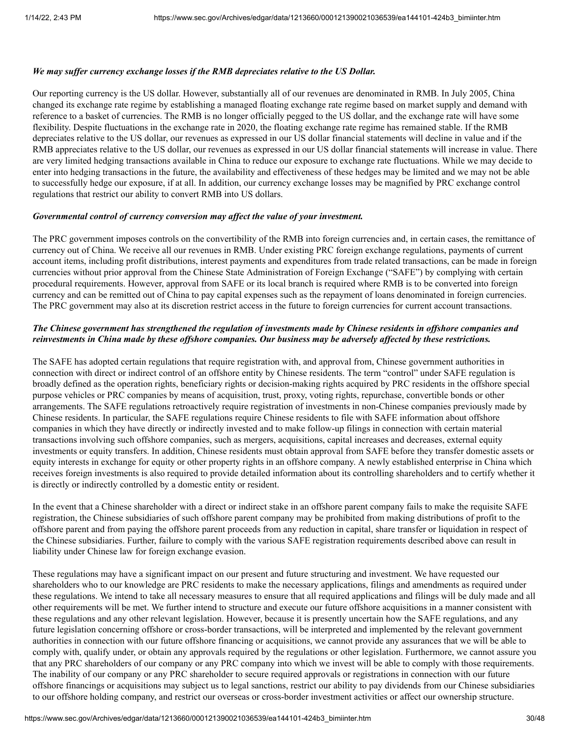***We may suffer currency exchange losses if the RMB depreciates relative to the US Dollar.***

Our reporting currency is the US dollar. However, substantially all of our revenues are denominated in RMB. In July 2005, China changed its exchange rate regime by establishing a managed floating exchange rate regime based on market supply and demand with reference to a basket of currencies. The RMB is no longer officially pegged to the US dollar, and the exchange rate will have some flexibility. Despite fluctuations in the exchange rate in 2020, the floating exchange rate regime has remained stable. If the RMB depreciates relative to the US dollar, our revenues as expressed in our US dollar financial statements will decline in value and if the RMB appreciates relative to the US dollar, our revenues as expressed in our US dollar financial statements will increase in value. There are very limited hedging transactions available in China to reduce our exposure to exchange rate fluctuations. While we may decide to enter into hedging transactions in the future, the availability and effectiveness of these hedges may be limited and we may not be able to successfully hedge our exposure, if at all. In addition, our currency exchange losses may be magnified by PRC exchange control regulations that restrict our ability to convert RMB into US dollars.

***Governmental control of currency conversion may affect the value of your investment.***

The PRC government imposes controls on the convertibility of the RMB into foreign currencies and, in certain cases, the remittance of currency out of China. We receive all our revenues in RMB. Under existing PRC foreign exchange regulations, payments of current account items, including profit distributions, interest payments and expenditures from trade related transactions, can be made in foreign currencies without prior approval from the Chinese State Administration of Foreign Exchange ("SAFE") by complying with certain procedural requirements. However, approval from SAFE or its local branch is required where RMB is to be converted into foreign currency and can be remitted out of China to pay capital expenses such as the repayment of loans denominated in foreign currencies. The PRC government may also at its discretion restrict access in the future to foreign currencies for current account transactions.

***The Chinese government has strengthened the regulation of investments made by Chinese residents in offshore companies and reinvestments in China made by these offshore companies. Our business may be adversely affected by these restrictions.***

The SAFE has adopted certain regulations that require registration with, and approval from, Chinese government authorities in connection with direct or indirect control of an offshore entity by Chinese residents. The term "control" under SAFE regulation is broadly defined as the operation rights, beneficiary rights or decision-making rights acquired by PRC residents in the offshore special purpose vehicles or PRC companies by means of acquisition, trust, proxy, voting rights, repurchase, convertible bonds or other arrangements. The SAFE regulations retroactively require registration of investments in non-Chinese companies previously made by Chinese residents. In particular, the SAFE regulations require Chinese residents to file with SAFE information about offshore companies in which they have directly or indirectly invested and to make follow-up filings in connection with certain material transactions involving such offshore companies, such as mergers, acquisitions, capital increases and decreases, external equity investments or equity transfers. In addition, Chinese residents must obtain approval from SAFE before they transfer domestic assets or equity interests in exchange for equity or other property rights in an offshore company. A newly established enterprise in China which receives foreign investments is also required to provide detailed information about its controlling shareholders and to certify whether it is directly or indirectly controlled by a domestic entity or resident.

In the event that a Chinese shareholder with a direct or indirect stake in an offshore parent company fails to make the requisite SAFE registration, the Chinese subsidiaries of such offshore parent company may be prohibited from making distributions of profit to the offshore parent and from paying the offshore parent proceeds from any reduction in capital, share transfer or liquidation in respect of the Chinese subsidiaries. Further, failure to comply with the various SAFE registration requirements described above can result in liability under Chinese law for foreign exchange evasion.

These regulations may have a significant impact on our present and future structuring and investment. We have requested our shareholders who to our knowledge are PRC residents to make the necessary applications, filings and amendments as required under these regulations. We intend to take all necessary measures to ensure that all required applications and filings will be duly made and all other requirements will be met. We further intend to structure and execute our future offshore acquisitions in a manner consistent with these regulations and any other relevant legislation. However, because it is presently uncertain how the SAFE regulations, and any future legislation concerning offshore or cross-border transactions, will be interpreted and implemented by the relevant government authorities in connection with our future offshore financing or acquisitions, we cannot provide any assurances that we will be able to comply with, qualify under, or obtain any approvals required by the regulations or other legislation. Furthermore, we cannot assure you that any PRC shareholders of our company or any PRC company into which we invest will be able to comply with those requirements. The inability of our company or any PRC shareholder to secure required approvals or registrations in connection with our future offshore financings or acquisitions may subject us to legal sanctions, restrict our ability to pay dividends from our Chinese subsidiaries to our offshore holding company, and restrict our overseas or cross-border investment activities or affect our ownership structure.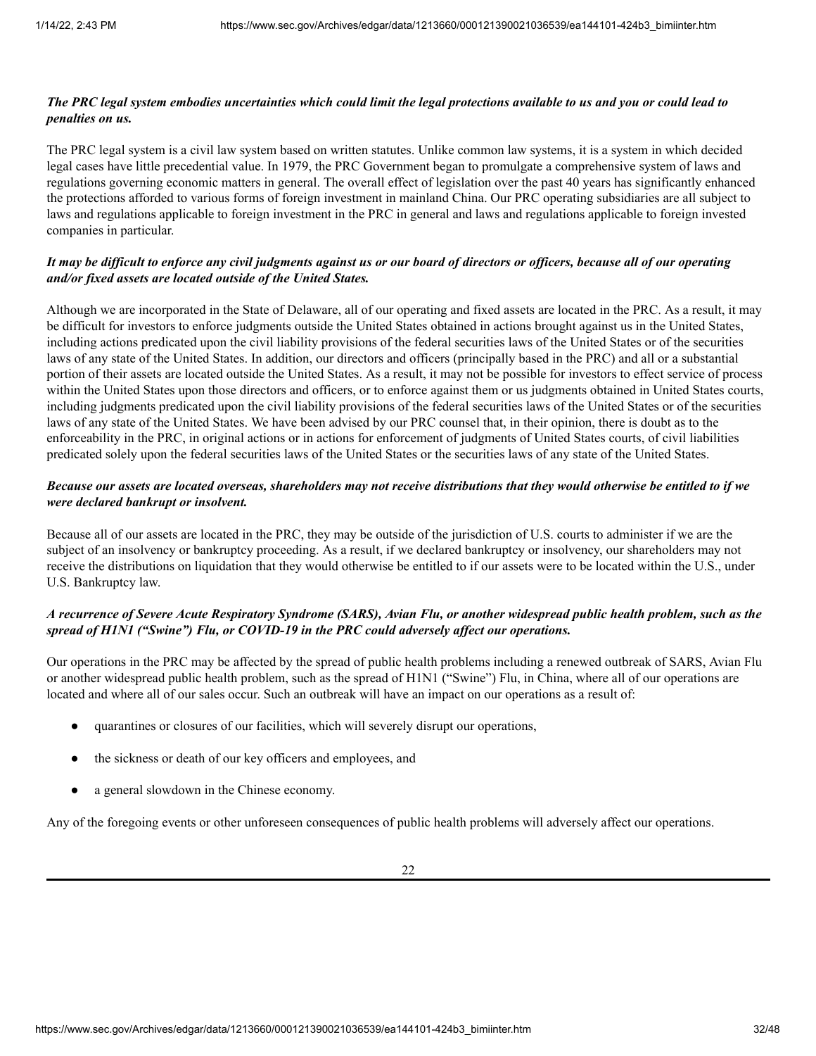***The PRC legal system embodies uncertainties which could limit the legal protections available to us and you or could lead to penalties on us.***

The PRC legal system is a civil law system based on written statutes. Unlike common law systems, it is a system in which decided legal cases have little precedential value. In 1979, the PRC Government began to promulgate a comprehensive system of laws and regulations governing economic matters in general. The overall effect of legislation over the past 40 years has significantly enhanced the protections afforded to various forms of foreign investment in mainland China. Our PRC operating subsidiaries are all subject to laws and regulations applicable to foreign investment in the PRC in general and laws and regulations applicable to foreign invested companies in particular.

***It may be difficult to enforce any civil judgments against us or our board of directors or officers, because all of our operating and/or fixed assets are located outside of the United States.***

Although we are incorporated in the State of Delaware, all of our operating and fixed assets are located in the PRC. As a result, it may be difficult for investors to enforce judgments outside the United States obtained in actions brought against us in the United States, including actions predicated upon the civil liability provisions of the federal securities laws of the United States or of the securities laws of any state of the United States. In addition, our directors and officers (principally based in the PRC) and all or a substantial portion of their assets are located outside the United States. As a result, it may not be possible for investors to effect service of process within the United States upon those directors and officers, or to enforce against them or us judgments obtained in United States courts, including judgments predicated upon the civil liability provisions of the federal securities laws of the United States or of the securities laws of any state of the United States. We have been advised by our PRC counsel that, in their opinion, there is doubt as to the enforceability in the PRC, in original actions or in actions for enforcement of judgments of United States courts, of civil liabilities predicated solely upon the federal securities laws of the United States or the securities laws of any state of the United States.

***Because our assets are located overseas, shareholders may not receive distributions that they would otherwise be entitled to if we were declared bankrupt or insolvent.***

Because all of our assets are located in the PRC, they may be outside of the jurisdiction of U.S. courts to administer if we are the subject of an insolvency or bankruptcy proceeding. As a result, if we declared bankruptcy or insolvency, our shareholders may not receive the distributions on liquidation that they would otherwise be entitled to if our assets were to be located within the U.S., under U.S. Bankruptcy law.

***A recurrence of Severe Acute Respiratory Syndrome (SARS), Avian Flu, or another widespread public health problem, such as the spread of H1N1 ("Swine") Flu, or COVID-19 in the PRC could adversely affect our operations.***

Our operations in the PRC may be affected by the spread of public health problems including a renewed outbreak of SARS, Avian Flu or another widespread public health problem, such as the spread of H1N1 ("Swine") Flu, in China, where all of our operations are located and where all of our sales occur. Such an outbreak will have an impact on our operations as a result of:

- quarantines or closures of our facilities, which will severely disrupt our operations,
- the sickness or death of our key officers and employees, and
- a general slowdown in the Chinese economy.

Any of the foregoing events or other unforeseen consequences of public health problems will adversely affect our operations.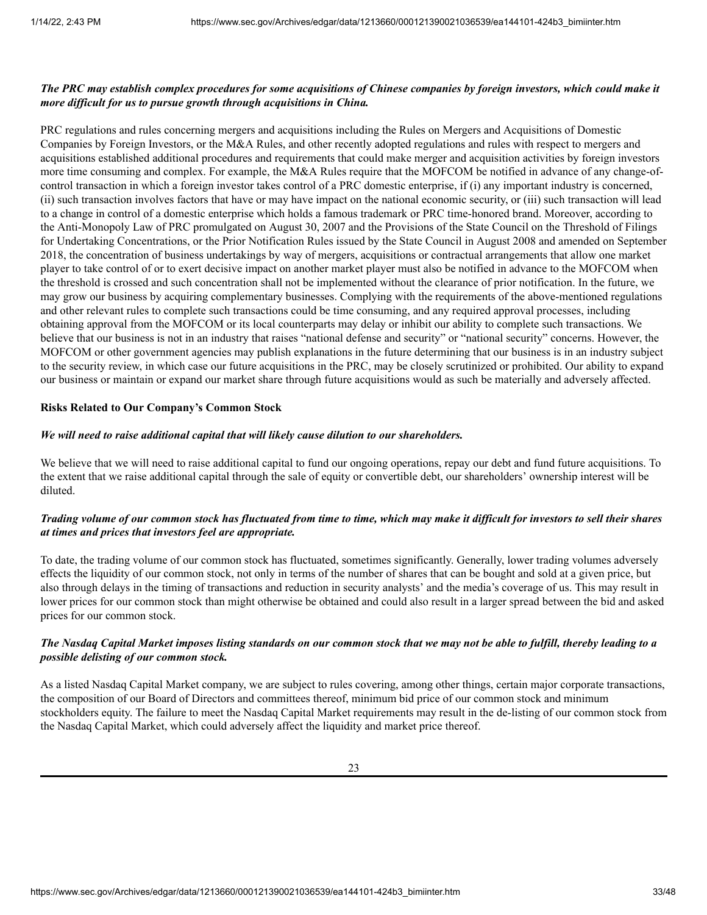***The PRC may establish complex procedures for some acquisitions of Chinese companies by foreign investors, which could make it more difficult for us to pursue growth through acquisitions in China.***

PRC regulations and rules concerning mergers and acquisitions including the Rules on Mergers and Acquisitions of Domestic Companies by Foreign Investors, or the M&A Rules, and other recently adopted regulations and rules with respect to mergers and acquisitions established additional procedures and requirements that could make merger and acquisition activities by foreign investors more time consuming and complex. For example, the M&A Rules require that the MOFCOM be notified in advance of any change-of-control transaction in which a foreign investor takes control of a PRC domestic enterprise, if (i) any important industry is concerned, (ii) such transaction involves factors that have or may have impact on the national economic security, or (iii) such transaction will lead to a change in control of a domestic enterprise which holds a famous trademark or PRC time-honored brand. Moreover, according to the Anti-Monopoly Law of PRC promulgated on August 30, 2007 and the Provisions of the State Council on the Threshold of Filings for Undertaking Concentrations, or the Prior Notification Rules issued by the State Council in August 2008 and amended on September 2018, the concentration of business undertakings by way of mergers, acquisitions or contractual arrangements that allow one market player to take control of or to exert decisive impact on another market player must also be notified in advance to the MOFCOM when the threshold is crossed and such concentration shall not be implemented without the clearance of prior notification. In the future, we may grow our business by acquiring complementary businesses. Complying with the requirements of the above-mentioned regulations and other relevant rules to complete such transactions could be time consuming, and any required approval processes, including obtaining approval from the MOFCOM or its local counterparts may delay or inhibit our ability to complete such transactions. We believe that our business is not in an industry that raises "national defense and security" or "national security" concerns. However, the MOFCOM or other government agencies may publish explanations in the future determining that our business is in an industry subject to the security review, in which case our future acquisitions in the PRC, may be closely scrutinized or prohibited. Our ability to expand our business or maintain or expand our market share through future acquisitions would as such be materially and adversely affected.

**Risks Related to Our Company's Common Stock**

***We will need to raise additional capital that will likely cause dilution to our shareholders.***

We believe that we will need to raise additional capital to fund our ongoing operations, repay our debt and fund future acquisitions. To the extent that we raise additional capital through the sale of equity or convertible debt, our shareholders' ownership interest will be diluted.

***Trading volume of our common stock has fluctuated from time to time, which may make it difficult for investors to sell their shares at times and prices that investors feel are appropriate.***

To date, the trading volume of our common stock has fluctuated, sometimes significantly. Generally, lower trading volumes adversely effects the liquidity of our common stock, not only in terms of the number of shares that can be bought and sold at a given price, but also through delays in the timing of transactions and reduction in security analysts' and the media's coverage of us. This may result in lower prices for our common stock than might otherwise be obtained and could also result in a larger spread between the bid and asked prices for our common stock.

***The Nasdaq Capital Market imposes listing standards on our common stock that we may not be able to fulfill, thereby leading to a possible delisting of our common stock.***

As a listed Nasdaq Capital Market company, we are subject to rules covering, among other things, certain major corporate transactions, the composition of our Board of Directors and committees thereof, minimum bid price of our common stock and minimum stockholders equity. The failure to meet the Nasdaq Capital Market requirements may result in the de-listing of our common stock from the Nasdaq Capital Market, which could adversely affect the liquidity and market price thereof.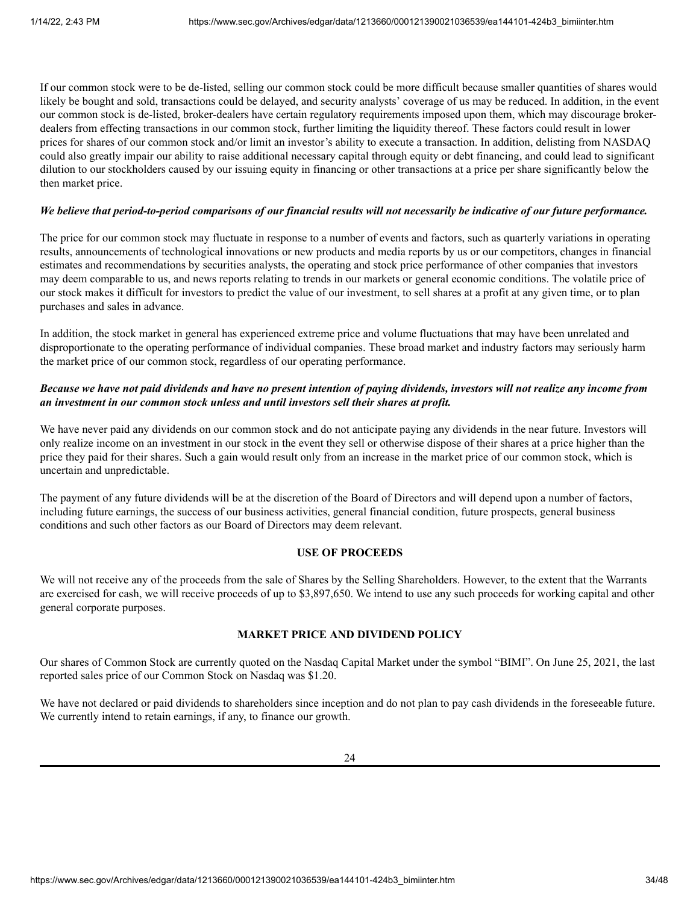If our common stock were to be de-listed, selling our common stock could be more difficult because smaller quantities of shares would likely be bought and sold, transactions could be delayed, and security analysts' coverage of us may be reduced. In addition, in the event our common stock is de-listed, broker-dealers have certain regulatory requirements imposed upon them, which may discourage broker-dealers from effecting transactions in our common stock, further limiting the liquidity thereof. These factors could result in lower prices for shares of our common stock and/or limit an investor's ability to execute a transaction. In addition, delisting from NASDAQ could also greatly impair our ability to raise additional necessary capital through equity or debt financing, and could lead to significant dilution to our stockholders caused by our issuing equity in financing or other transactions at a price per share significantly below the then market price.

***We believe that period-to-period comparisons of our financial results will not necessarily be indicative of our future performance.***

The price for our common stock may fluctuate in response to a number of events and factors, such as quarterly variations in operating results, announcements of technological innovations or new products and media reports by us or our competitors, changes in financial estimates and recommendations by securities analysts, the operating and stock price performance of other companies that investors may deem comparable to us, and news reports relating to trends in our markets or general economic conditions. The volatile price of our stock makes it difficult for investors to predict the value of our investment, to sell shares at a profit at any given time, or to plan purchases and sales in advance.

In addition, the stock market in general has experienced extreme price and volume fluctuations that may have been unrelated and disproportionate to the operating performance of individual companies. These broad market and industry factors may seriously harm the market price of our common stock, regardless of our operating performance.

***Because we have not paid dividends and have no present intention of paying dividends, investors will not realize any income from an investment in our common stock unless and until investors sell their shares at profit.***

We have never paid any dividends on our common stock and do not anticipate paying any dividends in the near future. Investors will only realize income on an investment in our stock in the event they sell or otherwise dispose of their shares at a price higher than the price they paid for their shares. Such a gain would result only from an increase in the market price of our common stock, which is uncertain and unpredictable.

The payment of any future dividends will be at the discretion of the Board of Directors and will depend upon a number of factors, including future earnings, the success of our business activities, general financial condition, future prospects, general business conditions and such other factors as our Board of Directors may deem relevant.

## USE OF PROCEEDS

We will not receive any of the proceeds from the sale of Shares by the Selling Shareholders. However, to the extent that the Warrants are exercised for cash, we will receive proceeds of up to $3,897,650. We intend to use any such proceeds for working capital and other general corporate purposes.

## MARKET PRICE AND DIVIDEND POLICY

Our shares of Common Stock are currently quoted on the Nasdaq Capital Market under the symbol "BIMI". On June 25, 2021, the last reported sales price of our Common Stock on Nasdaq was $1.20.

We have not declared or paid dividends to shareholders since inception and do not plan to pay cash dividends in the foreseeable future. We currently intend to retain earnings, if any, to finance our growth.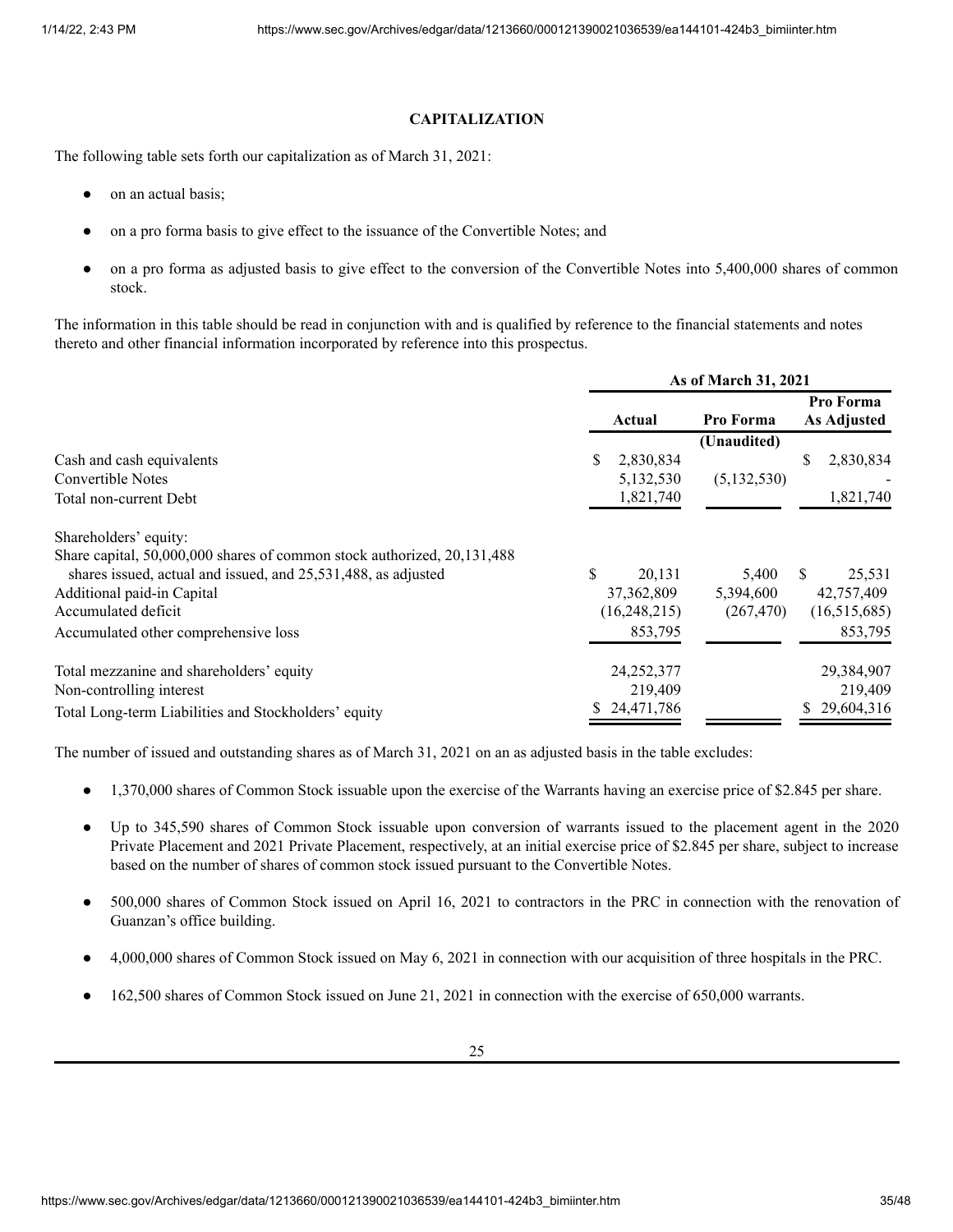## CAPITALIZATION

The following table sets forth our capitalization as of March 31, 2021:

- on an actual basis;
- on a pro forma basis to give effect to the issuance of the Convertible Notes; and
- on a pro forma as adjusted basis to give effect to the conversion of the Convertible Notes into 5,400,000 shares of common stock.

The information in this table should be read in conjunction with and is qualified by reference to the financial statements and notes thereto and other financial information incorporated by reference into this prospectus.

| | As of March 31, 2021 | | |
|---|---|---|---|
| | Actual | Pro Forma | Pro Forma As Adjusted |
| | | (Unaudited) | |
| Cash and cash equivalents | $ 2,830,834 | | $ 2,830,834 |
| Convertible Notes | 5,132,530 | (5,132,530) | - |
| Total non-current Debt | 1,821,740 | | 1,821,740 |
| Shareholders' equity: | | | |
| Share capital, 50,000,000 shares of common stock authorized, 20,131,488 shares issued, actual and issued, and 25,531,488, as adjusted | $ 20,131 | 5,400 | $ 25,531 |
| Additional paid-in Capital | 37,362,809 | 5,394,600 | 42,757,409 |
| Accumulated deficit | (16,248,215) | (267,470) | (16,515,685) |
| Accumulated other comprehensive loss | 853,795 | | 853,795 |
| Total mezzanine and shareholders' equity | 24,252,377 | | 29,384,907 |
| Non-controlling interest | 219,409 | | 219,409 |
| Total Long-term Liabilities and Stockholders' equity | $ 24,471,786 | | $ 29,604,316 |

The number of issued and outstanding shares as of March 31, 2021 on an as adjusted basis in the table excludes:

- 1,370,000 shares of Common Stock issuable upon the exercise of the Warrants having an exercise price of $2.845 per share.
- Up to 345,590 shares of Common Stock issuable upon conversion of warrants issued to the placement agent in the 2020 Private Placement and 2021 Private Placement, respectively, at an initial exercise price of $2.845 per share, subject to increase based on the number of shares of common stock issued pursuant to the Convertible Notes.
- 500,000 shares of Common Stock issued on April 16, 2021 to contractors in the PRC in connection with the renovation of Guanzan's office building.
- 4,000,000 shares of Common Stock issued on May 6, 2021 in connection with our acquisition of three hospitals in the PRC.
- 162,500 shares of Common Stock issued on June 21, 2021 in connection with the exercise of 650,000 warrants.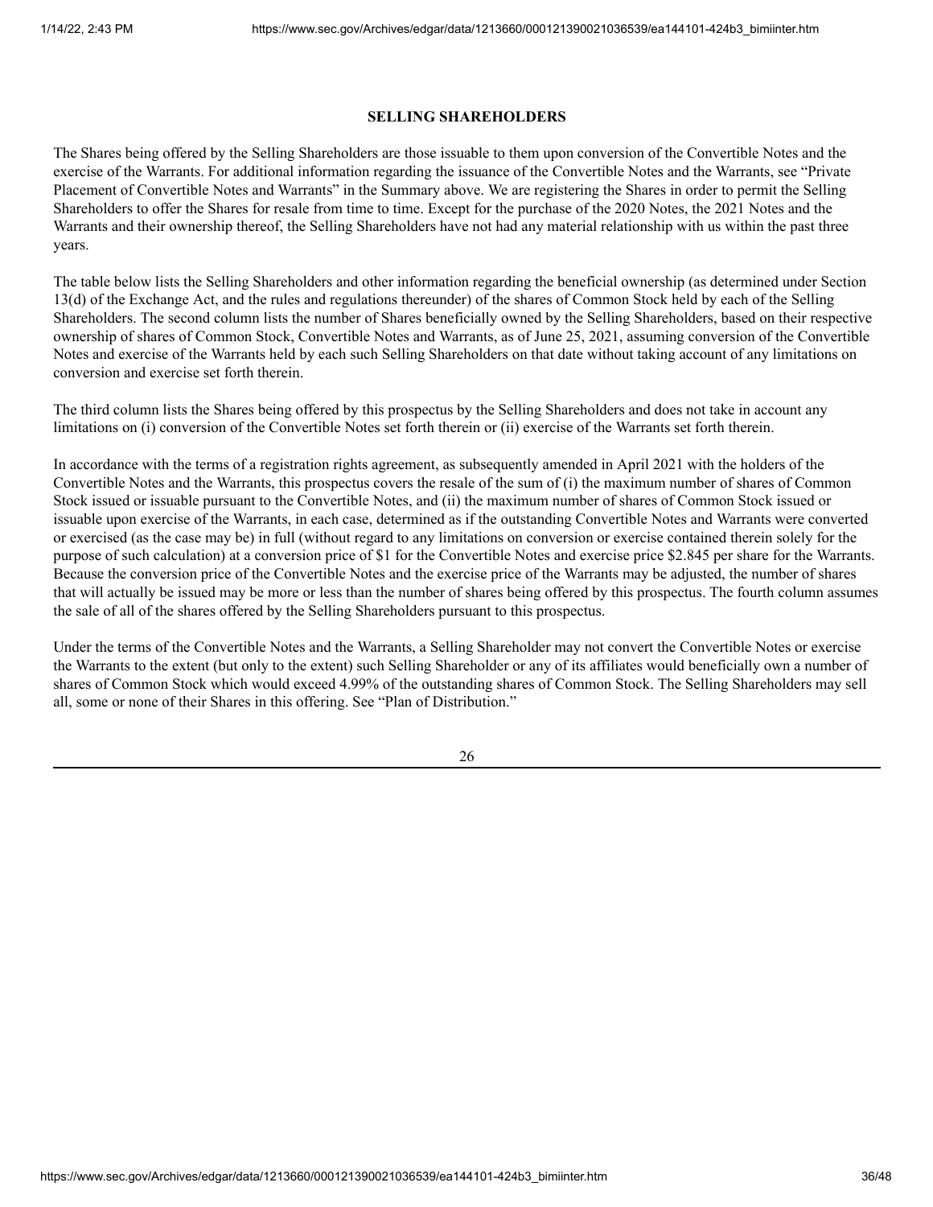## SELLING SHAREHOLDERS

The Shares being offered by the Selling Shareholders are those issuable to them upon conversion of the Convertible Notes and the exercise of the Warrants. For additional information regarding the issuance of the Convertible Notes and the Warrants, see "Private Placement of Convertible Notes and Warrants" in the Summary above. We are registering the Shares in order to permit the Selling Shareholders to offer the Shares for resale from time to time. Except for the purchase of the 2020 Notes, the 2021 Notes and the Warrants and their ownership thereof, the Selling Shareholders have not had any material relationship with us within the past three years.

The table below lists the Selling Shareholders and other information regarding the beneficial ownership (as determined under Section 13(d) of the Exchange Act, and the rules and regulations thereunder) of the shares of Common Stock held by each of the Selling Shareholders. The second column lists the number of Shares beneficially owned by the Selling Shareholders, based on their respective ownership of shares of Common Stock, Convertible Notes and Warrants, as of June 25, 2021, assuming conversion of the Convertible Notes and exercise of the Warrants held by each such Selling Shareholders on that date without taking account of any limitations on conversion and exercise set forth therein.

The third column lists the Shares being offered by this prospectus by the Selling Shareholders and does not take in account any limitations on (i) conversion of the Convertible Notes set forth therein or (ii) exercise of the Warrants set forth therein.

In accordance with the terms of a registration rights agreement, as subsequently amended in April 2021 with the holders of the Convertible Notes and the Warrants, this prospectus covers the resale of the sum of (i) the maximum number of shares of Common Stock issued or issuable pursuant to the Convertible Notes, and (ii) the maximum number of shares of Common Stock issued or issuable upon exercise of the Warrants, in each case, determined as if the outstanding Convertible Notes and Warrants were converted or exercised (as the case may be) in full (without regard to any limitations on conversion or exercise contained therein solely for the purpose of such calculation) at a conversion price of $1 for the Convertible Notes and exercise price $2.845 per share for the Warrants. Because the conversion price of the Convertible Notes and the exercise price of the Warrants may be adjusted, the number of shares that will actually be issued may be more or less than the number of shares being offered by this prospectus. The fourth column assumes the sale of all of the shares offered by the Selling Shareholders pursuant to this prospectus.

Under the terms of the Convertible Notes and the Warrants, a Selling Shareholder may not convert the Convertible Notes or exercise the Warrants to the extent (but only to the extent) such Selling Shareholder or any of its affiliates would beneficially own a number of shares of Common Stock which would exceed 4.99% of the outstanding shares of Common Stock. The Selling Shareholders may sell all, some or none of their Shares in this offering. See "Plan of Distribution."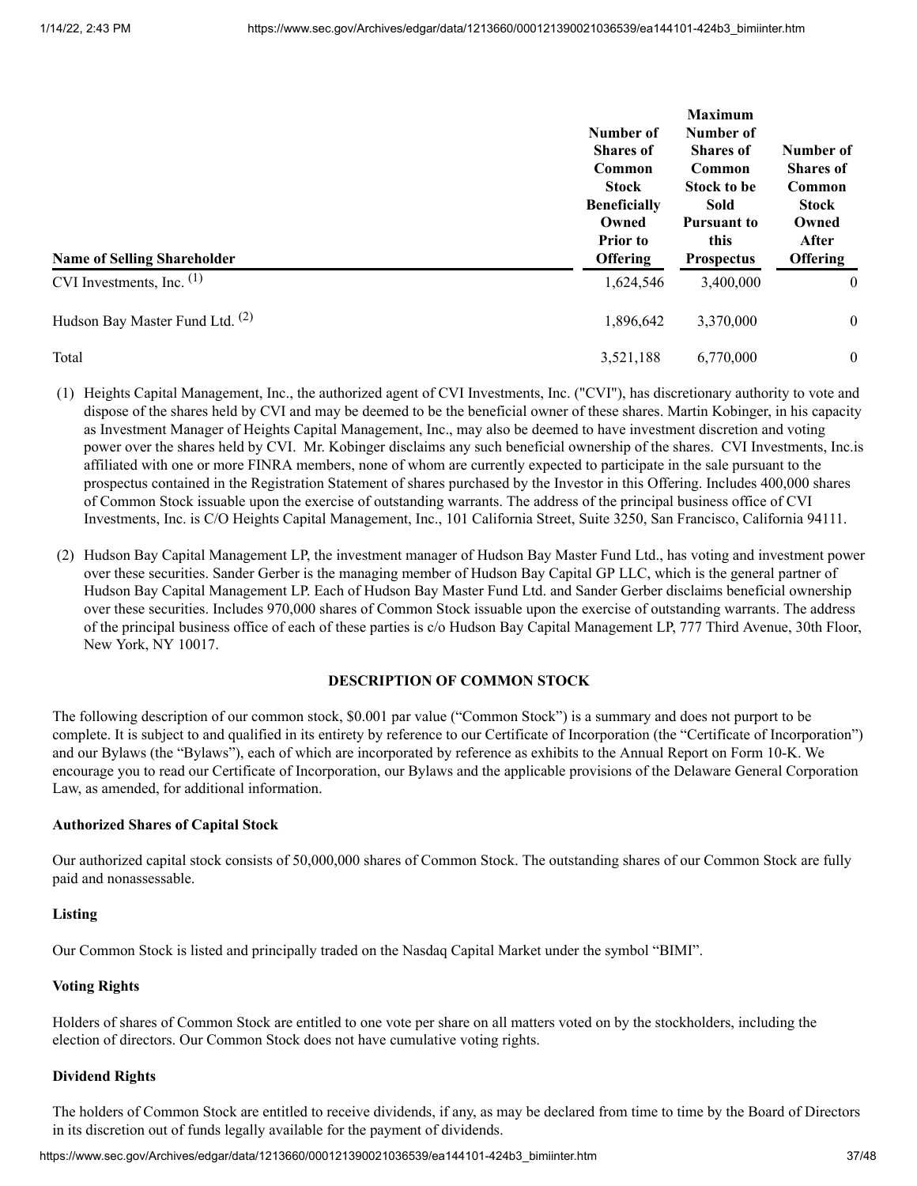| Name of Selling Shareholder | Number of Shares of Common Stock Beneficially Owned Prior to Offering | Maximum Number of Shares of Common Stock to be Sold Pursuant to this Prospectus | Number of Shares of Common Stock Owned After Offering |
|---|---|---|---|
| CVI Investments, Inc. (1) | 1,624,546 | 3,400,000 | 0 |
| Hudson Bay Master Fund Ltd. (2) | 1,896,642 | 3,370,000 | 0 |
| Total | 3,521,188 | 6,770,000 | 0 |

(1) Heights Capital Management, Inc., the authorized agent of CVI Investments, Inc. ("CVI"), has discretionary authority to vote and dispose of the shares held by CVI and may be deemed to be the beneficial owner of these shares. Martin Kobinger, in his capacity as Investment Manager of Heights Capital Management, Inc., may also be deemed to have investment discretion and voting power over the shares held by CVI. Mr. Kobinger disclaims any such beneficial ownership of the shares. CVI Investments, Inc.is affiliated with one or more FINRA members, none of whom are currently expected to participate in the sale pursuant to the prospectus contained in the Registration Statement of shares purchased by the Investor in this Offering. Includes 400,000 shares of Common Stock issuable upon the exercise of outstanding warrants. The address of the principal business office of CVI Investments, Inc. is C/O Heights Capital Management, Inc., 101 California Street, Suite 3250, San Francisco, California 94111.

(2) Hudson Bay Capital Management LP, the investment manager of Hudson Bay Master Fund Ltd., has voting and investment power over these securities. Sander Gerber is the managing member of Hudson Bay Capital GP LLC, which is the general partner of Hudson Bay Capital Management LP. Each of Hudson Bay Master Fund Ltd. and Sander Gerber disclaims beneficial ownership over these securities. Includes 970,000 shares of Common Stock issuable upon the exercise of outstanding warrants. The address of the principal business office of each of these parties is c/o Hudson Bay Capital Management LP, 777 Third Avenue, 30th Floor, New York, NY 10017.

## DESCRIPTION OF COMMON STOCK

The following description of our common stock, $0.001 par value ("Common Stock") is a summary and does not purport to be complete. It is subject to and qualified in its entirety by reference to our Certificate of Incorporation (the "Certificate of Incorporation") and our Bylaws (the "Bylaws"), each of which are incorporated by reference as exhibits to the Annual Report on Form 10-K. We encourage you to read our Certificate of Incorporation, our Bylaws and the applicable provisions of the Delaware General Corporation Law, as amended, for additional information.

### Authorized Shares of Capital Stock

Our authorized capital stock consists of 50,000,000 shares of Common Stock. The outstanding shares of our Common Stock are fully paid and nonassessable.

### Listing

Our Common Stock is listed and principally traded on the Nasdaq Capital Market under the symbol "BIMI".

### Voting Rights

Holders of shares of Common Stock are entitled to one vote per share on all matters voted on by the stockholders, including the election of directors. Our Common Stock does not have cumulative voting rights.

### Dividend Rights

The holders of Common Stock are entitled to receive dividends, if any, as may be declared from time to time by the Board of Directors in its discretion out of funds legally available for the payment of dividends.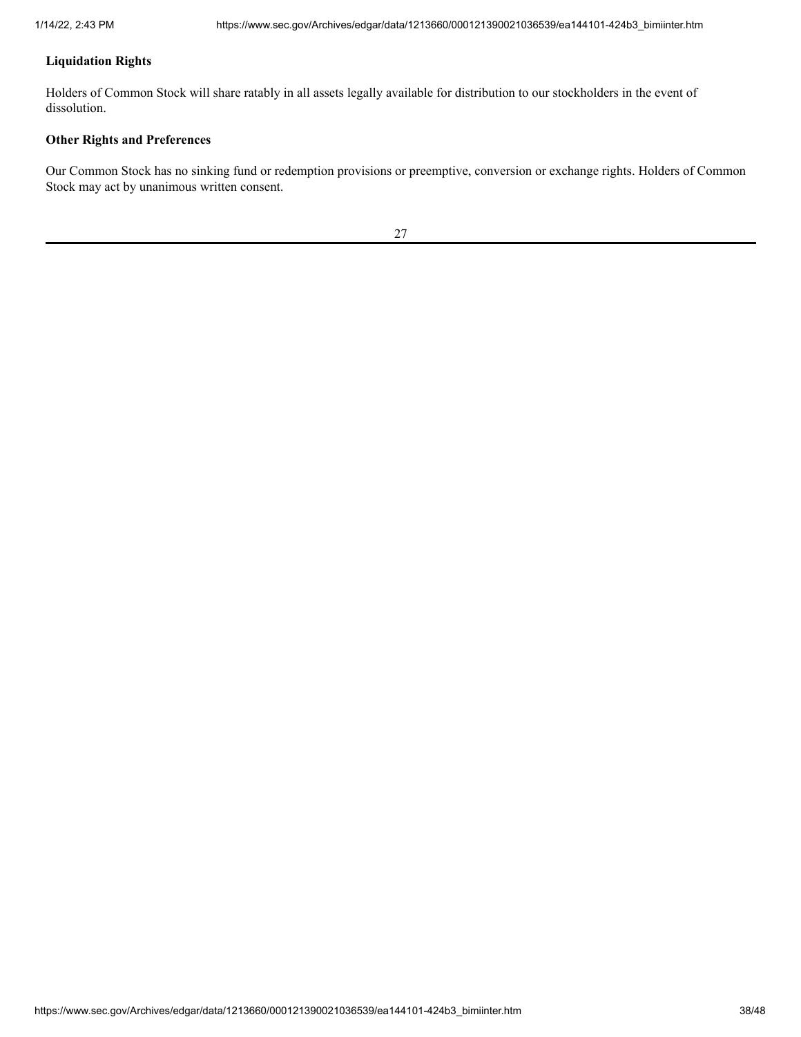### Liquidation Rights

Holders of Common Stock will share ratably in all assets legally available for distribution to our stockholders in the event of dissolution.

### Other Rights and Preferences

Our Common Stock has no sinking fund or redemption provisions or preemptive, conversion or exchange rights. Holders of Common Stock may act by unanimous written consent.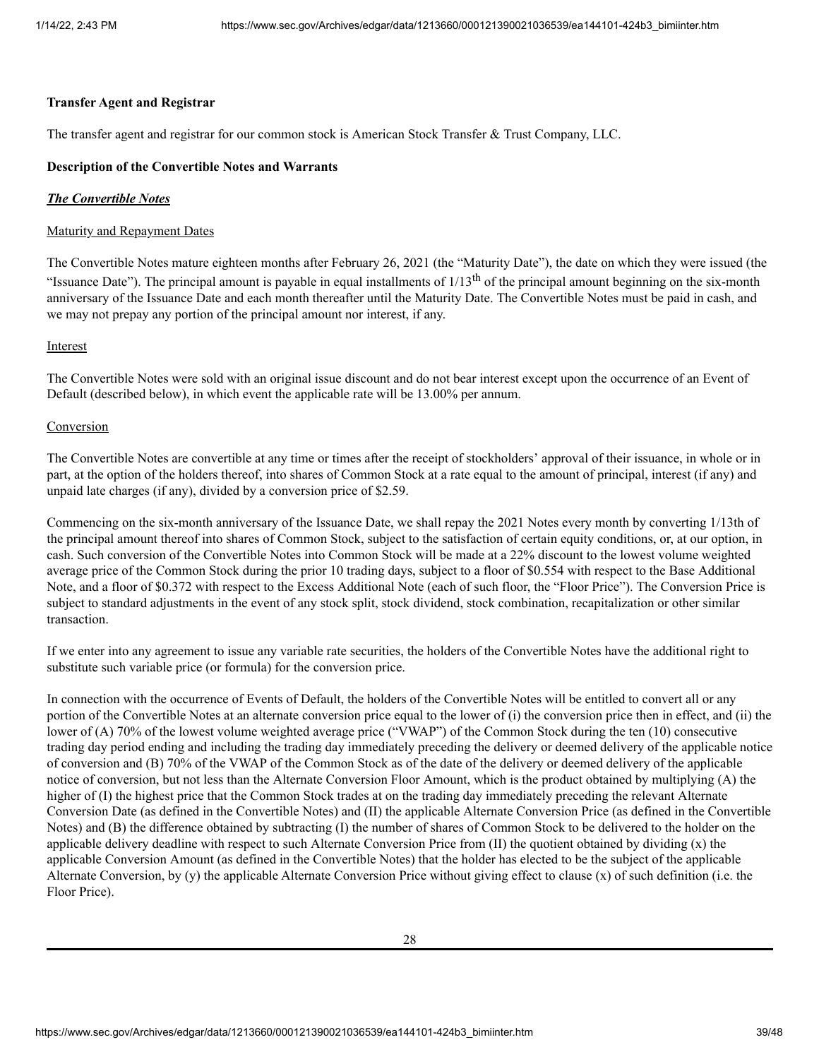**Transfer Agent and Registrar**

The transfer agent and registrar for our common stock is American Stock Transfer & Trust Company, LLC.

**Description of the Convertible Notes and Warrants**

***The Convertible Notes***

Maturity and Repayment Dates

The Convertible Notes mature eighteen months after February 26, 2021 (the "Maturity Date"), the date on which they were issued (the "Issuance Date"). The principal amount is payable in equal installments of $1/13^{th}$ of the principal amount beginning on the six-month anniversary of the Issuance Date and each month thereafter until the Maturity Date. The Convertible Notes must be paid in cash, and we may not prepay any portion of the principal amount nor interest, if any.

Interest

The Convertible Notes were sold with an original issue discount and do not bear interest except upon the occurrence of an Event of Default (described below), in which event the applicable rate will be 13.00% per annum.

Conversion

The Convertible Notes are convertible at any time or times after the receipt of stockholders' approval of their issuance, in whole or in part, at the option of the holders thereof, into shares of Common Stock at a rate equal to the amount of principal, interest (if any) and unpaid late charges (if any), divided by a conversion price of $2.59.

Commencing on the six-month anniversary of the Issuance Date, we shall repay the 2021 Notes every month by converting 1/13th of the principal amount thereof into shares of Common Stock, subject to the satisfaction of certain equity conditions, or, at our option, in cash. Such conversion of the Convertible Notes into Common Stock will be made at a 22% discount to the lowest volume weighted average price of the Common Stock during the prior 10 trading days, subject to a floor of $0.554 with respect to the Base Additional Note, and a floor of $0.372 with respect to the Excess Additional Note (each of such floor, the "Floor Price"). The Conversion Price is subject to standard adjustments in the event of any stock split, stock dividend, stock combination, recapitalization or other similar transaction.

If we enter into any agreement to issue any variable rate securities, the holders of the Convertible Notes have the additional right to substitute such variable price (or formula) for the conversion price.

In connection with the occurrence of Events of Default, the holders of the Convertible Notes will be entitled to convert all or any portion of the Convertible Notes at an alternate conversion price equal to the lower of (i) the conversion price then in effect, and (ii) the lower of (A) 70% of the lowest volume weighted average price ("VWAP") of the Common Stock during the ten (10) consecutive trading day period ending and including the trading day immediately preceding the delivery or deemed delivery of the applicable notice of conversion and (B) 70% of the VWAP of the Common Stock as of the date of the delivery or deemed delivery of the applicable notice of conversion, but not less than the Alternate Conversion Floor Amount, which is the product obtained by multiplying (A) the higher of (I) the highest price that the Common Stock trades at on the trading day immediately preceding the relevant Alternate Conversion Date (as defined in the Convertible Notes) and (II) the applicable Alternate Conversion Price (as defined in the Convertible Notes) and (B) the difference obtained by subtracting (I) the number of shares of Common Stock to be delivered to the holder on the applicable delivery deadline with respect to such Alternate Conversion Price from (II) the quotient obtained by dividing (x) the applicable Conversion Amount (as defined in the Convertible Notes) that the holder has elected to be the subject of the applicable Alternate Conversion, by (y) the applicable Alternate Conversion Price without giving effect to clause (x) of such definition (i.e. the Floor Price).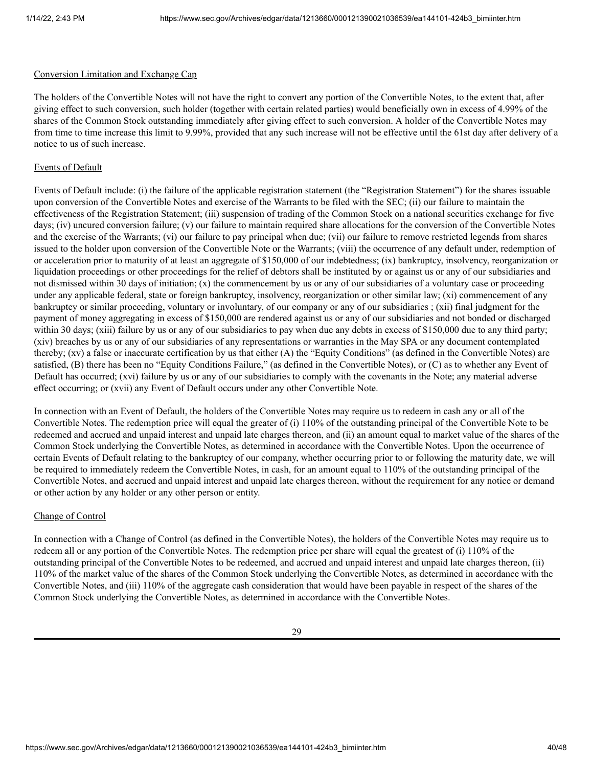Conversion Limitation and Exchange Cap

The holders of the Convertible Notes will not have the right to convert any portion of the Convertible Notes, to the extent that, after giving effect to such conversion, such holder (together with certain related parties) would beneficially own in excess of 4.99% of the shares of the Common Stock outstanding immediately after giving effect to such conversion. A holder of the Convertible Notes may from time to time increase this limit to 9.99%, provided that any such increase will not be effective until the 61st day after delivery of a notice to us of such increase.

Events of Default

Events of Default include: (i) the failure of the applicable registration statement (the "Registration Statement") for the shares issuable upon conversion of the Convertible Notes and exercise of the Warrants to be filed with the SEC; (ii) our failure to maintain the effectiveness of the Registration Statement; (iii) suspension of trading of the Common Stock on a national securities exchange for five days; (iv) uncured conversion failure; (v) our failure to maintain required share allocations for the conversion of the Convertible Notes and the exercise of the Warrants; (vi) our failure to pay principal when due; (vii) our failure to remove restricted legends from shares issued to the holder upon conversion of the Convertible Note or the Warrants; (viii) the occurrence of any default under, redemption of or acceleration prior to maturity of at least an aggregate of $150,000 of our indebtedness; (ix) bankruptcy, insolvency, reorganization or liquidation proceedings or other proceedings for the relief of debtors shall be instituted by or against us or any of our subsidiaries and not dismissed within 30 days of initiation; (x) the commencement by us or any of our subsidiaries of a voluntary case or proceeding under any applicable federal, state or foreign bankruptcy, insolvency, reorganization or other similar law; (xi) commencement of any bankruptcy or similar proceeding, voluntary or involuntary, of our company or any of our subsidiaries ; (xii) final judgment for the payment of money aggregating in excess of $150,000 are rendered against us or any of our subsidiaries and not bonded or discharged within 30 days; (xiii) failure by us or any of our subsidiaries to pay when due any debts in excess of $150,000 due to any third party; (xiv) breaches by us or any of our subsidiaries of any representations or warranties in the May SPA or any document contemplated thereby; (xv) a false or inaccurate certification by us that either (A) the "Equity Conditions" (as defined in the Convertible Notes) are satisfied, (B) there has been no "Equity Conditions Failure," (as defined in the Convertible Notes), or (C) as to whether any Event of Default has occurred; (xvi) failure by us or any of our subsidiaries to comply with the covenants in the Note; any material adverse effect occurring; or (xvii) any Event of Default occurs under any other Convertible Note.

In connection with an Event of Default, the holders of the Convertible Notes may require us to redeem in cash any or all of the Convertible Notes. The redemption price will equal the greater of (i) 110% of the outstanding principal of the Convertible Note to be redeemed and accrued and unpaid interest and unpaid late charges thereon, and (ii) an amount equal to market value of the shares of the Common Stock underlying the Convertible Notes, as determined in accordance with the Convertible Notes. Upon the occurrence of certain Events of Default relating to the bankruptcy of our company, whether occurring prior to or following the maturity date, we will be required to immediately redeem the Convertible Notes, in cash, for an amount equal to 110% of the outstanding principal of the Convertible Notes, and accrued and unpaid interest and unpaid late charges thereon, without the requirement for any notice or demand or other action by any holder or any other person or entity.

Change of Control

In connection with a Change of Control (as defined in the Convertible Notes), the holders of the Convertible Notes may require us to redeem all or any portion of the Convertible Notes. The redemption price per share will equal the greatest of (i) 110% of the outstanding principal of the Convertible Notes to be redeemed, and accrued and unpaid interest and unpaid late charges thereon, (ii) 110% of the market value of the shares of the Common Stock underlying the Convertible Notes, as determined in accordance with the Convertible Notes, and (iii) 110% of the aggregate cash consideration that would have been payable in respect of the shares of the Common Stock underlying the Convertible Notes, as determined in accordance with the Convertible Notes.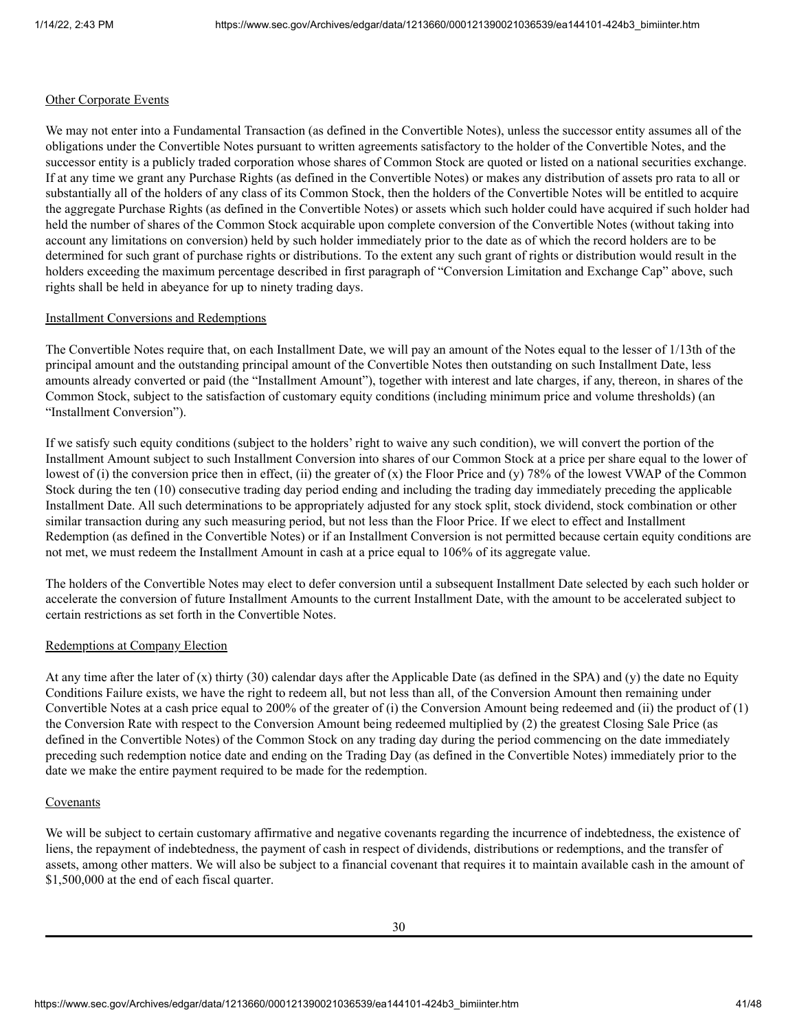Other Corporate Events

We may not enter into a Fundamental Transaction (as defined in the Convertible Notes), unless the successor entity assumes all of the obligations under the Convertible Notes pursuant to written agreements satisfactory to the holder of the Convertible Notes, and the successor entity is a publicly traded corporation whose shares of Common Stock are quoted or listed on a national securities exchange. If at any time we grant any Purchase Rights (as defined in the Convertible Notes) or makes any distribution of assets pro rata to all or substantially all of the holders of any class of its Common Stock, then the holders of the Convertible Notes will be entitled to acquire the aggregate Purchase Rights (as defined in the Convertible Notes) or assets which such holder could have acquired if such holder had held the number of shares of the Common Stock acquirable upon complete conversion of the Convertible Notes (without taking into account any limitations on conversion) held by such holder immediately prior to the date as of which the record holders are to be determined for such grant of purchase rights or distributions. To the extent any such grant of rights or distribution would result in the holders exceeding the maximum percentage described in first paragraph of "Conversion Limitation and Exchange Cap" above, such rights shall be held in abeyance for up to ninety trading days.

Installment Conversions and Redemptions

The Convertible Notes require that, on each Installment Date, we will pay an amount of the Notes equal to the lesser of 1/13th of the principal amount and the outstanding principal amount of the Convertible Notes then outstanding on such Installment Date, less amounts already converted or paid (the "Installment Amount"), together with interest and late charges, if any, thereon, in shares of the Common Stock, subject to the satisfaction of customary equity conditions (including minimum price and volume thresholds) (an "Installment Conversion").

If we satisfy such equity conditions (subject to the holders' right to waive any such condition), we will convert the portion of the Installment Amount subject to such Installment Conversion into shares of our Common Stock at a price per share equal to the lower of lowest of (i) the conversion price then in effect, (ii) the greater of (x) the Floor Price and (y) 78% of the lowest VWAP of the Common Stock during the ten (10) consecutive trading day period ending and including the trading day immediately preceding the applicable Installment Date. All such determinations to be appropriately adjusted for any stock split, stock dividend, stock combination or other similar transaction during any such measuring period, but not less than the Floor Price. If we elect to effect and Installment Redemption (as defined in the Convertible Notes) or if an Installment Conversion is not permitted because certain equity conditions are not met, we must redeem the Installment Amount in cash at a price equal to 106% of its aggregate value.

The holders of the Convertible Notes may elect to defer conversion until a subsequent Installment Date selected by each such holder or accelerate the conversion of future Installment Amounts to the current Installment Date, with the amount to be accelerated subject to certain restrictions as set forth in the Convertible Notes.

Redemptions at Company Election

At any time after the later of (x) thirty (30) calendar days after the Applicable Date (as defined in the SPA) and (y) the date no Equity Conditions Failure exists, we have the right to redeem all, but not less than all, of the Conversion Amount then remaining under Convertible Notes at a cash price equal to 200% of the greater of (i) the Conversion Amount being redeemed and (ii) the product of (1) the Conversion Rate with respect to the Conversion Amount being redeemed multiplied by (2) the greatest Closing Sale Price (as defined in the Convertible Notes) of the Common Stock on any trading day during the period commencing on the date immediately preceding such redemption notice date and ending on the Trading Day (as defined in the Convertible Notes) immediately prior to the date we make the entire payment required to be made for the redemption.

Covenants

We will be subject to certain customary affirmative and negative covenants regarding the incurrence of indebtedness, the existence of liens, the repayment of indebtedness, the payment of cash in respect of dividends, distributions or redemptions, and the transfer of assets, among other matters. We will also be subject to a financial covenant that requires it to maintain available cash in the amount of $1,500,000 at the end of each fiscal quarter.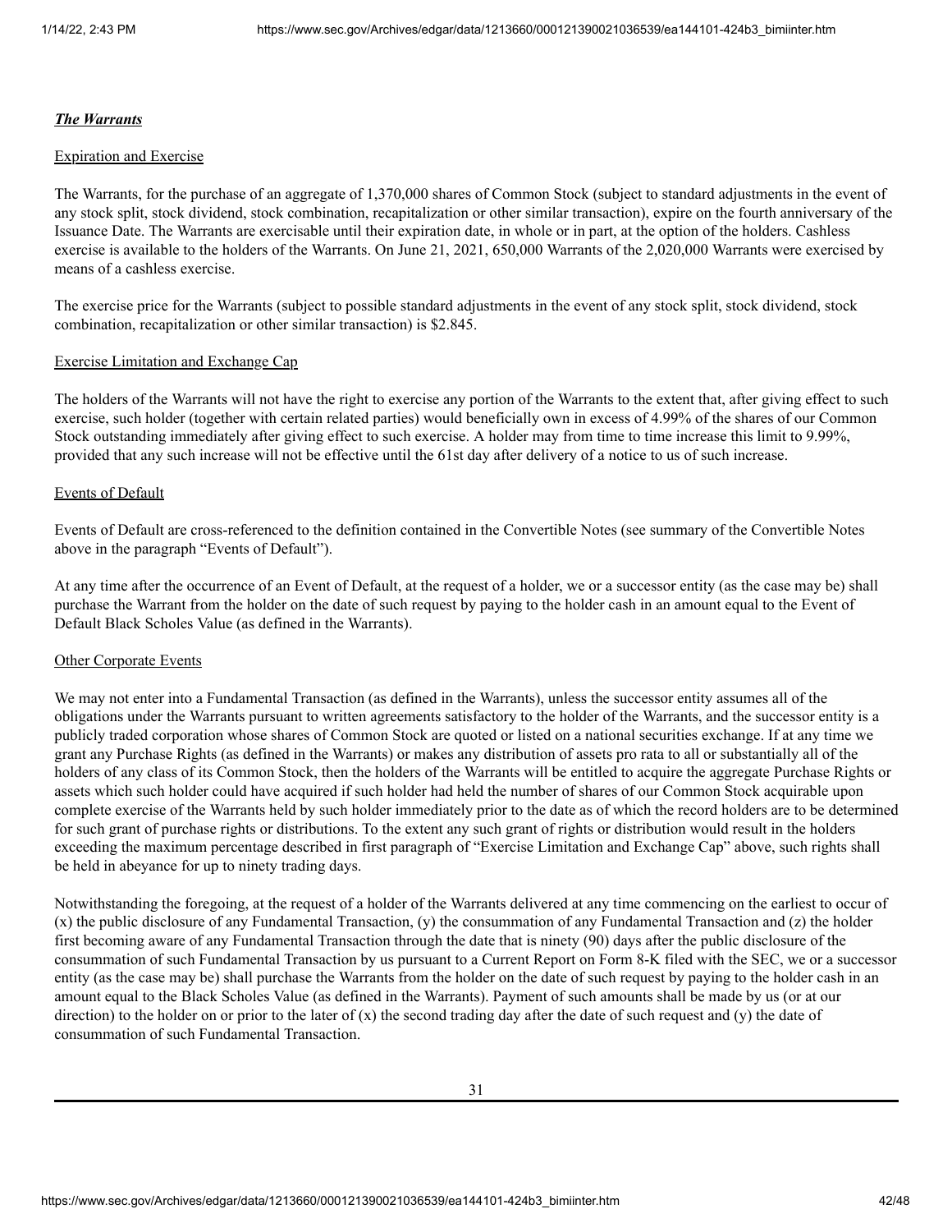***The Warrants***

Expiration and Exercise

The Warrants, for the purchase of an aggregate of 1,370,000 shares of Common Stock (subject to standard adjustments in the event of any stock split, stock dividend, stock combination, recapitalization or other similar transaction), expire on the fourth anniversary of the Issuance Date. The Warrants are exercisable until their expiration date, in whole or in part, at the option of the holders. Cashless exercise is available to the holders of the Warrants. On June 21, 2021, 650,000 Warrants of the 2,020,000 Warrants were exercised by means of a cashless exercise.

The exercise price for the Warrants (subject to possible standard adjustments in the event of any stock split, stock dividend, stock combination, recapitalization or other similar transaction) is $2.845.

Exercise Limitation and Exchange Cap

The holders of the Warrants will not have the right to exercise any portion of the Warrants to the extent that, after giving effect to such exercise, such holder (together with certain related parties) would beneficially own in excess of 4.99% of the shares of our Common Stock outstanding immediately after giving effect to such exercise. A holder may from time to time increase this limit to 9.99%, provided that any such increase will not be effective until the 61st day after delivery of a notice to us of such increase.

Events of Default

Events of Default are cross-referenced to the definition contained in the Convertible Notes (see summary of the Convertible Notes above in the paragraph "Events of Default").

At any time after the occurrence of an Event of Default, at the request of a holder, we or a successor entity (as the case may be) shall purchase the Warrant from the holder on the date of such request by paying to the holder cash in an amount equal to the Event of Default Black Scholes Value (as defined in the Warrants).

Other Corporate Events

We may not enter into a Fundamental Transaction (as defined in the Warrants), unless the successor entity assumes all of the obligations under the Warrants pursuant to written agreements satisfactory to the holder of the Warrants, and the successor entity is a publicly traded corporation whose shares of Common Stock are quoted or listed on a national securities exchange. If at any time we grant any Purchase Rights (as defined in the Warrants) or makes any distribution of assets pro rata to all or substantially all of the holders of any class of its Common Stock, then the holders of the Warrants will be entitled to acquire the aggregate Purchase Rights or assets which such holder could have acquired if such holder had held the number of shares of our Common Stock acquirable upon complete exercise of the Warrants held by such holder immediately prior to the date as of which the record holders are to be determined for such grant of purchase rights or distributions. To the extent any such grant of rights or distribution would result in the holders exceeding the maximum percentage described in first paragraph of "Exercise Limitation and Exchange Cap" above, such rights shall be held in abeyance for up to ninety trading days.

Notwithstanding the foregoing, at the request of a holder of the Warrants delivered at any time commencing on the earliest to occur of (x) the public disclosure of any Fundamental Transaction, (y) the consummation of any Fundamental Transaction and (z) the holder first becoming aware of any Fundamental Transaction through the date that is ninety (90) days after the public disclosure of the consummation of such Fundamental Transaction by us pursuant to a Current Report on Form 8-K filed with the SEC, we or a successor entity (as the case may be) shall purchase the Warrants from the holder on the date of such request by paying to the holder cash in an amount equal to the Black Scholes Value (as defined in the Warrants). Payment of such amounts shall be made by us (or at our direction) to the holder on or prior to the later of (x) the second trading day after the date of such request and (y) the date of consummation of such Fundamental Transaction.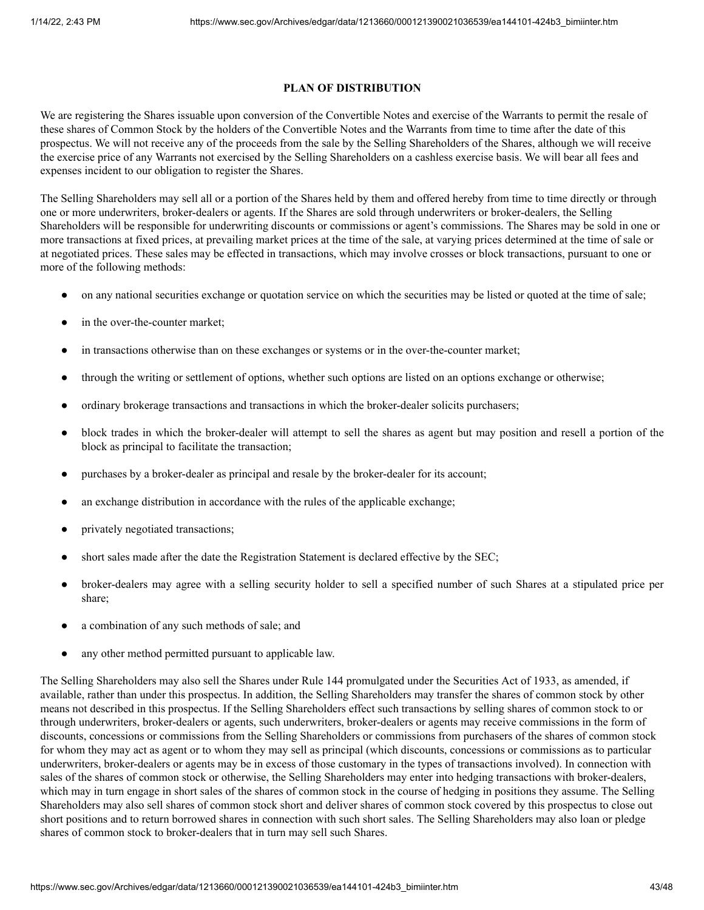## PLAN OF DISTRIBUTION

We are registering the Shares issuable upon conversion of the Convertible Notes and exercise of the Warrants to permit the resale of these shares of Common Stock by the holders of the Convertible Notes and the Warrants from time to time after the date of this prospectus. We will not receive any of the proceeds from the sale by the Selling Shareholders of the Shares, although we will receive the exercise price of any Warrants not exercised by the Selling Shareholders on a cashless exercise basis. We will bear all fees and expenses incident to our obligation to register the Shares.

The Selling Shareholders may sell all or a portion of the Shares held by them and offered hereby from time to time directly or through one or more underwriters, broker-dealers or agents. If the Shares are sold through underwriters or broker-dealers, the Selling Shareholders will be responsible for underwriting discounts or commissions or agent's commissions. The Shares may be sold in one or more transactions at fixed prices, at prevailing market prices at the time of the sale, at varying prices determined at the time of sale or at negotiated prices. These sales may be effected in transactions, which may involve crosses or block transactions, pursuant to one or more of the following methods:

- on any national securities exchange or quotation service on which the securities may be listed or quoted at the time of sale;
- in the over-the-counter market;
- in transactions otherwise than on these exchanges or systems or in the over-the-counter market;
- through the writing or settlement of options, whether such options are listed on an options exchange or otherwise;
- ordinary brokerage transactions and transactions in which the broker-dealer solicits purchasers;
- block trades in which the broker-dealer will attempt to sell the shares as agent but may position and resell a portion of the block as principal to facilitate the transaction;
- purchases by a broker-dealer as principal and resale by the broker-dealer for its account;
- an exchange distribution in accordance with the rules of the applicable exchange;
- privately negotiated transactions;
- short sales made after the date the Registration Statement is declared effective by the SEC;
- broker-dealers may agree with a selling security holder to sell a specified number of such Shares at a stipulated price per share;
- a combination of any such methods of sale; and
- any other method permitted pursuant to applicable law.

The Selling Shareholders may also sell the Shares under Rule 144 promulgated under the Securities Act of 1933, as amended, if available, rather than under this prospectus. In addition, the Selling Shareholders may transfer the shares of common stock by other means not described in this prospectus. If the Selling Shareholders effect such transactions by selling shares of common stock to or through underwriters, broker-dealers or agents, such underwriters, broker-dealers or agents may receive commissions in the form of discounts, concessions or commissions from the Selling Shareholders or commissions from purchasers of the shares of common stock for whom they may act as agent or to whom they may sell as principal (which discounts, concessions or commissions as to particular underwriters, broker-dealers or agents may be in excess of those customary in the types of transactions involved). In connection with sales of the shares of common stock or otherwise, the Selling Shareholders may enter into hedging transactions with broker-dealers, which may in turn engage in short sales of the shares of common stock in the course of hedging in positions they assume. The Selling Shareholders may also sell shares of common stock short and deliver shares of common stock covered by this prospectus to close out short positions and to return borrowed shares in connection with such short sales. The Selling Shareholders may also loan or pledge shares of common stock to broker-dealers that in turn may sell such Shares.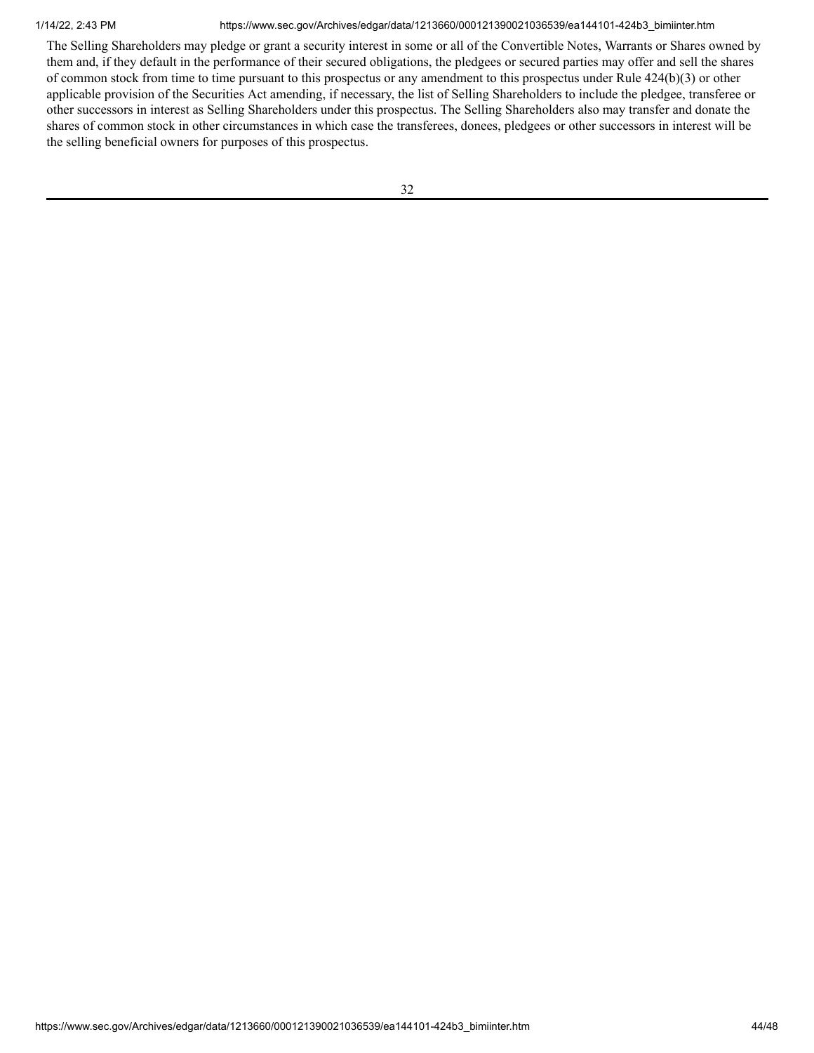The Selling Shareholders may pledge or grant a security interest in some or all of the Convertible Notes, Warrants or Shares owned by them and, if they default in the performance of their secured obligations, the pledgees or secured parties may offer and sell the shares of common stock from time to time pursuant to this prospectus or any amendment to this prospectus under Rule 424(b)(3) or other applicable provision of the Securities Act amending, if necessary, the list of Selling Shareholders to include the pledgee, transferee or other successors in interest as Selling Shareholders under this prospectus. The Selling Shareholders also may transfer and donate the shares of common stock in other circumstances in which case the transferees, donees, pledgees or other successors in interest will be the selling beneficial owners for purposes of this prospectus.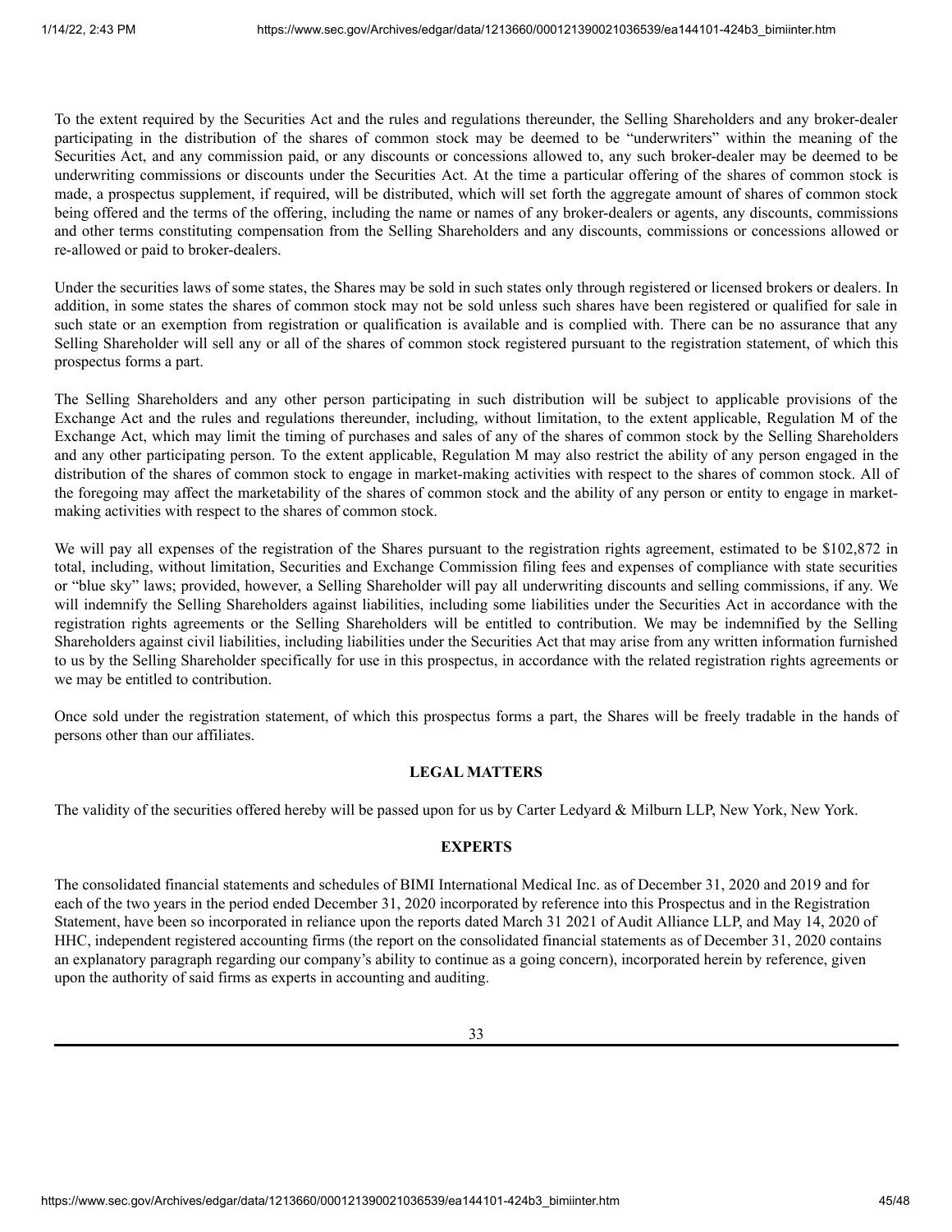To the extent required by the Securities Act and the rules and regulations thereunder, the Selling Shareholders and any broker-dealer participating in the distribution of the shares of common stock may be deemed to be "underwriters" within the meaning of the Securities Act, and any commission paid, or any discounts or concessions allowed to, any such broker-dealer may be deemed to be underwriting commissions or discounts under the Securities Act. At the time a particular offering of the shares of common stock is made, a prospectus supplement, if required, will be distributed, which will set forth the aggregate amount of shares of common stock being offered and the terms of the offering, including the name or names of any broker-dealers or agents, any discounts, commissions and other terms constituting compensation from the Selling Shareholders and any discounts, commissions or concessions allowed or re-allowed or paid to broker-dealers.

Under the securities laws of some states, the Shares may be sold in such states only through registered or licensed brokers or dealers. In addition, in some states the shares of common stock may not be sold unless such shares have been registered or qualified for sale in such state or an exemption from registration or qualification is available and is complied with. There can be no assurance that any Selling Shareholder will sell any or all of the shares of common stock registered pursuant to the registration statement, of which this prospectus forms a part.

The Selling Shareholders and any other person participating in such distribution will be subject to applicable provisions of the Exchange Act and the rules and regulations thereunder, including, without limitation, to the extent applicable, Regulation M of the Exchange Act, which may limit the timing of purchases and sales of any of the shares of common stock by the Selling Shareholders and any other participating person. To the extent applicable, Regulation M may also restrict the ability of any person engaged in the distribution of the shares of common stock to engage in market-making activities with respect to the shares of common stock. All of the foregoing may affect the marketability of the shares of common stock and the ability of any person or entity to engage in market-making activities with respect to the shares of common stock.

We will pay all expenses of the registration of the Shares pursuant to the registration rights agreement, estimated to be $102,872 in total, including, without limitation, Securities and Exchange Commission filing fees and expenses of compliance with state securities or "blue sky" laws; provided, however, a Selling Shareholder will pay all underwriting discounts and selling commissions, if any. We will indemnify the Selling Shareholders against liabilities, including some liabilities under the Securities Act in accordance with the registration rights agreements or the Selling Shareholders will be entitled to contribution. We may be indemnified by the Selling Shareholders against civil liabilities, including liabilities under the Securities Act that may arise from any written information furnished to us by the Selling Shareholder specifically for use in this prospectus, in accordance with the related registration rights agreements or we may be entitled to contribution.

Once sold under the registration statement, of which this prospectus forms a part, the Shares will be freely tradable in the hands of persons other than our affiliates.

## LEGAL MATTERS

The validity of the securities offered hereby will be passed upon for us by Carter Ledyard & Milburn LLP, New York, New York.

## EXPERTS

The consolidated financial statements and schedules of BIMI International Medical Inc. as of December 31, 2020 and 2019 and for each of the two years in the period ended December 31, 2020 incorporated by reference into this Prospectus and in the Registration Statement, have been so incorporated in reliance upon the reports dated March 31 2021 of Audit Alliance LLP, and May 14, 2020 of HHC, independent registered accounting firms (the report on the consolidated financial statements as of December 31, 2020 contains an explanatory paragraph regarding our company's ability to continue as a going concern), incorporated herein by reference, given upon the authority of said firms as experts in accounting and auditing.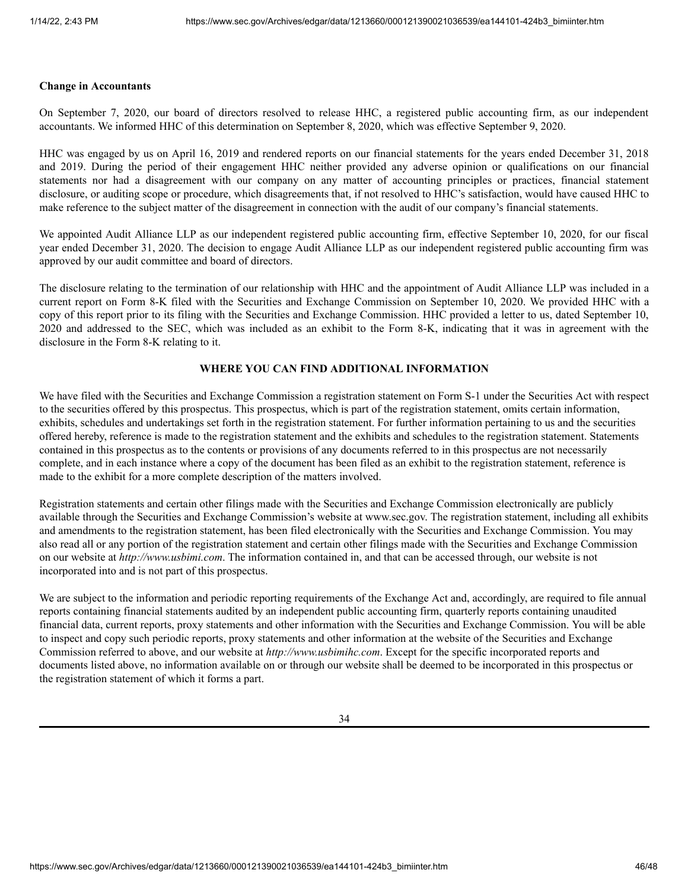**Change in Accountants**

On September 7, 2020, our board of directors resolved to release HHC, a registered public accounting firm, as our independent accountants. We informed HHC of this determination on September 8, 2020, which was effective September 9, 2020.

HHC was engaged by us on April 16, 2019 and rendered reports on our financial statements for the years ended December 31, 2018 and 2019. During the period of their engagement HHC neither provided any adverse opinion or qualifications on our financial statements nor had a disagreement with our company on any matter of accounting principles or practices, financial statement disclosure, or auditing scope or procedure, which disagreements that, if not resolved to HHC's satisfaction, would have caused HHC to make reference to the subject matter of the disagreement in connection with the audit of our company's financial statements.

We appointed Audit Alliance LLP as our independent registered public accounting firm, effective September 10, 2020, for our fiscal year ended December 31, 2020. The decision to engage Audit Alliance LLP as our independent registered public accounting firm was approved by our audit committee and board of directors.

The disclosure relating to the termination of our relationship with HHC and the appointment of Audit Alliance LLP was included in a current report on Form 8-K filed with the Securities and Exchange Commission on September 10, 2020. We provided HHC with a copy of this report prior to its filing with the Securities and Exchange Commission. HHC provided a letter to us, dated September 10, 2020 and addressed to the SEC, which was included as an exhibit to the Form 8-K, indicating that it was in agreement with the disclosure in the Form 8-K relating to it.

## WHERE YOU CAN FIND ADDITIONAL INFORMATION

We have filed with the Securities and Exchange Commission a registration statement on Form S-1 under the Securities Act with respect to the securities offered by this prospectus. This prospectus, which is part of the registration statement, omits certain information, exhibits, schedules and undertakings set forth in the registration statement. For further information pertaining to us and the securities offered hereby, reference is made to the registration statement and the exhibits and schedules to the registration statement. Statements contained in this prospectus as to the contents or provisions of any documents referred to in this prospectus are not necessarily complete, and in each instance where a copy of the document has been filed as an exhibit to the registration statement, reference is made to the exhibit for a more complete description of the matters involved.

Registration statements and certain other filings made with the Securities and Exchange Commission electronically are publicly available through the Securities and Exchange Commission's website at www.sec.gov. The registration statement, including all exhibits and amendments to the registration statement, has been filed electronically with the Securities and Exchange Commission. You may also read all or any portion of the registration statement and certain other filings made with the Securities and Exchange Commission on our website at *http://www.usbimi.com*. The information contained in, and that can be accessed through, our website is not incorporated into and is not part of this prospectus.

We are subject to the information and periodic reporting requirements of the Exchange Act and, accordingly, are required to file annual reports containing financial statements audited by an independent public accounting firm, quarterly reports containing unaudited financial data, current reports, proxy statements and other information with the Securities and Exchange Commission. You will be able to inspect and copy such periodic reports, proxy statements and other information at the website of the Securities and Exchange Commission referred to above, and our website at *http://www.usbimihc.com*. Except for the specific incorporated reports and documents listed above, no information available on or through our website shall be deemed to be incorporated in this prospectus or the registration statement of which it forms a part.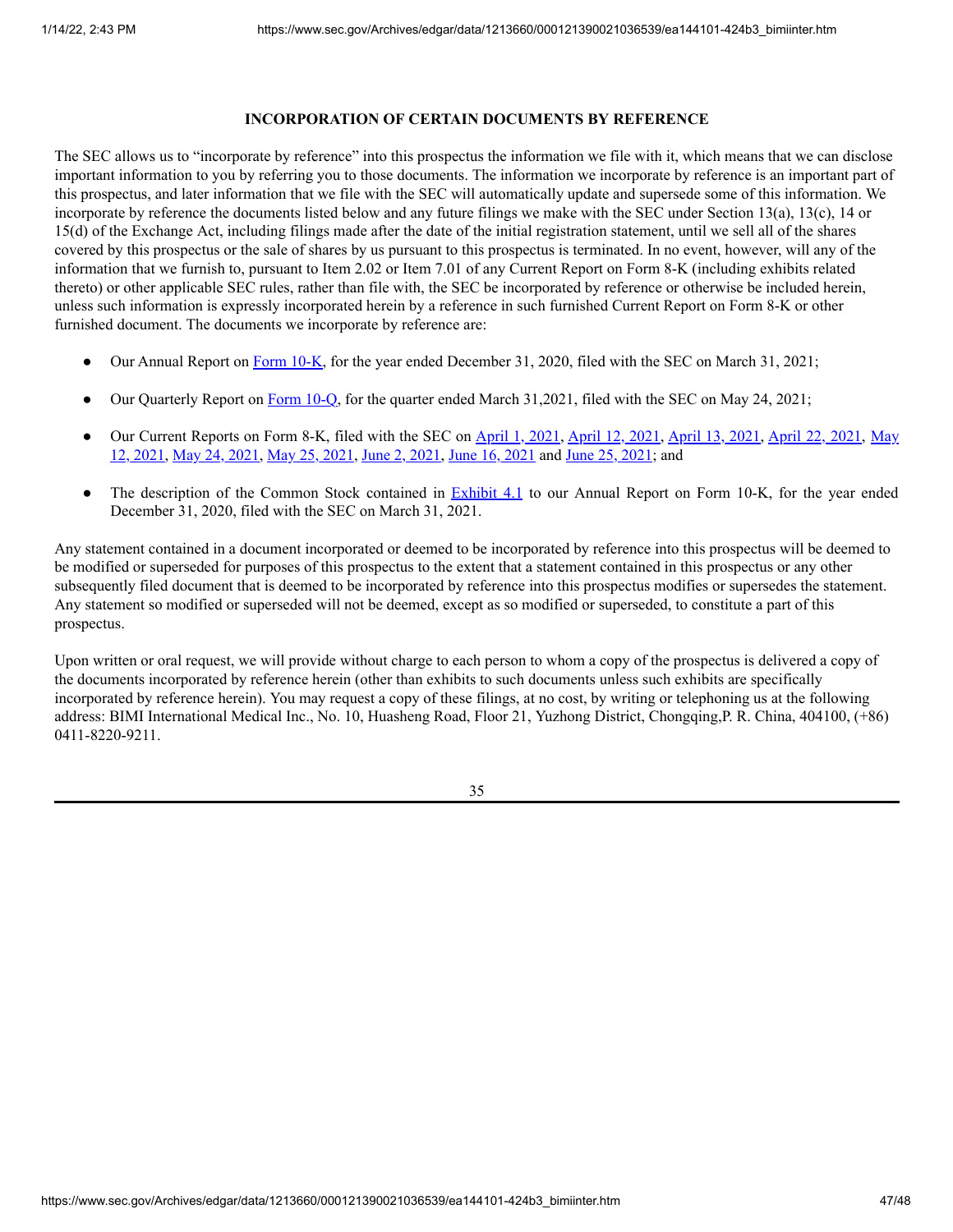## INCORPORATION OF CERTAIN DOCUMENTS BY REFERENCE

The SEC allows us to "incorporate by reference" into this prospectus the information we file with it, which means that we can disclose important information to you by referring you to those documents. The information we incorporate by reference is an important part of this prospectus, and later information that we file with the SEC will automatically update and supersede some of this information. We incorporate by reference the documents listed below and any future filings we make with the SEC under Section 13(a), 13(c), 14 or 15(d) of the Exchange Act, including filings made after the date of the initial registration statement, until we sell all of the shares covered by this prospectus or the sale of shares by us pursuant to this prospectus is terminated. In no event, however, will any of the information that we furnish to, pursuant to Item 2.02 or Item 7.01 of any Current Report on Form 8-K (including exhibits related thereto) or other applicable SEC rules, rather than file with, the SEC be incorporated by reference or otherwise be included herein, unless such information is expressly incorporated herein by a reference in such furnished Current Report on Form 8-K or other furnished document. The documents we incorporate by reference are:

- Our Annual Report on Form 10-K, for the year ended December 31, 2020, filed with the SEC on March 31, 2021;
- Our Quarterly Report on Form 10-Q, for the quarter ended March 31,2021, filed with the SEC on May 24, 2021;
- Our Current Reports on Form 8-K, filed with the SEC on April 1, 2021, April 12, 2021, April 13, 2021, April 22, 2021, May 12, 2021, May 24, 2021, May 25, 2021, June 2, 2021, June 16, 2021 and June 25, 2021; and
- The description of the Common Stock contained in Exhibit 4.1 to our Annual Report on Form 10-K, for the year ended December 31, 2020, filed with the SEC on March 31, 2021.

Any statement contained in a document incorporated or deemed to be incorporated by reference into this prospectus will be deemed to be modified or superseded for purposes of this prospectus to the extent that a statement contained in this prospectus or any other subsequently filed document that is deemed to be incorporated by reference into this prospectus modifies or supersedes the statement. Any statement so modified or superseded will not be deemed, except as so modified or superseded, to constitute a part of this prospectus.

Upon written or oral request, we will provide without charge to each person to whom a copy of the prospectus is delivered a copy of the documents incorporated by reference herein (other than exhibits to such documents unless such exhibits are specifically incorporated by reference herein). You may request a copy of these filings, at no cost, by writing or telephoning us at the following address: BIMI International Medical Inc., No. 10, Huasheng Road, Floor 21, Yuzhong District, Chongqing,P. R. China, 404100, (+86) 0411-8220-9211.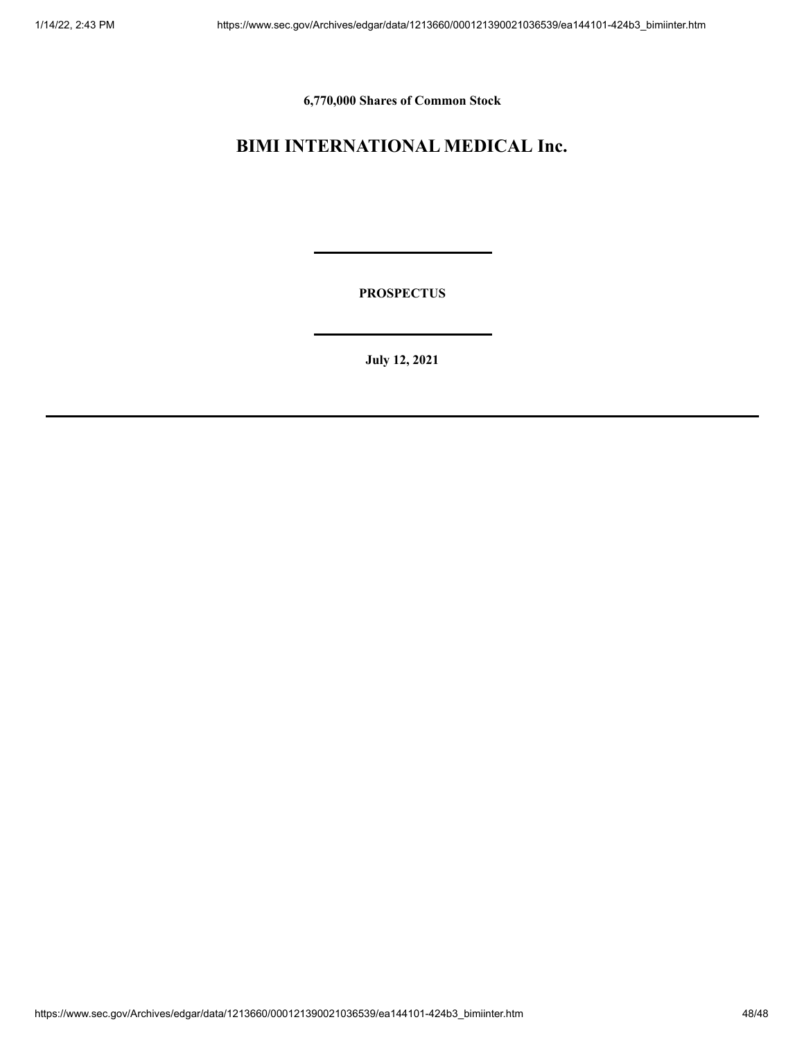**6,770,000 Shares of Common Stock**

# BIMI INTERNATIONAL MEDICAL Inc.

---

**PROSPECTUS**

---

**July 12, 2021**

---